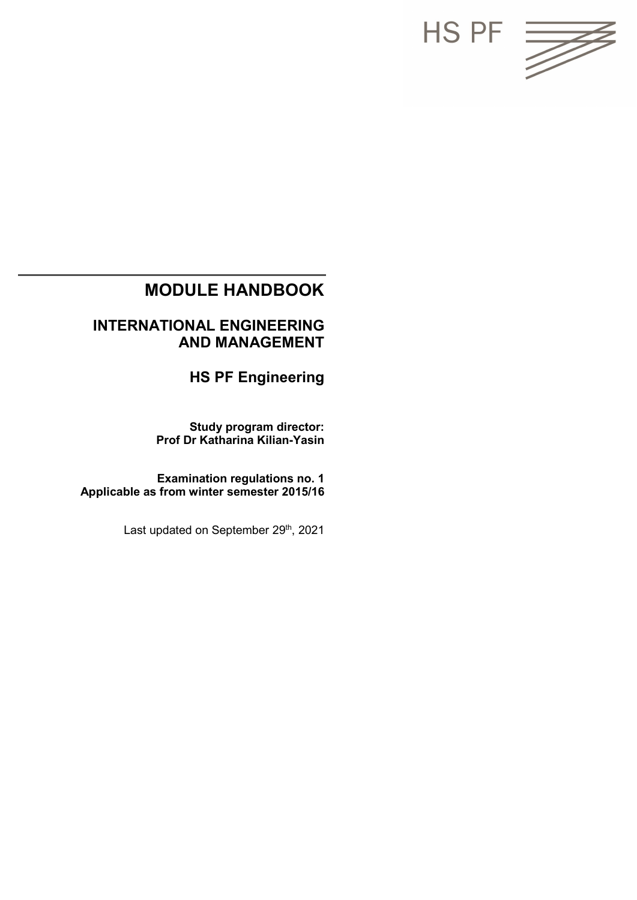HS PF

# MODULE HANDBOOK

## INTERNATIONAL ENGINEERING AND MANAGEMENT

## HS PF Engineering

**Study program director:**
**Prof Dr Katharina Kilian-Yasin**

**Examination regulations no. 1**
**Applicable as from winter semester 2015/16**

Last updated on September 29th, 2021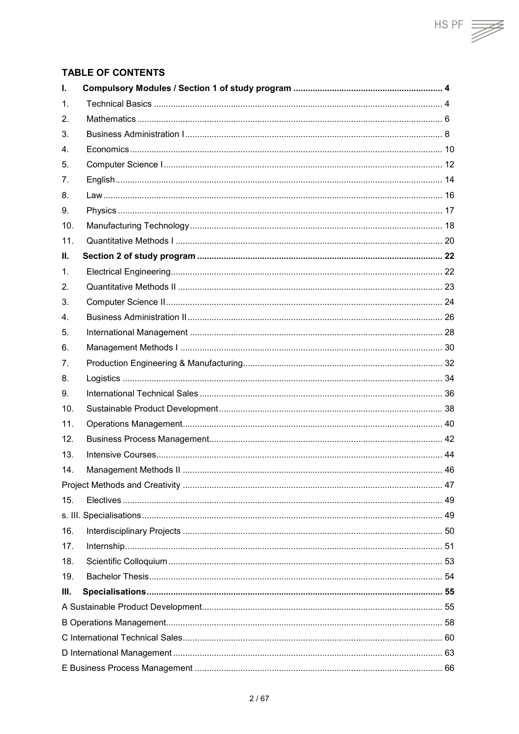## TABLE OF CONTENTS

| | | |
|---|---|---|
| **I.** | **Compulsory Modules / Section 1 of study program** | **4** |
| 1. | Technical Basics | 4 |
| 2. | Mathematics | 6 |
| 3. | Business Administration I | 8 |
| 4. | Economics | 10 |
| 5. | Computer Science I | 12 |
| 7. | English | 14 |
| 8. | Law | 16 |
| 9. | Physics | 17 |
| 10. | Manufacturing Technology | 18 |
| 11. | Quantitative Methods I | 20 |
| **II.** | **Section 2 of study program** | **22** |
| 1. | Electrical Engineering | 22 |
| 2. | Quantitative Methods II | 23 |
| 3. | Computer Science II | 24 |
| 4. | Business Administration II | 26 |
| 5. | International Management | 28 |
| 6. | Management Methods I | 30 |
| 7. | Production Engineering & Manufacturing | 32 |
| 8. | Logistics | 34 |
| 9. | International Technical Sales | 36 |
| 10. | Sustainable Product Development | 38 |
| 11. | Operations Management | 40 |
| 12. | Business Process Management | 42 |
| 13. | Intensive Courses | 44 |
| 14. | Management Methods II | 46 |
| | Project Methods and Creativity | 47 |
| 15. | Electives | 49 |
| | s. III. Specialisations | 49 |
| 16. | Interdisciplinary Projects | 50 |
| 17. | Internship | 51 |
| 18. | Scientific Colloquium | 53 |
| 19. | Bachelor Thesis | 54 |
| **III.** | **Specialisations** | **55** |
| | A Sustainable Product Development | 55 |
| | B Operations Management | 58 |
| | C International Technical Sales | 60 |
| | D International Management | 63 |
| | E Business Process Management | 66 |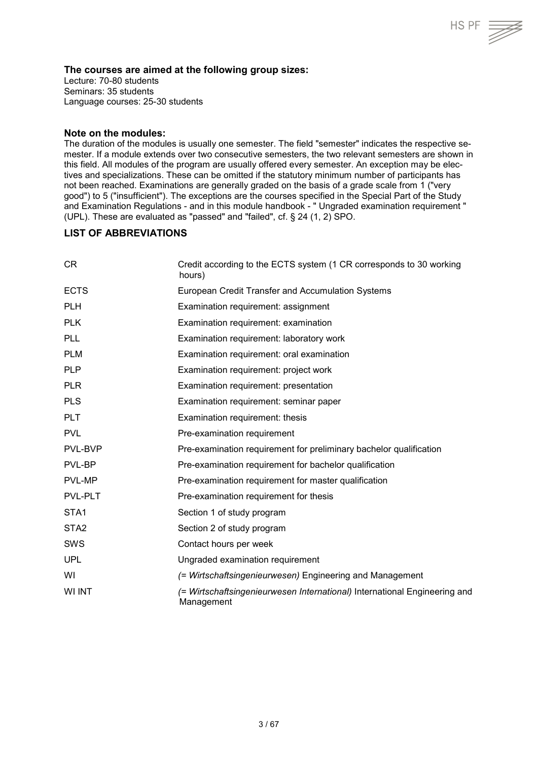**The courses are aimed at the following group sizes:**
Lecture: 70-80 students
Seminars: 35 students
Language courses: 25-30 students

**Note on the modules:**
The duration of the modules is usually one semester. The field "semester" indicates the respective semester. If a module extends over two consecutive semesters, the two relevant semesters are shown in this field. All modules of the program are usually offered every semester. An exception may be electives and specializations. These can be omitted if the statutory minimum number of participants has not been reached. Examinations are generally graded on the basis of a grade scale from 1 ("very good") to 5 ("insufficient"). The exceptions are the courses specified in the Special Part of the Study and Examination Regulations - and in this module handbook - " Ungraded examination requirement " (UPL). These are evaluated as "passed" and "failed", cf. § 24 (1, 2) SPO.

## LIST OF ABBREVIATIONS

| | |
|---|---|
| CR | Credit according to the ECTS system (1 CR corresponds to 30 working hours) |
| ECTS | European Credit Transfer and Accumulation Systems |
| PLH | Examination requirement: assignment |
| PLK | Examination requirement: examination |
| PLL | Examination requirement: laboratory work |
| PLM | Examination requirement: oral examination |
| PLP | Examination requirement: project work |
| PLR | Examination requirement: presentation |
| PLS | Examination requirement: seminar paper |
| PLT | Examination requirement: thesis |
| PVL | Pre-examination requirement |
| PVL-BVP | Pre-examination requirement for preliminary bachelor qualification |
| PVL-BP | Pre-examination requirement for bachelor qualification |
| PVL-MP | Pre-examination requirement for master qualification |
| PVL-PLT | Pre-examination requirement for thesis |
| STA1 | Section 1 of study program |
| STA2 | Section 2 of study program |
| SWS | Contact hours per week |
| UPL | Ungraded examination requirement |
| WI | *(= Wirtschaftsingenieurwesen)* Engineering and Management |
| WI INT | *(= Wirtschaftsingenieurwesen International)* International Engineering and Management |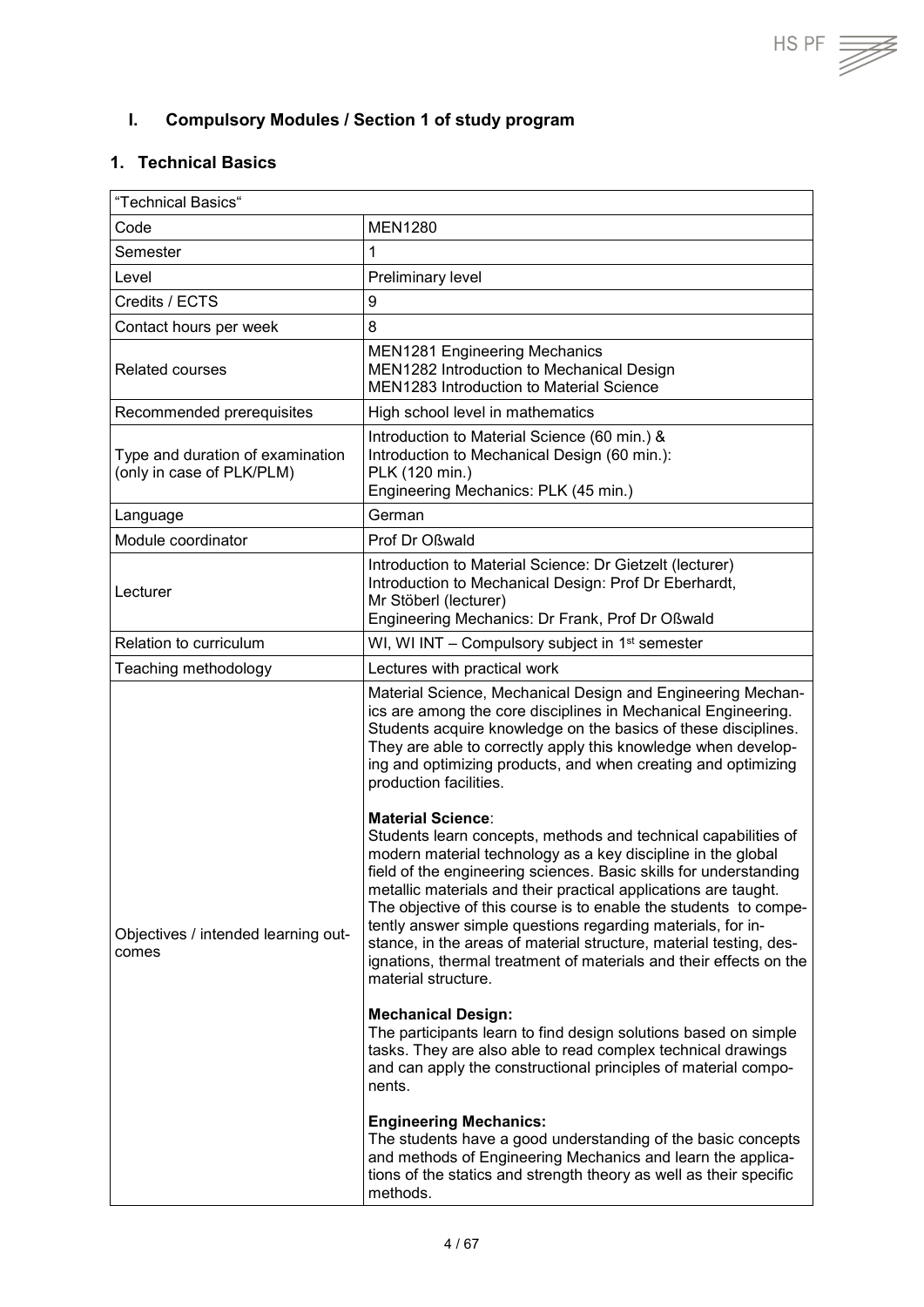# I. Compulsory Modules / Section 1 of study program

## 1. Technical Basics

| "Technical Basics" | |
|---|---|
| Code | MEN1280 |
| Semester | 1 |
| Level | Preliminary level |
| Credits / ECTS | 9 |
| Contact hours per week | 8 |
| Related courses | MEN1281 Engineering Mechanics<br>MEN1282 Introduction to Mechanical Design<br>MEN1283 Introduction to Material Science |
| Recommended prerequisites | High school level in mathematics |
| Type and duration of examination (only in case of PLK/PLM) | Introduction to Material Science (60 min.) &<br>Introduction to Mechanical Design (60 min.):<br>PLK (120 min.)<br>Engineering Mechanics: PLK (45 min.) |
| Language | German |
| Module coordinator | Prof Dr Oßwald |
| Lecturer | Introduction to Material Science: Dr Gietzelt (lecturer)<br>Introduction to Mechanical Design: Prof Dr Eberhardt, Mr Stöberl (lecturer)<br>Engineering Mechanics: Dr Frank, Prof Dr Oßwald |
| Relation to curriculum | WI, WI INT – Compulsory subject in 1st semester |
| Teaching methodology | Lectures with practical work |
| Objectives / intended learning outcomes | Material Science, Mechanical Design and Engineering Mechanics are among the core disciplines in Mechanical Engineering. Students acquire knowledge on the basics of these disciplines. They are able to correctly apply this knowledge when developing and optimizing products, and when creating and optimizing production facilities.<br><br>**Material Science**:<br>Students learn concepts, methods and technical capabilities of modern material technology as a key discipline in the global field of the engineering sciences. Basic skills for understanding metallic materials and their practical applications are taught. The objective of this course is to enable the students to competently answer simple questions regarding materials, for instance, in the areas of material structure, material testing, designations, thermal treatment of materials and their effects on the material structure.<br><br>**Mechanical Design:**<br>The participants learn to find design solutions based on simple tasks. They are also able to read complex technical drawings and can apply the constructional principles of material components.<br><br>**Engineering Mechanics:**<br>The students have a good understanding of the basic concepts and methods of Engineering Mechanics and learn the applications of the statics and strength theory as well as their specific methods. |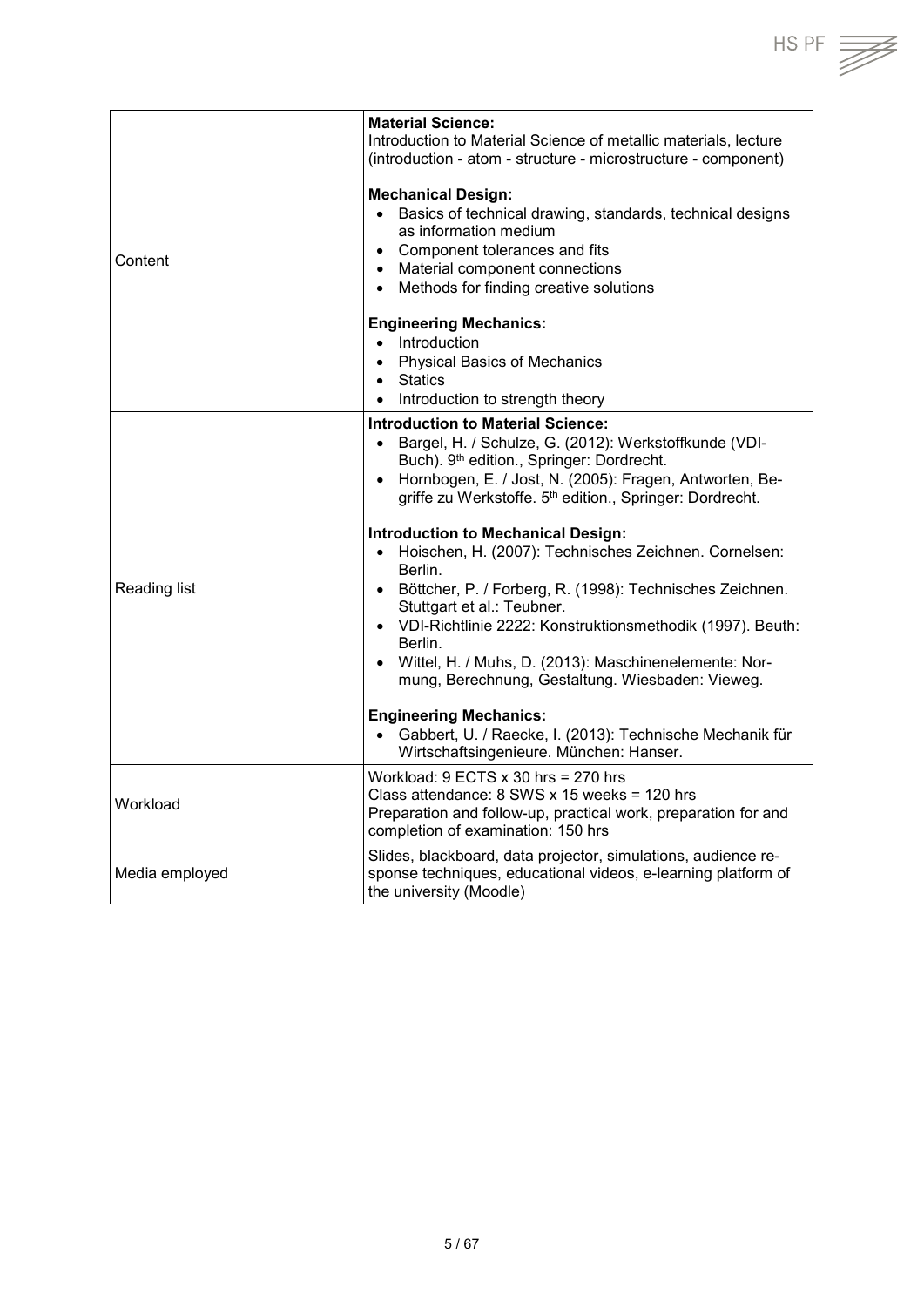| | |
|---|---|
| Content | **Material Science:**<br>Introduction to Material Science of metallic materials, lecture (introduction - atom - structure - microstructure - component)<br><br>**Mechanical Design:**<br>• Basics of technical drawing, standards, technical designs as information medium<br>• Component tolerances and fits<br>• Material component connections<br>• Methods for finding creative solutions<br><br>**Engineering Mechanics:**<br>• Introduction<br>• Physical Basics of Mechanics<br>• Statics<br>• Introduction to strength theory |
| Reading list | **Introduction to Material Science:**<br>• Bargel, H. / Schulze, G. (2012): Werkstoffkunde (VDI-Buch). 9th edition., Springer: Dordrecht.<br>• Hornbogen, E. / Jost, N. (2005): Fragen, Antworten, Begriffe zu Werkstoffe. 5th edition., Springer: Dordrecht.<br><br>**Introduction to Mechanical Design:**<br>• Hoischen, H. (2007): Technisches Zeichnen. Cornelsen: Berlin.<br>• Böttcher, P. / Forberg, R. (1998): Technisches Zeichnen. Stuttgart et al.: Teubner.<br>• VDI-Richtlinie 2222: Konstruktionsmethodik (1997). Beuth: Berlin.<br>• Wittel, H. / Muhs, D. (2013): Maschinenelemente: Normung, Berechnung, Gestaltung. Wiesbaden: Vieweg.<br><br>**Engineering Mechanics:**<br>• Gabbert, U. / Raecke, I. (2013): Technische Mechanik für Wirtschaftsingenieure. München: Hanser. |
| Workload | Workload: 9 ECTS x 30 hrs = 270 hrs<br>Class attendance: 8 SWS x 15 weeks = 120 hrs<br>Preparation and follow-up, practical work, preparation for and completion of examination: 150 hrs |
| Media employed | Slides, blackboard, data projector, simulations, audience response techniques, educational videos, e-learning platform of the university (Moodle) |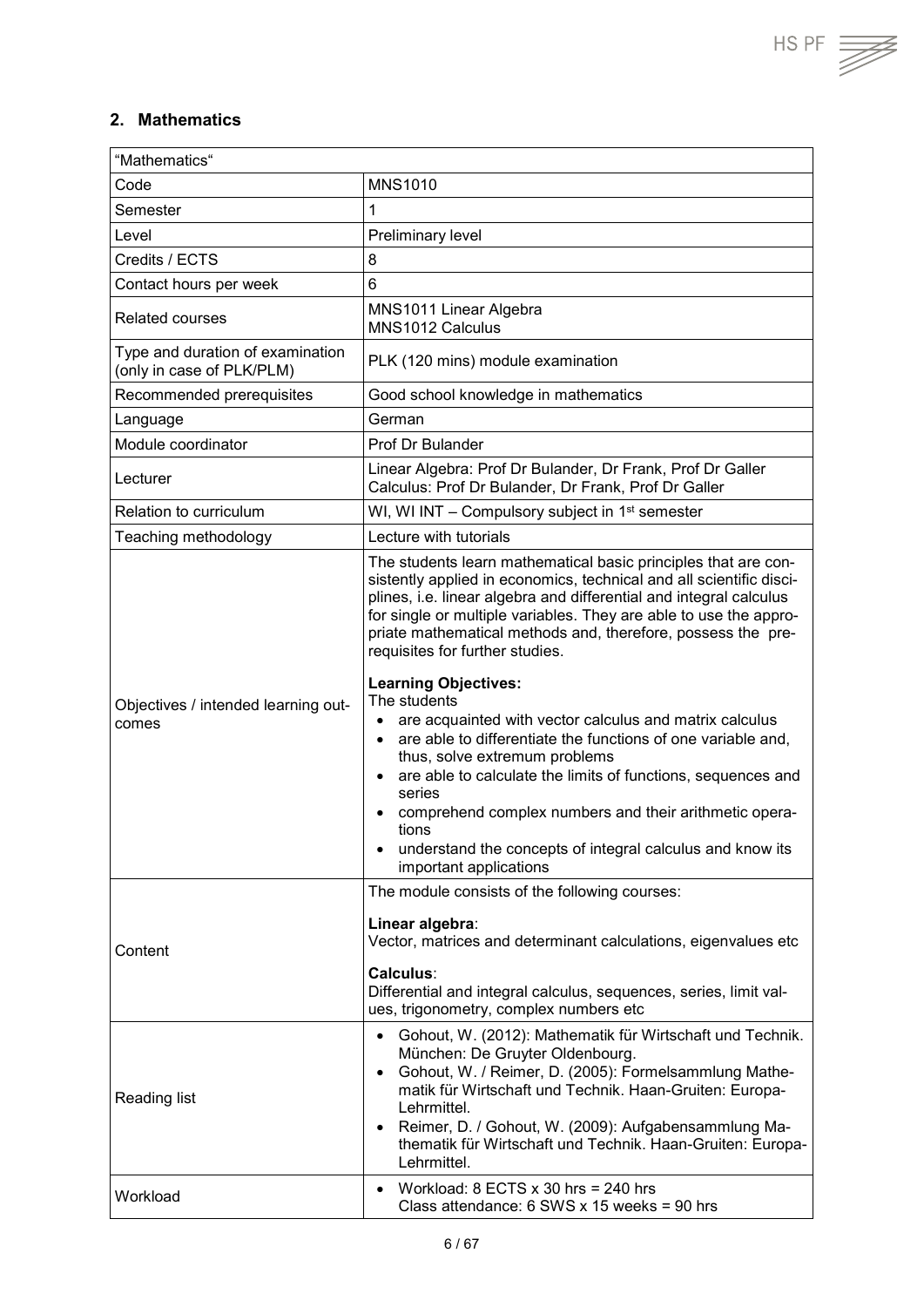## 2. Mathematics

| "Mathematics" | |
|---|---|
| Code | MNS1010 |
| Semester | 1 |
| Level | Preliminary level |
| Credits / ECTS | 8 |
| Contact hours per week | 6 |
| Related courses | MNS1011 Linear Algebra<br>MNS1012 Calculus |
| Type and duration of examination (only in case of PLK/PLM) | PLK (120 mins) module examination |
| Recommended prerequisites | Good school knowledge in mathematics |
| Language | German |
| Module coordinator | Prof Dr Bulander |
| Lecturer | Linear Algebra: Prof Dr Bulander, Dr Frank, Prof Dr Galler<br>Calculus: Prof Dr Bulander, Dr Frank, Prof Dr Galler |
| Relation to curriculum | WI, WI INT – Compulsory subject in 1st semester |
| Teaching methodology | Lecture with tutorials |
| Objectives / intended learning outcomes | The students learn mathematical basic principles that are consistently applied in economics, technical and all scientific disciplines, i.e. linear algebra and differential and integral calculus for single or multiple variables. They are able to use the appropriate mathematical methods and, therefore, possess the prerequisites for further studies.<br><br>**Learning Objectives:**<br>The students<br>• are acquainted with vector calculus and matrix calculus<br>• are able to differentiate the functions of one variable and, thus, solve extremum problems<br>• are able to calculate the limits of functions, sequences and series<br>• comprehend complex numbers and their arithmetic operations<br>• understand the concepts of integral calculus and know its important applications |
| Content | The module consists of the following courses:<br><br>**Linear algebra**:<br>Vector, matrices and determinant calculations, eigenvalues etc<br><br>**Calculus**:<br>Differential and integral calculus, sequences, series, limit values, trigonometry, complex numbers etc |
| Reading list | • Gohout, W. (2012): Mathematik für Wirtschaft und Technik. München: De Gruyter Oldenbourg.<br>• Gohout, W. / Reimer, D. (2005): Formelsammlung Mathematik für Wirtschaft und Technik. Haan-Gruiten: Europa-Lehrmittel.<br>• Reimer, D. / Gohout, W. (2009): Aufgabensammlung Mathematik für Wirtschaft und Technik. Haan-Gruiten: Europa-Lehrmittel. |
| Workload | • Workload: 8 ECTS x 30 hrs = 240 hrs<br>Class attendance: 6 SWS x 15 weeks = 90 hrs |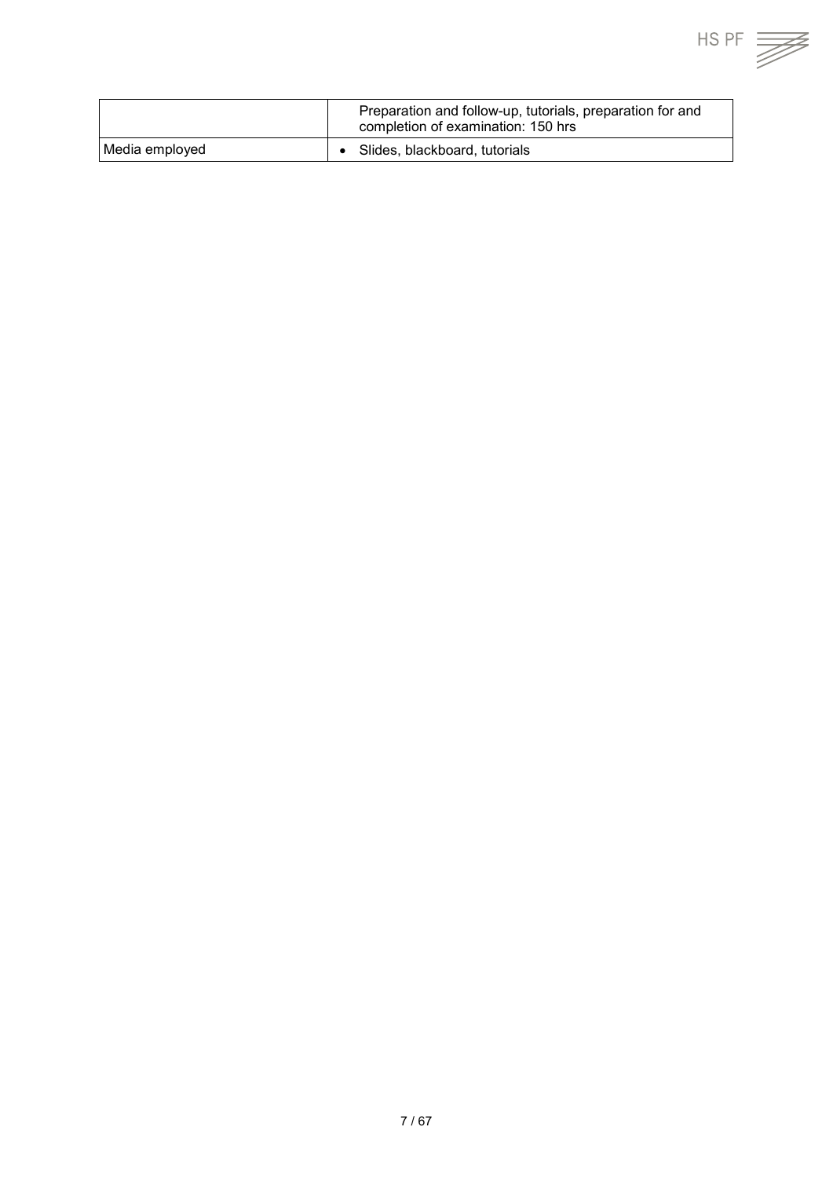| | |
|---|---|
| | Preparation and follow-up, tutorials, preparation for and completion of examination: 150 hrs |
| Media employed | • Slides, blackboard, tutorials |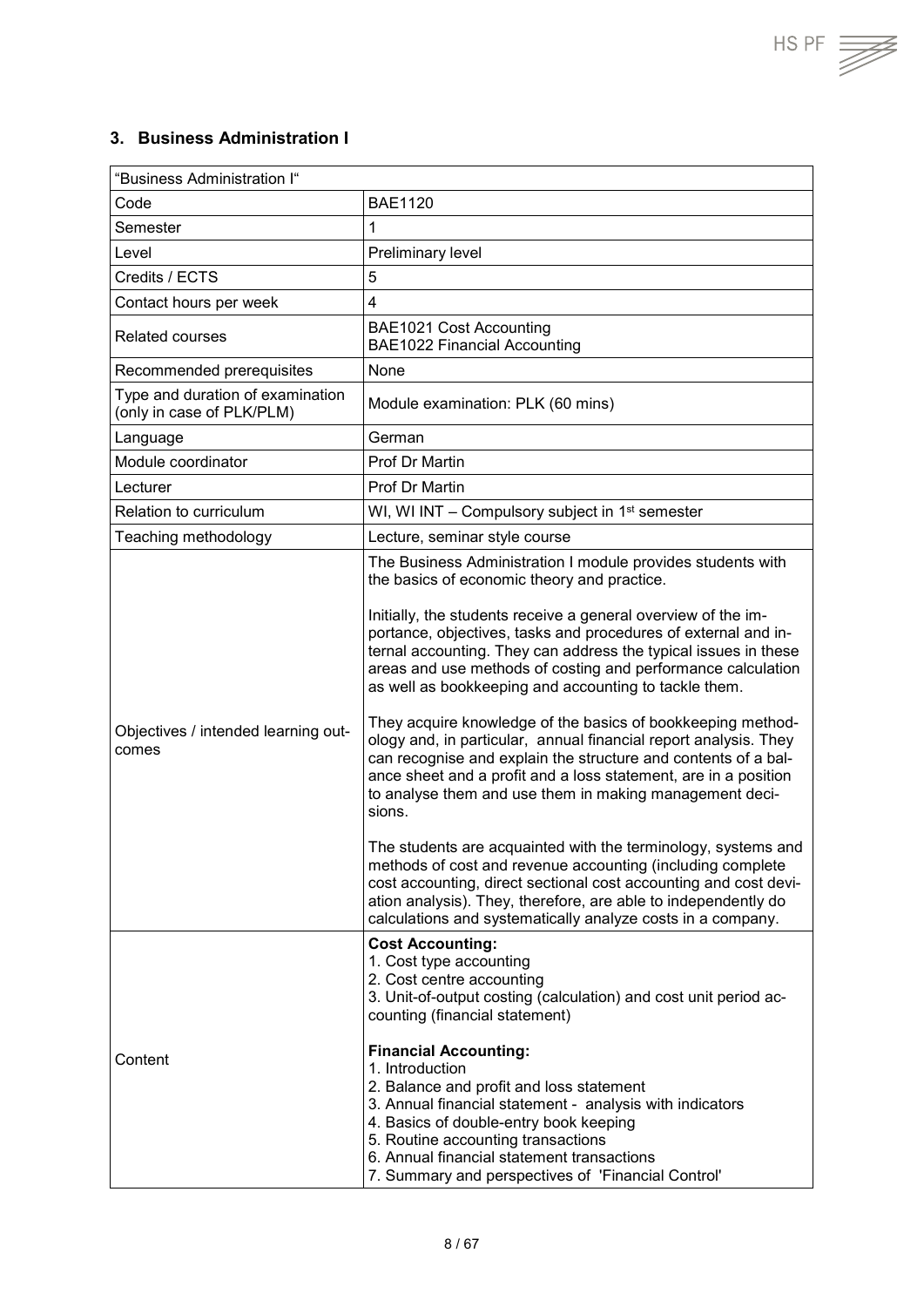## 3. Business Administration I

| "Business Administration I" | |
|---|---|
| Code | BAE1120 |
| Semester | 1 |
| Level | Preliminary level |
| Credits / ECTS | 5 |
| Contact hours per week | 4 |
| Related courses | BAE1021 Cost Accounting<br>BAE1022 Financial Accounting |
| Recommended prerequisites | None |
| Type and duration of examination (only in case of PLK/PLM) | Module examination: PLK (60 mins) |
| Language | German |
| Module coordinator | Prof Dr Martin |
| Lecturer | Prof Dr Martin |
| Relation to curriculum | WI, WI INT – Compulsory subject in 1st semester |
| Teaching methodology | Lecture, seminar style course |
| Objectives / intended learning outcomes | The Business Administration I module provides students with the basics of economic theory and practice.<br><br>Initially, the students receive a general overview of the importance, objectives, tasks and procedures of external and internal accounting. They can address the typical issues in these areas and use methods of costing and performance calculation as well as bookkeeping and accounting to tackle them.<br><br>They acquire knowledge of the basics of bookkeeping methodology and, in particular, annual financial report analysis. They can recognise and explain the structure and contents of a balance sheet and a profit and a loss statement, are in a position to analyse them and use them in making management decisions.<br><br>The students are acquainted with the terminology, systems and methods of cost and revenue accounting (including complete cost accounting, direct sectional cost accounting and cost deviation analysis). They, therefore, are able to independently do calculations and systematically analyze costs in a company. |
| Content | **Cost Accounting:**<br>1. Cost type accounting<br>2. Cost centre accounting<br>3. Unit-of-output costing (calculation) and cost unit period accounting (financial statement)<br><br>**Financial Accounting:**<br>1. Introduction<br>2. Balance and profit and loss statement<br>3. Annual financial statement - analysis with indicators<br>4. Basics of double-entry book keeping<br>5. Routine accounting transactions<br>6. Annual financial statement transactions<br>7. Summary and perspectives of 'Financial Control' |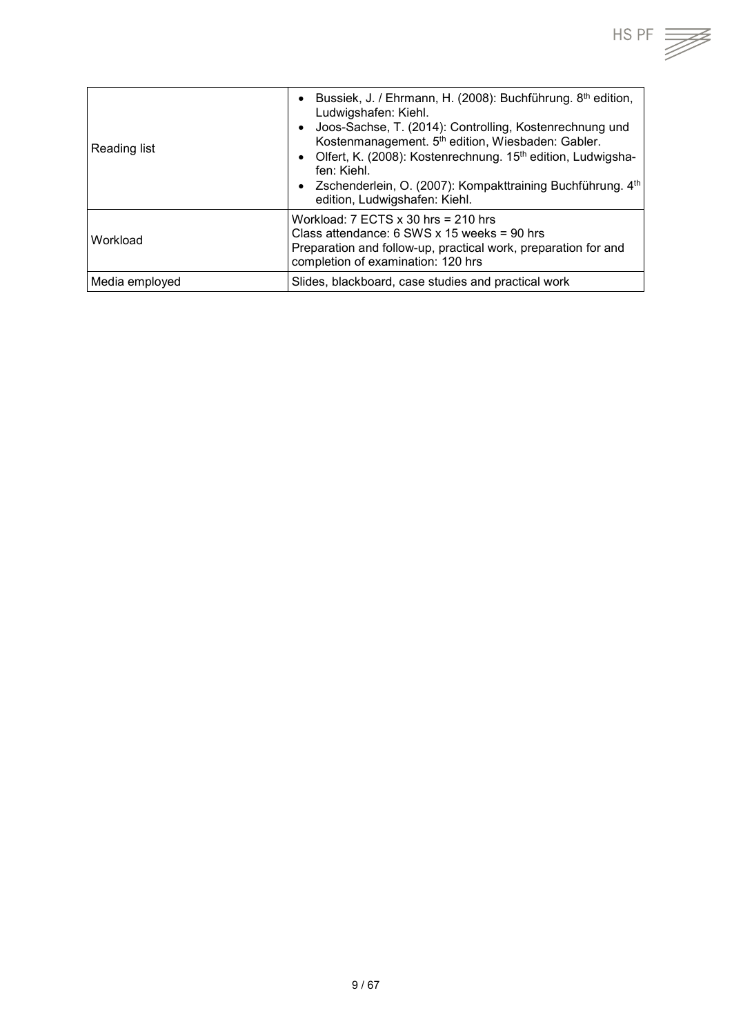| | |
|---|---|
| Reading list | • Bussiek, J. / Ehrmann, H. (2008): Buchführung. 8th edition, Ludwigshafen: Kiehl.<br>• Joos-Sachse, T. (2014): Controlling, Kostenrechnung und Kostenmanagement. 5th edition, Wiesbaden: Gabler.<br>• Olfert, K. (2008): Kostenrechnung. 15th edition, Ludwigshafen: Kiehl.<br>• Zschenderlein, O. (2007): Kompakttraining Buchführung. 4th edition, Ludwigshafen: Kiehl. |
| Workload | Workload: 7 ECTS x 30 hrs = 210 hrs<br>Class attendance: 6 SWS x 15 weeks = 90 hrs<br>Preparation and follow-up, practical work, preparation for and completion of examination: 120 hrs |
| Media employed | Slides, blackboard, case studies and practical work |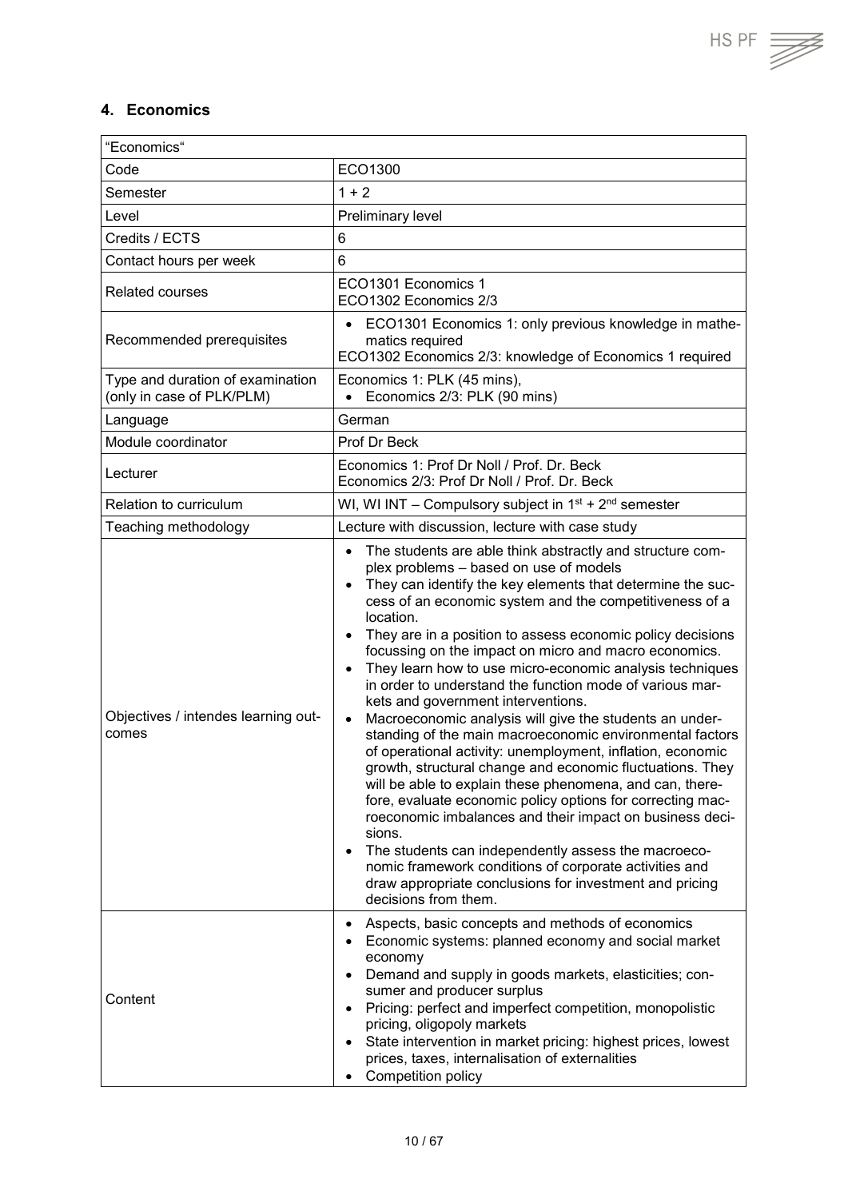## 4. Economics

| “Economics“ | |
|---|---|
| Code | ECO1300 |
| Semester | 1 + 2 |
| Level | Preliminary level |
| Credits / ECTS | 6 |
| Contact hours per week | 6 |
| Related courses | ECO1301 Economics 1<br>ECO1302 Economics 2/3 |
| Recommended prerequisites | • ECO1301 Economics 1: only previous knowledge in mathematics required<br>ECO1302 Economics 2/3: knowledge of Economics 1 required |
| Type and duration of examination (only in case of PLK/PLM) | Economics 1: PLK (45 mins),<br>• Economics 2/3: PLK (90 mins) |
| Language | German |
| Module coordinator | Prof Dr Beck |
| Lecturer | Economics 1: Prof Dr Noll / Prof. Dr. Beck<br>Economics 2/3: Prof Dr Noll / Prof. Dr. Beck |
| Relation to curriculum | WI, WI INT – Compulsory subject in 1st + 2nd semester |
| Teaching methodology | Lecture with discussion, lecture with case study |
| Objectives / intendes learning outcomes | • The students are able think abstractly and structure complex problems – based on use of models<br>• They can identify the key elements that determine the success of an economic system and the competitiveness of a location.<br>• They are in a position to assess economic policy decisions focussing on the impact on micro and macro economics.<br>• They learn how to use micro-economic analysis techniques in order to understand the function mode of various markets and government interventions.<br>• Macroeconomic analysis will give the students an understanding of the main macroeconomic environmental factors of operational activity: unemployment, inflation, economic growth, structural change and economic fluctuations. They will be able to explain these phenomena, and can, therefore, evaluate economic policy options for correcting macroeconomic imbalances and their impact on business decisions.<br>• The students can independently assess the macroeconomic framework conditions of corporate activities and draw appropriate conclusions for investment and pricing decisions from them. |
| Content | • Aspects, basic concepts and methods of economics<br>• Economic systems: planned economy and social market economy<br>• Demand and supply in goods markets, elasticities; consumer and producer surplus<br>• Pricing: perfect and imperfect competition, monopolistic pricing, oligopoly markets<br>• State intervention in market pricing: highest prices, lowest prices, taxes, internalisation of externalities<br>• Competition policy |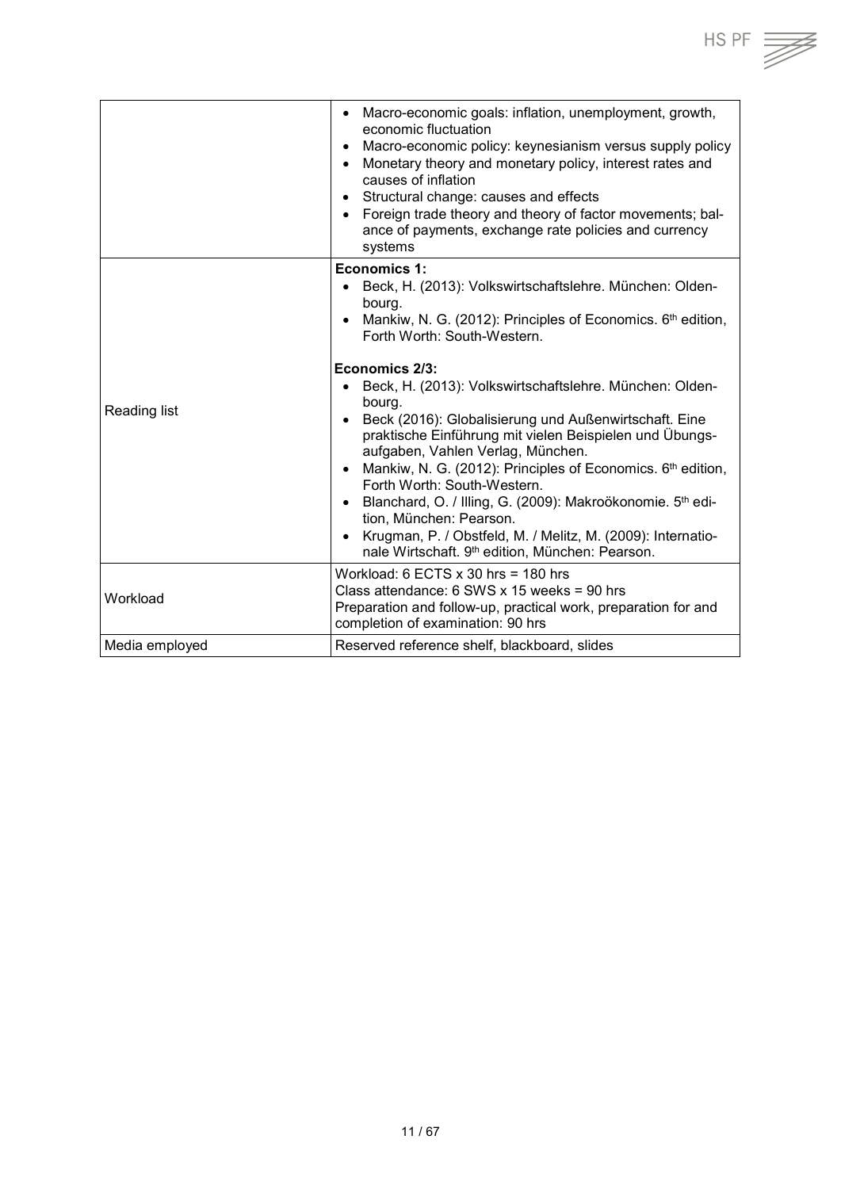| | |
|---|---|
| | • Macro-economic goals: inflation, unemployment, growth, economic fluctuation<br>• Macro-economic policy: keynesianism versus supply policy<br>• Monetary theory and monetary policy, interest rates and causes of inflation<br>• Structural change: causes and effects<br>• Foreign trade theory and theory of factor movements; balance of payments, exchange rate policies and currency systems |
| Reading list | **Economics 1:**<br>• Beck, H. (2013): Volkswirtschaftslehre. München: Oldenbourg.<br>• Mankiw, N. G. (2012): Principles of Economics. 6th edition, Forth Worth: South-Western.<br><br>**Economics 2/3:**<br>• Beck, H. (2013): Volkswirtschaftslehre. München: Oldenbourg.<br>• Beck (2016): Globalisierung und Außenwirtschaft. Eine praktische Einführung mit vielen Beispielen und Übungsaufgaben, Vahlen Verlag, München.<br>• Mankiw, N. G. (2012): Principles of Economics. 6th edition, Forth Worth: South-Western.<br>• Blanchard, O. / Illing, G. (2009): Makroökonomie. 5th edition, München: Pearson.<br>• Krugman, P. / Obstfeld, M. / Melitz, M. (2009): Internationale Wirtschaft. 9th edition, München: Pearson. |
| Workload | Workload: 6 ECTS x 30 hrs = 180 hrs<br>Class attendance: 6 SWS x 15 weeks = 90 hrs<br>Preparation and follow-up, practical work, preparation for and completion of examination: 90 hrs |
| Media employed | Reserved reference shelf, blackboard, slides |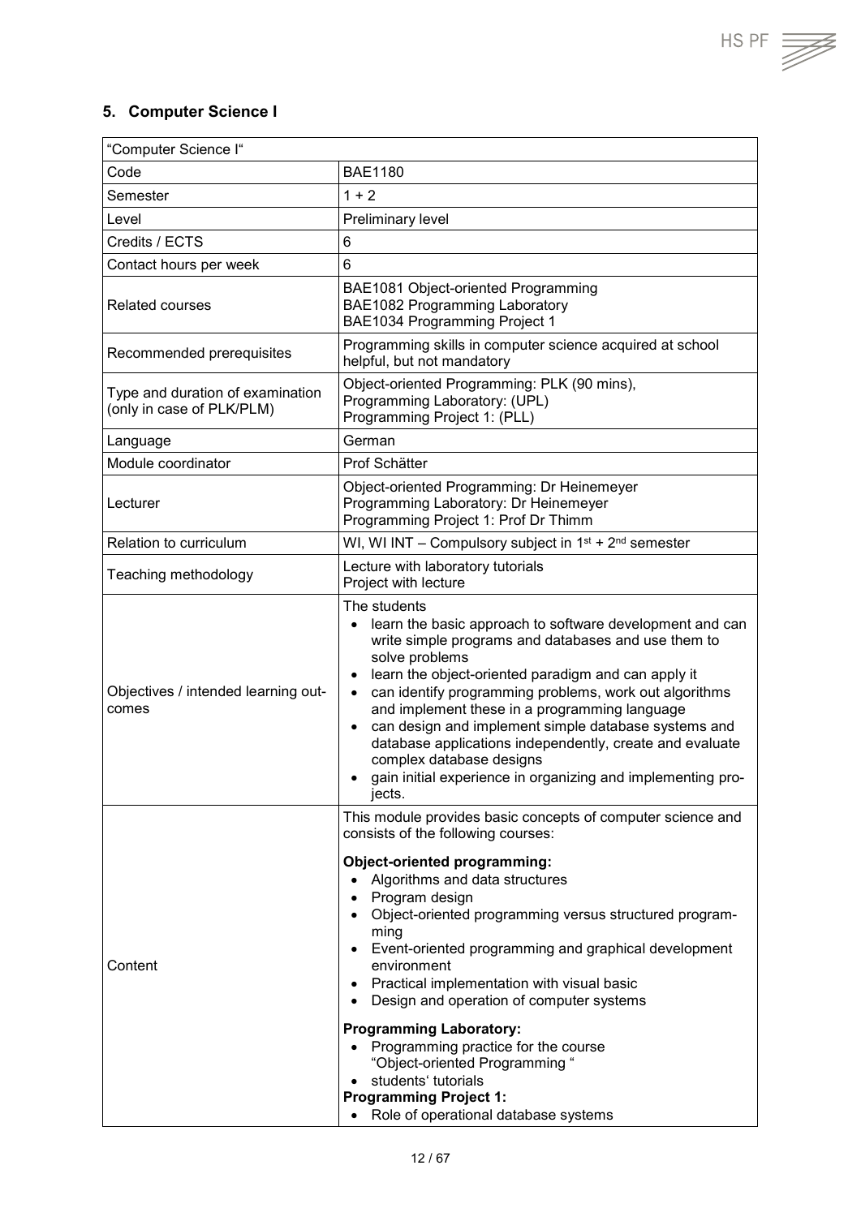## 5. Computer Science I

| "Computer Science I" | |
|---|---|
| Code | BAE1180 |
| Semester | 1 + 2 |
| Level | Preliminary level |
| Credits / ECTS | 6 |
| Contact hours per week | 6 |
| Related courses | BAE1081 Object-oriented Programming<br>BAE1082 Programming Laboratory<br>BAE1034 Programming Project 1 |
| Recommended prerequisites | Programming skills in computer science acquired at school helpful, but not mandatory |
| Type and duration of examination (only in case of PLK/PLM) | Object-oriented Programming: PLK (90 mins),<br>Programming Laboratory: (UPL)<br>Programming Project 1: (PLL) |
| Language | German |
| Module coordinator | Prof Schätter |
| Lecturer | Object-oriented Programming: Dr Heinemeyer<br>Programming Laboratory: Dr Heinemeyer<br>Programming Project 1: Prof Dr Thimm |
| Relation to curriculum | WI, WI INT – Compulsory subject in 1st + 2nd semester |
| Teaching methodology | Lecture with laboratory tutorials<br>Project with lecture |
| Objectives / intended learning outcomes | The students<br>• learn the basic approach to software development and can write simple programs and databases and use them to solve problems<br>• learn the object-oriented paradigm and can apply it<br>• can identify programming problems, work out algorithms and implement these in a programming language<br>• can design and implement simple database systems and database applications independently, create and evaluate complex database designs<br>• gain initial experience in organizing and implementing projects. |
| Content | This module provides basic concepts of computer science and consists of the following courses:<br>**Object-oriented programming:**<br>• Algorithms and data structures<br>• Program design<br>• Object-oriented programming versus structured programming<br>• Event-oriented programming and graphical development environment<br>• Practical implementation with visual basic<br>• Design and operation of computer systems<br>**Programming Laboratory:**<br>• Programming practice for the course "Object-oriented Programming "<br>• students' tutorials<br>**Programming Project 1:**<br>• Role of operational database systems |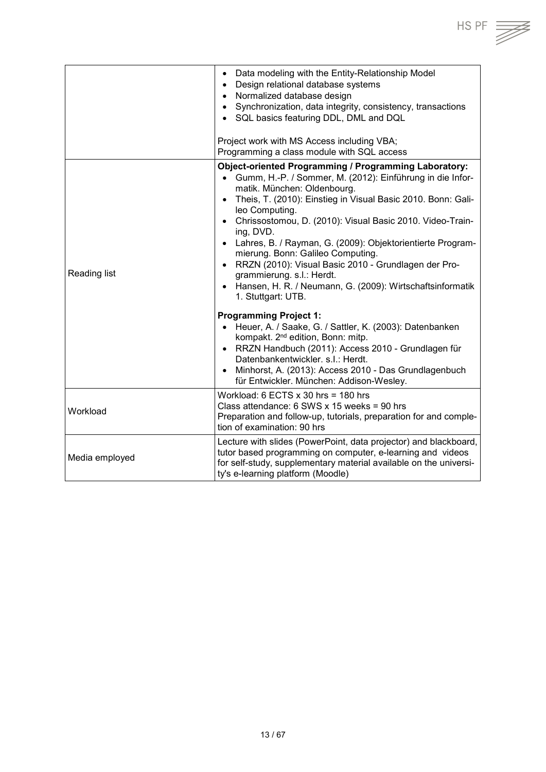| | |
|---|---|
| | • Data modeling with the Entity-Relationship Model<br>• Design relational database systems<br>• Normalized database design<br>• Synchronization, data integrity, consistency, transactions<br>• SQL basics featuring DDL, DML and DQL<br><br>Project work with MS Access including VBA;<br>Programming a class module with SQL access |
| Reading list | **Object-oriented Programming / Programming Laboratory:**<br>• Gumm, H.-P. / Sommer, M. (2012): Einführung in die Informatik. München: Oldenbourg.<br>• Theis, T. (2010): Einstieg in Visual Basic 2010. Bonn: Galileo Computing.<br>• Chrissostomou, D. (2010): Visual Basic 2010. Video-Training, DVD.<br>• Lahres, B. / Rayman, G. (2009): Objektorientierte Programmierung. Bonn: Galileo Computing.<br>• RRZN (2010): Visual Basic 2010 - Grundlagen der Programmierung. s.l.: Herdt.<br>• Hansen, H. R. / Neumann, G. (2009): Wirtschaftsinformatik 1. Stuttgart: UTB.<br><br>**Programming Project 1:**<br>• Heuer, A. / Saake, G. / Sattler, K. (2003): Datenbanken kompakt. 2nd edition, Bonn: mitp.<br>• RRZN Handbuch (2011): Access 2010 - Grundlagen für Datenbankentwickler. s.l.: Herdt.<br>• Minhorst, A. (2013): Access 2010 - Das Grundlagenbuch für Entwickler. München: Addison-Wesley. |
| Workload | Workload: 6 ECTS x 30 hrs = 180 hrs<br>Class attendance: 6 SWS x 15 weeks = 90 hrs<br>Preparation and follow-up, tutorials, preparation for and completion of examination: 90 hrs |
| Media employed | Lecture with slides (PowerPoint, data projector) and blackboard, tutor based programming on computer, e-learning and videos for self-study, supplementary material available on the university's e-learning platform (Moodle) |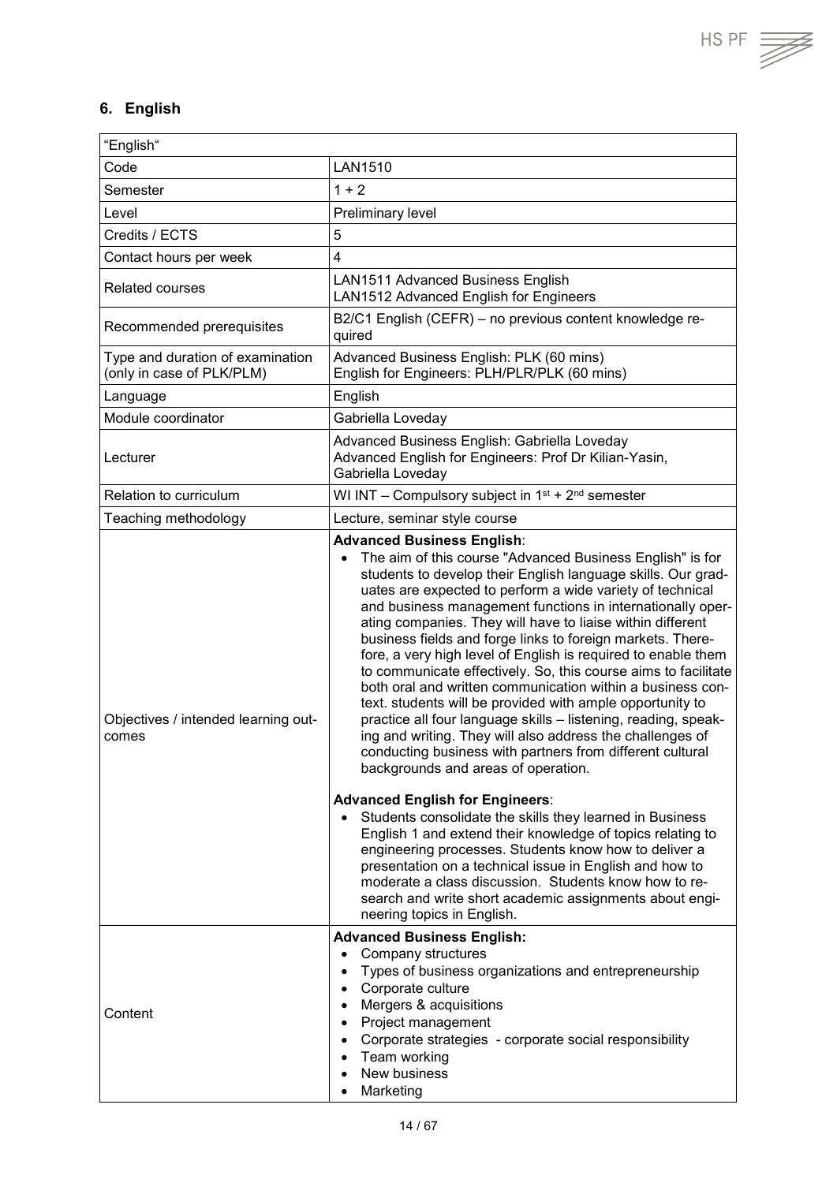## 6. English

| "English" | |
|---|---|
| Code | LAN1510 |
| Semester | 1 + 2 |
| Level | Preliminary level |
| Credits / ECTS | 5 |
| Contact hours per week | 4 |
| Related courses | LAN1511 Advanced Business English<br>LAN1512 Advanced English for Engineers |
| Recommended prerequisites | B2/C1 English (CEFR) – no previous content knowledge required |
| Type and duration of examination (only in case of PLK/PLM) | Advanced Business English: PLK (60 mins)<br>English for Engineers: PLH/PLR/PLK (60 mins) |
| Language | English |
| Module coordinator | Gabriella Loveday |
| Lecturer | Advanced Business English: Gabriella Loveday<br>Advanced English for Engineers: Prof Dr Kilian-Yasin, Gabriella Loveday |
| Relation to curriculum | WI INT – Compulsory subject in 1st + 2nd semester |
| Teaching methodology | Lecture, seminar style course |
| Objectives / intended learning outcomes | **Advanced Business English**:<br>• The aim of this course "Advanced Business English" is for students to develop their English language skills. Our graduates are expected to perform a wide variety of technical and business management functions in internationally operating companies. They will have to liaise within different business fields and forge links to foreign markets. Therefore, a very high level of English is required to enable them to communicate effectively. So, this course aims to facilitate both oral and written communication within a business context. students will be provided with ample opportunity to practice all four language skills – listening, reading, speaking and writing. They will also address the challenges of conducting business with partners from different cultural backgrounds and areas of operation.<br><br>**Advanced English for Engineers**:<br>• Students consolidate the skills they learned in Business English 1 and extend their knowledge of topics relating to engineering processes. Students know how to deliver a presentation on a technical issue in English and how to moderate a class discussion. Students know how to research and write short academic assignments about engineering topics in English. |
| Content | **Advanced Business English:**<br>• Company structures<br>• Types of business organizations and entrepreneurship<br>• Corporate culture<br>• Mergers & acquisitions<br>• Project management<br>• Corporate strategies - corporate social responsibility<br>• Team working<br>• New business<br>• Marketing |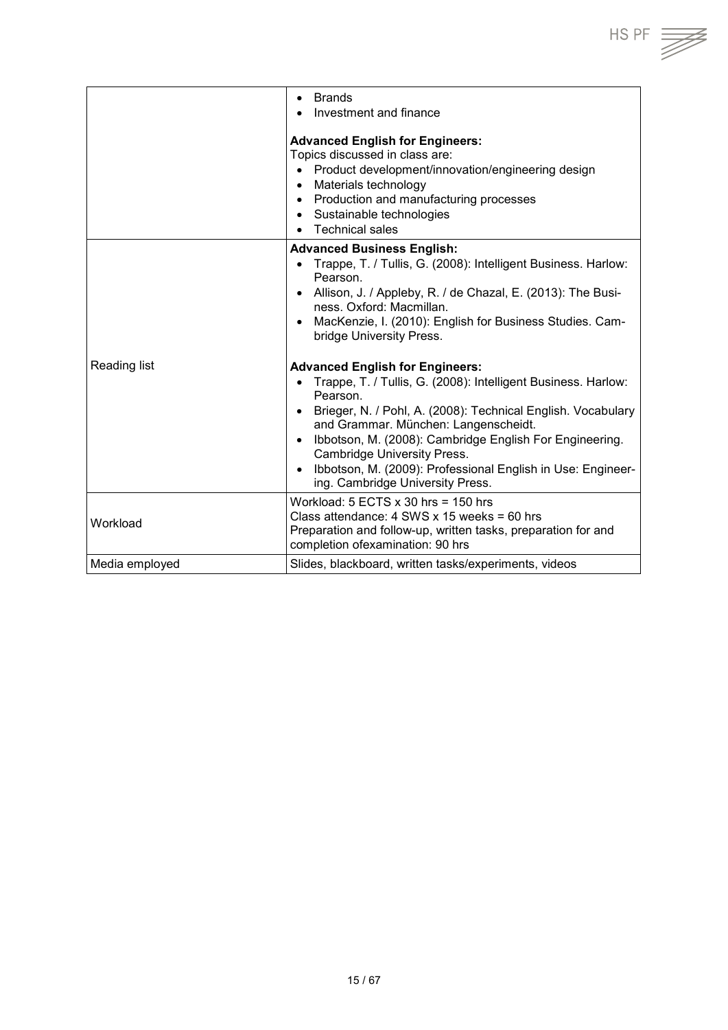| | |
|---|---|
| | • Brands<br>• Investment and finance<br><br>**Advanced English for Engineers:**<br>Topics discussed in class are:<br>• Product development/innovation/engineering design<br>• Materials technology<br>• Production and manufacturing processes<br>• Sustainable technologies<br>• Technical sales |
| Reading list | **Advanced Business English:**<br>• Trappe, T. / Tullis, G. (2008): Intelligent Business. Harlow: Pearson.<br>• Allison, J. / Appleby, R. / de Chazal, E. (2013): The Business. Oxford: Macmillan.<br>• MacKenzie, I. (2010): English for Business Studies. Cambridge University Press.<br><br>**Advanced English for Engineers:**<br>• Trappe, T. / Tullis, G. (2008): Intelligent Business. Harlow: Pearson.<br>• Brieger, N. / Pohl, A. (2008): Technical English. Vocabulary and Grammar. München: Langenscheidt.<br>• Ibbotson, M. (2008): Cambridge English For Engineering. Cambridge University Press.<br>• Ibbotson, M. (2009): Professional English in Use: Engineering. Cambridge University Press. |
| Workload | Workload: 5 ECTS x 30 hrs = 150 hrs<br>Class attendance: 4 SWS x 15 weeks = 60 hrs<br>Preparation and follow-up, written tasks, preparation for and completion ofexamination: 90 hrs |
| Media employed | Slides, blackboard, written tasks/experiments, videos |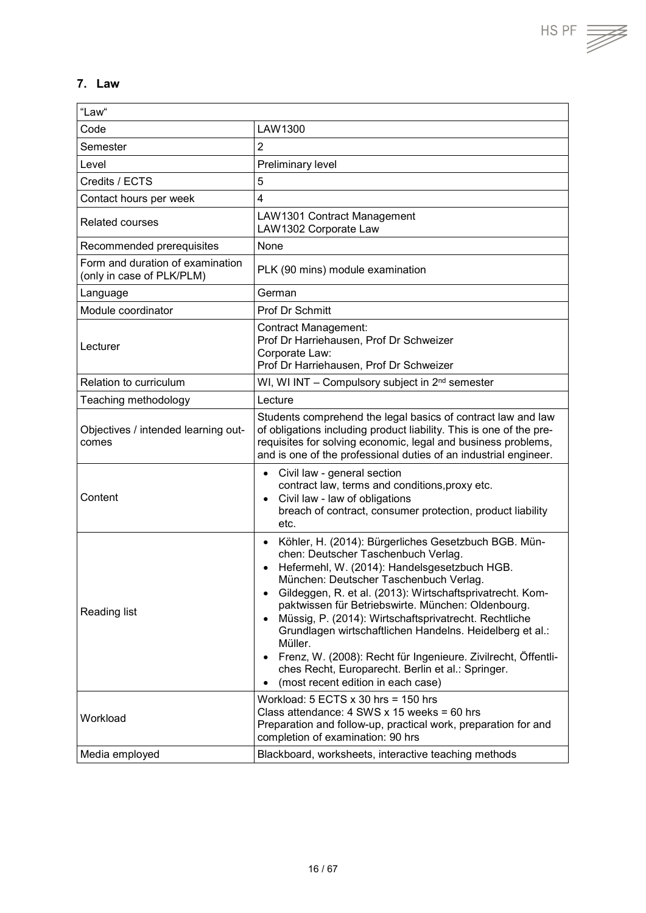## 7. Law

| "Law" | |
|---|---|
| Code | LAW1300 |
| Semester | 2 |
| Level | Preliminary level |
| Credits / ECTS | 5 |
| Contact hours per week | 4 |
| Related courses | LAW1301 Contract Management<br>LAW1302 Corporate Law |
| Recommended prerequisites | None |
| Form and duration of examination (only in case of PLK/PLM) | PLK (90 mins) module examination |
| Language | German |
| Module coordinator | Prof Dr Schmitt |
| Lecturer | Contract Management:<br>Prof Dr Harriehausen, Prof Dr Schweizer<br>Corporate Law:<br>Prof Dr Harriehausen, Prof Dr Schweizer |
| Relation to curriculum | WI, WI INT – Compulsory subject in 2nd semester |
| Teaching methodology | Lecture |
| Objectives / intended learning outcomes | Students comprehend the legal basics of contract law and law of obligations including product liability. This is one of the prerequisites for solving economic, legal and business problems, and is one of the professional duties of an industrial engineer. |
| Content | • Civil law - general section<br>contract law, terms and conditions,proxy etc.<br>• Civil law - law of obligations<br>breach of contract, consumer protection, product liability etc. |
| Reading list | • Köhler, H. (2014): Bürgerliches Gesetzbuch BGB. München: Deutscher Taschenbuch Verlag.<br>• Hefermehl, W. (2014): Handelsgesetzbuch HGB. München: Deutscher Taschenbuch Verlag.<br>• Gildeggen, R. et al. (2013): Wirtschaftsprivatrecht. Kompaktwissen für Betriebswirte. München: Oldenbourg.<br>• Müssig, P. (2014): Wirtschaftsprivatrecht. Rechtliche Grundlagen wirtschaftlichen Handelns. Heidelberg et al.: Müller.<br>• Frenz, W. (2008): Recht für Ingenieure. Zivilrecht, Öffentliches Recht, Europarecht. Berlin et al.: Springer.<br>• (most recent edition in each case) |
| Workload | Workload: 5 ECTS x 30 hrs = 150 hrs<br>Class attendance: 4 SWS x 15 weeks = 60 hrs<br>Preparation and follow-up, practical work, preparation for and completion of examination: 90 hrs |
| Media employed | Blackboard, worksheets, interactive teaching methods |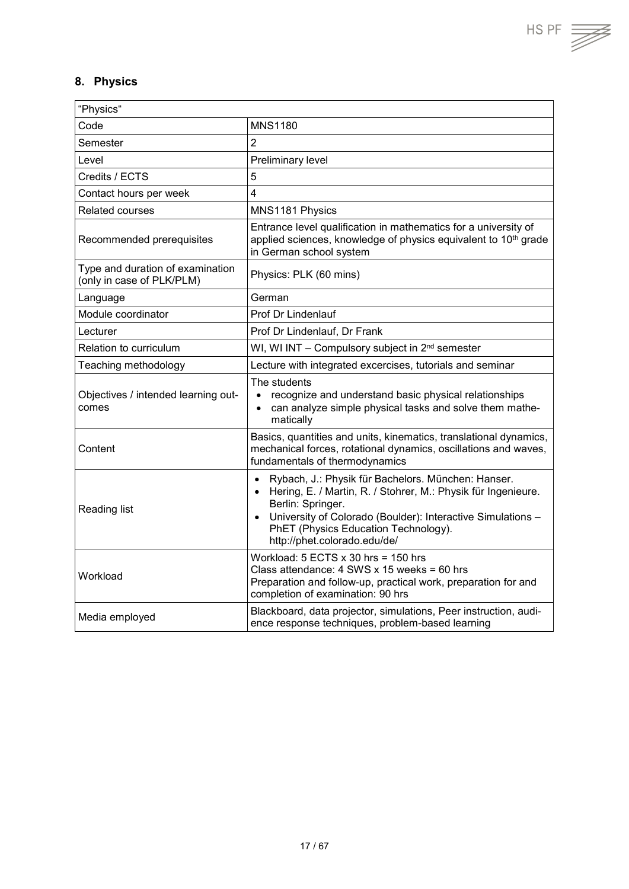## 8. Physics

| "Physics" | |
|---|---|
| Code | MNS1180 |
| Semester | 2 |
| Level | Preliminary level |
| Credits / ECTS | 5 |
| Contact hours per week | 4 |
| Related courses | MNS1181 Physics |
| Recommended prerequisites | Entrance level qualification in mathematics for a university of applied sciences, knowledge of physics equivalent to 10th grade in German school system |
| Type and duration of examination (only in case of PLK/PLM) | Physics: PLK (60 mins) |
| Language | German |
| Module coordinator | Prof Dr Lindenlauf |
| Lecturer | Prof Dr Lindenlauf, Dr Frank |
| Relation to curriculum | WI, WI INT – Compulsory subject in 2nd semester |
| Teaching methodology | Lecture with integrated excercises, tutorials and seminar |
| Objectives / intended learning outcomes | The students<br>• recognize and understand basic physical relationships<br>• can analyze simple physical tasks and solve them mathematically |
| Content | Basics, quantities and units, kinematics, translational dynamics, mechanical forces, rotational dynamics, oscillations and waves, fundamentals of thermodynamics |
| Reading list | • Rybach, J.: Physik für Bachelors. München: Hanser.<br>• Hering, E. / Martin, R. / Stohrer, M.: Physik für Ingenieure. Berlin: Springer.<br>• University of Colorado (Boulder): Interactive Simulations – PhET (Physics Education Technology). http://phet.colorado.edu/de/ |
| Workload | Workload: 5 ECTS x 30 hrs = 150 hrs<br>Class attendance: 4 SWS x 15 weeks = 60 hrs<br>Preparation and follow-up, practical work, preparation for and completion of examination: 90 hrs |
| Media employed | Blackboard, data projector, simulations, Peer instruction, audience response techniques, problem-based learning |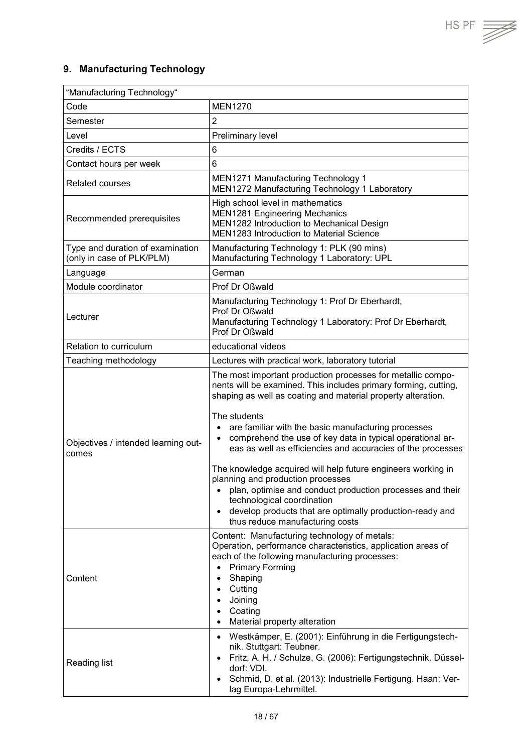## 9. Manufacturing Technology

| "Manufacturing Technology" | |
|---|---|
| Code | MEN1270 |
| Semester | 2 |
| Level | Preliminary level |
| Credits / ECTS | 6 |
| Contact hours per week | 6 |
| Related courses | MEN1271 Manufacturing Technology 1<br>MEN1272 Manufacturing Technology 1 Laboratory |
| Recommended prerequisites | High school level in mathematics<br>MEN1281 Engineering Mechanics<br>MEN1282 Introduction to Mechanical Design<br>MEN1283 Introduction to Material Science |
| Type and duration of examination (only in case of PLK/PLM) | Manufacturing Technology 1: PLK (90 mins)<br>Manufacturing Technology 1 Laboratory: UPL |
| Language | German |
| Module coordinator | Prof Dr Oßwald |
| Lecturer | Manufacturing Technology 1: Prof Dr Eberhardt, Prof Dr Oßwald<br>Manufacturing Technology 1 Laboratory: Prof Dr Eberhardt, Prof Dr Oßwald |
| Relation to curriculum | educational videos |
| Teaching methodology | Lectures with practical work, laboratory tutorial |
| Objectives / intended learning outcomes | The most important production processes for metallic components will be examined. This includes primary forming, cutting, shaping as well as coating and material property alteration.<br><br>The students<br>• are familiar with the basic manufacturing processes<br>• comprehend the use of key data in typical operational areas as well as efficiencies and accuracies of the processes<br><br>The knowledge acquired will help future engineers working in planning and production processes<br>• plan, optimise and conduct production processes and their technological coordination<br>• develop products that are optimally production-ready and thus reduce manufacturing costs |
| Content | Content: Manufacturing technology of metals:<br>Operation, performance characteristics, application areas of each of the following manufacturing processes:<br>• Primary Forming<br>• Shaping<br>• Cutting<br>• Joining<br>• Coating<br>• Material property alteration |
| Reading list | • Westkämper, E. (2001): Einführung in die Fertigungstechnik. Stuttgart: Teubner.<br>• Fritz, A. H. / Schulze, G. (2006): Fertigungstechnik. Düsseldorf: VDI.<br>• Schmid, D. et al. (2013): Industrielle Fertigung. Haan: Verlag Europa-Lehrmittel. |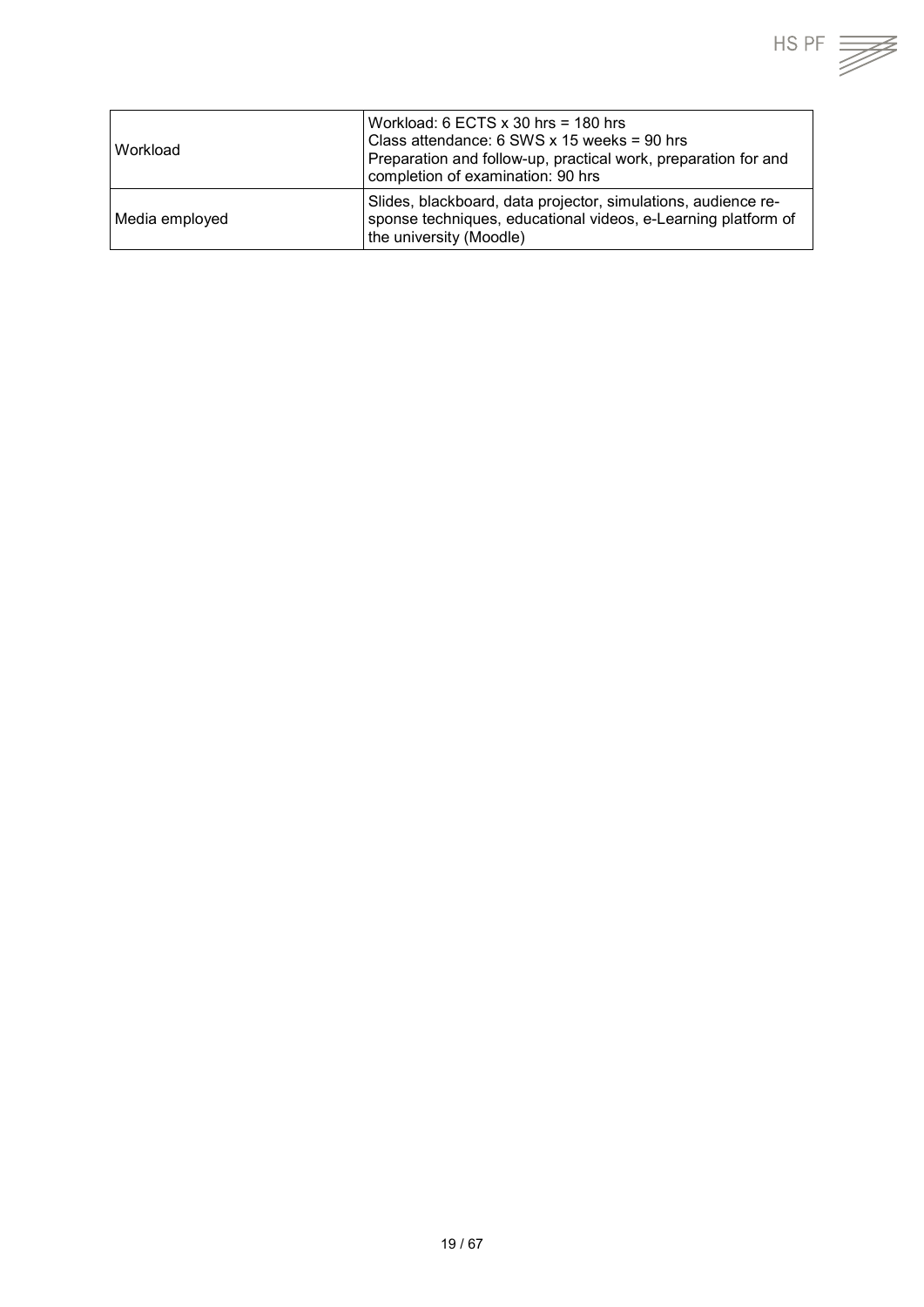| | |
|---|---|
| Workload | Workload: 6 ECTS x 30 hrs = 180 hrs<br>Class attendance: 6 SWS x 15 weeks = 90 hrs<br>Preparation and follow-up, practical work, preparation for and completion of examination: 90 hrs |
| Media employed | Slides, blackboard, data projector, simulations, audience response techniques, educational videos, e-Learning platform of the university (Moodle) |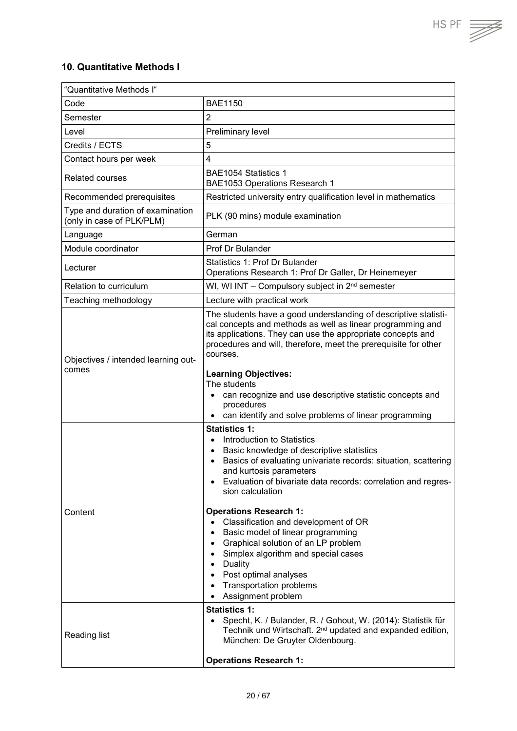## 10. Quantitative Methods I

| "Quantitative Methods I" | |
|---|---|
| Code | BAE1150 |
| Semester | 2 |
| Level | Preliminary level |
| Credits / ECTS | 5 |
| Contact hours per week | 4 |
| Related courses | BAE1054 Statistics 1<br>BAE1053 Operations Research 1 |
| Recommended prerequisites | Restricted university entry qualification level in mathematics |
| Type and duration of examination (only in case of PLK/PLM) | PLK (90 mins) module examination |
| Language | German |
| Module coordinator | Prof Dr Bulander |
| Lecturer | Statistics 1: Prof Dr Bulander<br>Operations Research 1: Prof Dr Galler, Dr Heinemeyer |
| Relation to curriculum | WI, WI INT – Compulsory subject in 2nd semester |
| Teaching methodology | Lecture with practical work |
| Objectives / intended learning outcomes | The students have a good understanding of descriptive statistical concepts and methods as well as linear programming and its applications. They can use the appropriate concepts and procedures and will, therefore, meet the prerequisite for other courses.<br><br>**Learning Objectives:**<br>The students<br>• can recognize and use descriptive statistic concepts and procedures<br>• can identify and solve problems of linear programming |
| Content | **Statistics 1:**<br>• Introduction to Statistics<br>• Basic knowledge of descriptive statistics<br>• Basics of evaluating univariate records: situation, scattering and kurtosis parameters<br>• Evaluation of bivariate data records: correlation and regression calculation<br><br>**Operations Research 1:**<br>• Classification and development of OR<br>• Basic model of linear programming<br>• Graphical solution of an LP problem<br>• Simplex algorithm and special cases<br>• Duality<br>• Post optimal analyses<br>• Transportation problems<br>• Assignment problem |
| Reading list | **Statistics 1:**<br>• Specht, K. / Bulander, R. / Gohout, W. (2014): Statistik für Technik und Wirtschaft. 2nd updated and expanded edition, München: De Gruyter Oldenbourg.<br><br>**Operations Research 1:** |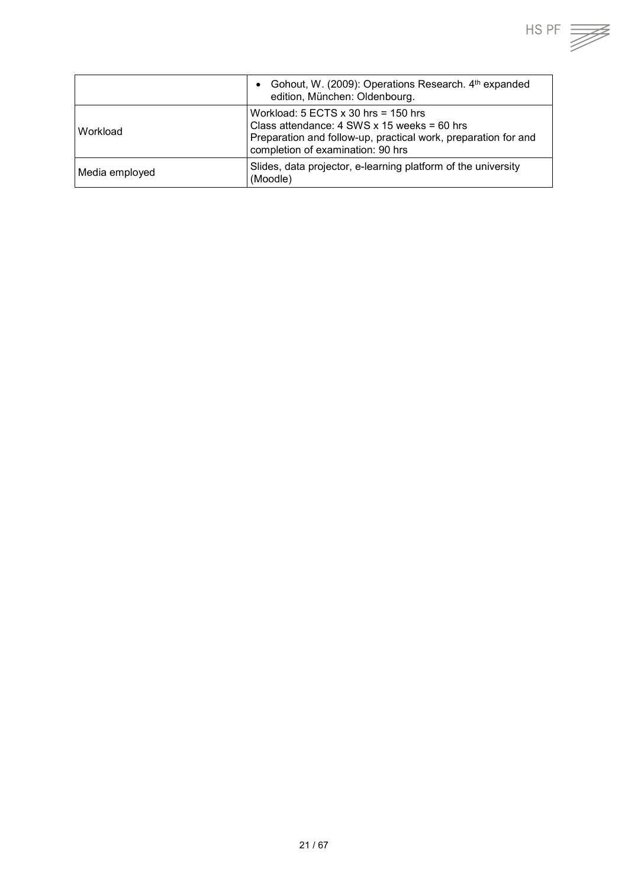| | |
|---|---|
| | • Gohout, W. (2009): Operations Research. 4th expanded edition, München: Oldenbourg. |
| Workload | Workload: 5 ECTS x 30 hrs = 150 hrs<br>Class attendance: 4 SWS x 15 weeks = 60 hrs<br>Preparation and follow-up, practical work, preparation for and completion of examination: 90 hrs |
| Media employed | Slides, data projector, e-learning platform of the university (Moodle) |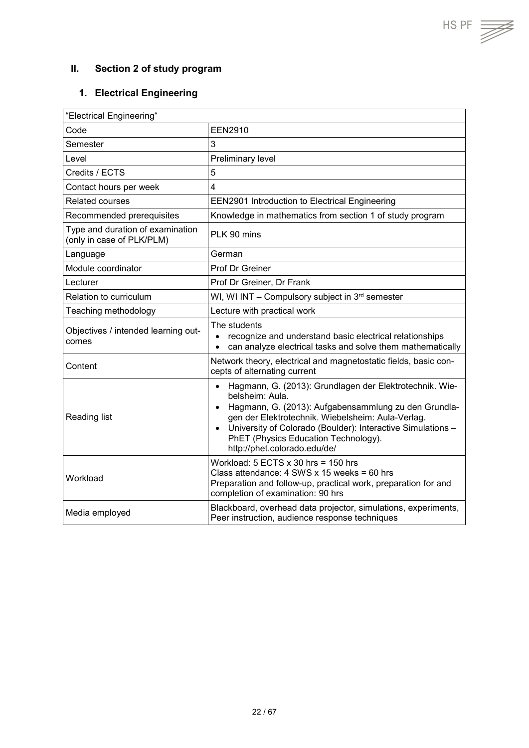## II. Section 2 of study program

### 1. Electrical Engineering

| "Electrical Engineering" | |
|---|---|
| Code | EEN2910 |
| Semester | 3 |
| Level | Preliminary level |
| Credits / ECTS | 5 |
| Contact hours per week | 4 |
| Related courses | EEN2901 Introduction to Electrical Engineering |
| Recommended prerequisites | Knowledge in mathematics from section 1 of study program |
| Type and duration of examination (only in case of PLK/PLM) | PLK 90 mins |
| Language | German |
| Module coordinator | Prof Dr Greiner |
| Lecturer | Prof Dr Greiner, Dr Frank |
| Relation to curriculum | WI, WI INT – Compulsory subject in 3rd semester |
| Teaching methodology | Lecture with practical work |
| Objectives / intended learning outcomes | The students<br>• recognize and understand basic electrical relationships<br>• can analyze electrical tasks and solve them mathematically |
| Content | Network theory, electrical and magnetostatic fields, basic concepts of alternating current |
| Reading list | • Hagmann, G. (2013): Grundlagen der Elektrotechnik. Wiebelsheim: Aula.<br>• Hagmann, G. (2013): Aufgabensammlung zu den Grundlagen der Elektrotechnik. Wiebelsheim: Aula-Verlag.<br>• University of Colorado (Boulder): Interactive Simulations – PhET (Physics Education Technology). http://phet.colorado.edu/de/ |
| Workload | Workload: 5 ECTS x 30 hrs = 150 hrs<br>Class attendance: 4 SWS x 15 weeks = 60 hrs<br>Preparation and follow-up, practical work, preparation for and completion of examination: 90 hrs |
| Media employed | Blackboard, overhead data projector, simulations, experiments, Peer instruction, audience response techniques |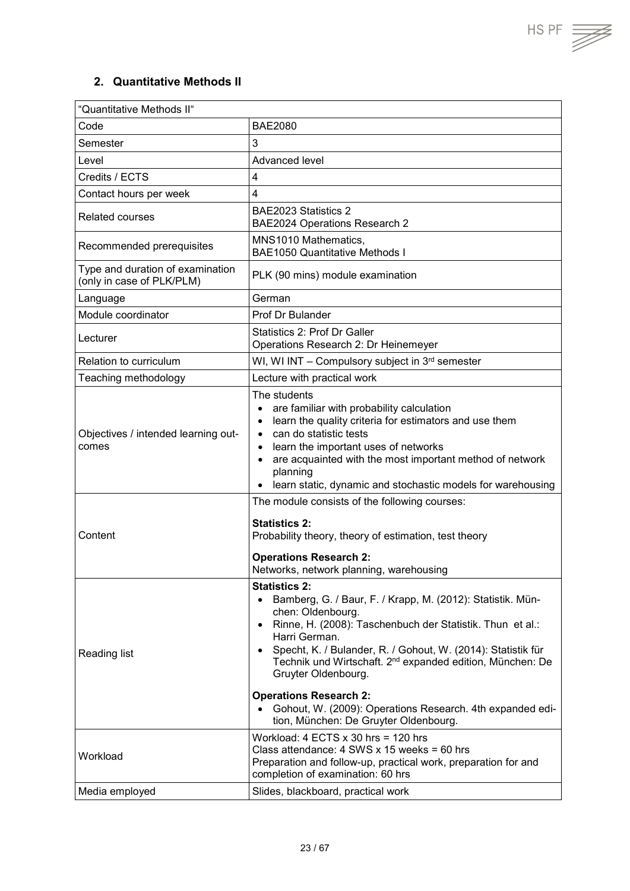## 2. Quantitative Methods II

| "Quantitative Methods II" | |
|---|---|
| Code | BAE2080 |
| Semester | 3 |
| Level | Advanced level |
| Credits / ECTS | 4 |
| Contact hours per week | 4 |
| Related courses | BAE2023 Statistics 2<br>BAE2024 Operations Research 2 |
| Recommended prerequisites | MNS1010 Mathematics,<br>BAE1050 Quantitative Methods I |
| Type and duration of examination (only in case of PLK/PLM) | PLK (90 mins) module examination |
| Language | German |
| Module coordinator | Prof Dr Bulander |
| Lecturer | Statistics 2: Prof Dr Galler<br>Operations Research 2: Dr Heinemeyer |
| Relation to curriculum | WI, WI INT – Compulsory subject in 3rd semester |
| Teaching methodology | Lecture with practical work |
| Objectives / intended learning outcomes | The students<br>• are familiar with probability calculation<br>• learn the quality criteria for estimators and use them<br>• can do statistic tests<br>• learn the important uses of networks<br>• are acquainted with the most important method of network planning<br>• learn static, dynamic and stochastic models for warehousing |
| Content | The module consists of the following courses:<br><br>**Statistics 2:**<br>Probability theory, theory of estimation, test theory<br><br>**Operations Research 2:**<br>Networks, network planning, warehousing |
| Reading list | **Statistics 2:**<br>• Bamberg, G. / Baur, F. / Krapp, M. (2012): Statistik. München: Oldenbourg.<br>• Rinne, H. (2008): Taschenbuch der Statistik. Thun et al.: Harri German.<br>• Specht, K. / Bulander, R. / Gohout, W. (2014): Statistik für Technik und Wirtschaft. 2nd expanded edition, München: De Gruyter Oldenbourg.<br><br>**Operations Research 2:**<br>• Gohout, W. (2009): Operations Research. 4th expanded edition, München: De Gruyter Oldenbourg. |
| Workload | Workload: 4 ECTS x 30 hrs = 120 hrs<br>Class attendance: 4 SWS x 15 weeks = 60 hrs<br>Preparation and follow-up, practical work, preparation for and completion of examination: 60 hrs |
| Media employed | Slides, blackboard, practical work |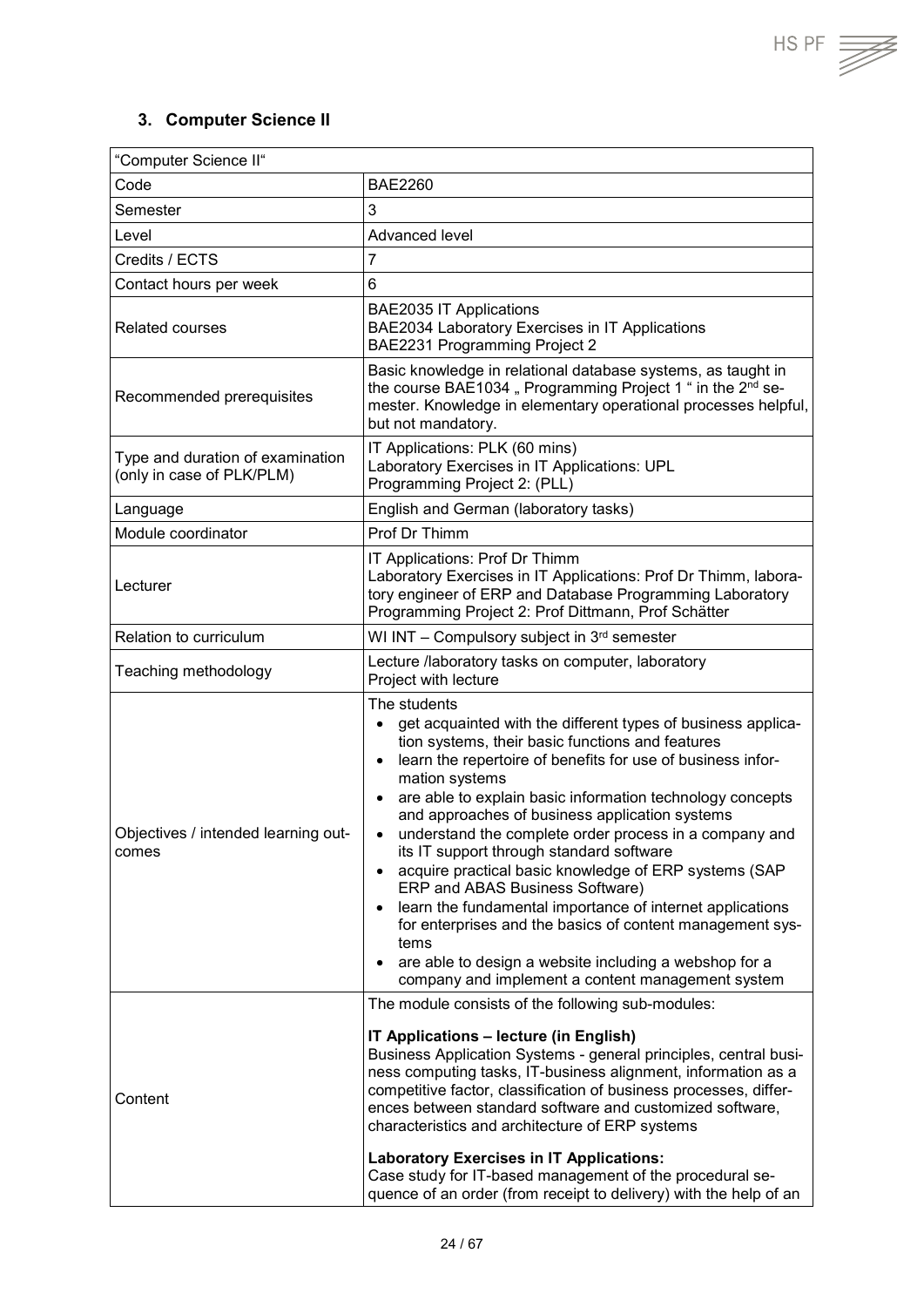## 3. Computer Science II

| "Computer Science II" | |
|---|---|
| Code | BAE2260 |
| Semester | 3 |
| Level | Advanced level |
| Credits / ECTS | 7 |
| Contact hours per week | 6 |
| Related courses | BAE2035 IT Applications<br>BAE2034 Laboratory Exercises in IT Applications<br>BAE2231 Programming Project 2 |
| Recommended prerequisites | Basic knowledge in relational database systems, as taught in the course BAE1034 „ Programming Project 1 " in the 2nd semester. Knowledge in elementary operational processes helpful, but not mandatory. |
| Type and duration of examination (only in case of PLK/PLM) | IT Applications: PLK (60 mins)<br>Laboratory Exercises in IT Applications: UPL<br>Programming Project 2: (PLL) |
| Language | English and German (laboratory tasks) |
| Module coordinator | Prof Dr Thimm |
| Lecturer | IT Applications: Prof Dr Thimm<br>Laboratory Exercises in IT Applications: Prof Dr Thimm, laboratory engineer of ERP and Database Programming Laboratory<br>Programming Project 2: Prof Dittmann, Prof Schätter |
| Relation to curriculum | WI INT – Compulsory subject in 3rd semester |
| Teaching methodology | Lecture /laboratory tasks on computer, laboratory<br>Project with lecture |
| Objectives / intended learning outcomes | The students<br>• get acquainted with the different types of business application systems, their basic functions and features<br>• learn the repertoire of benefits for use of business information systems<br>• are able to explain basic information technology concepts and approaches of business application systems<br>• understand the complete order process in a company and its IT support through standard software<br>• acquire practical basic knowledge of ERP systems (SAP ERP and ABAS Business Software)<br>• learn the fundamental importance of internet applications for enterprises and the basics of content management systems<br>• are able to design a website including a webshop for a company and implement a content management system |
| Content | The module consists of the following sub-modules:<br>**IT Applications – lecture (in English)**<br>Business Application Systems - general principles, central business computing tasks, IT-business alignment, information as a competitive factor, classification of business processes, differences between standard software and customized software, characteristics and architecture of ERP systems<br>**Laboratory Exercises in IT Applications:**<br>Case study for IT-based management of the procedural sequence of an order (from receipt to delivery) with the help of an |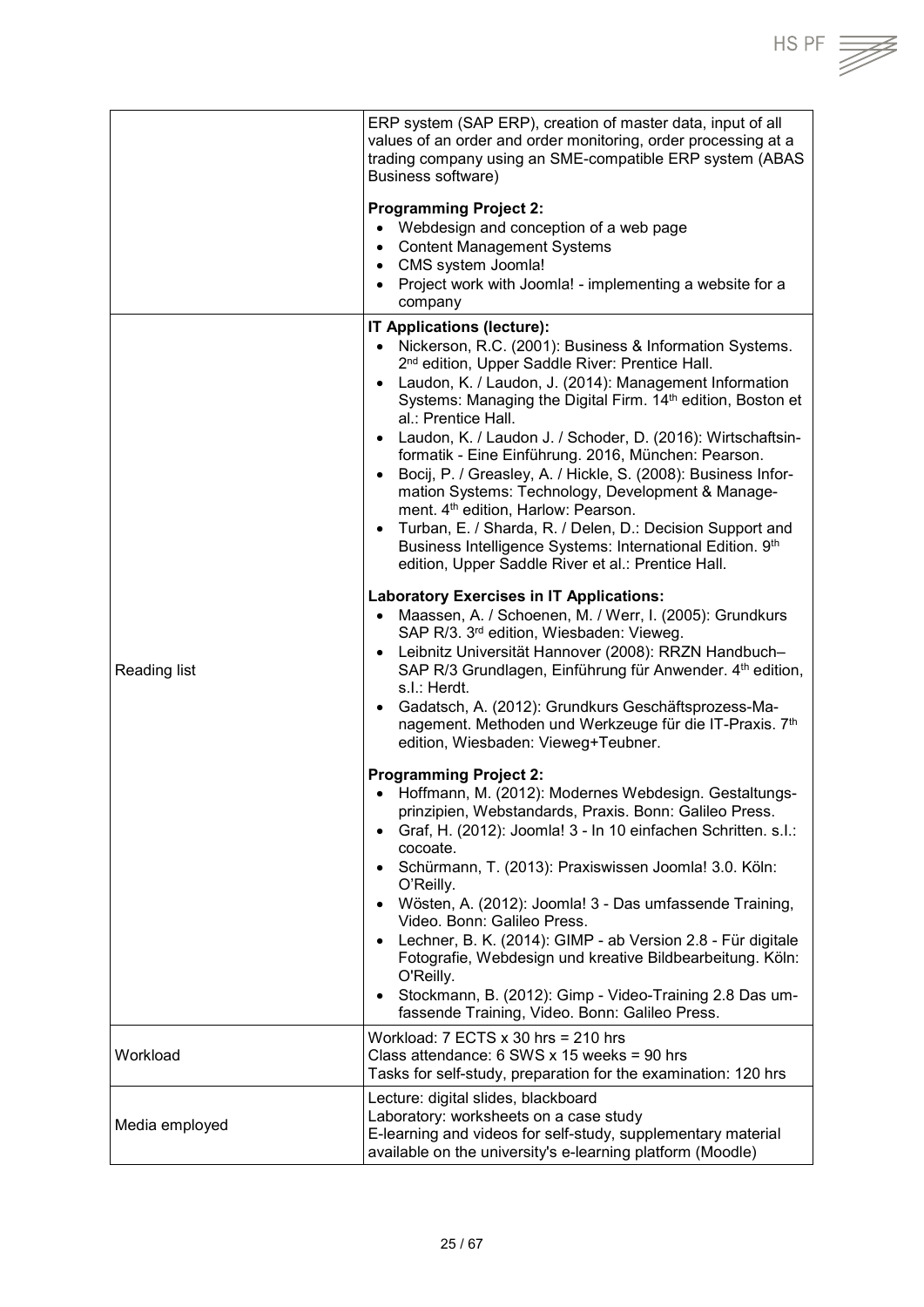| | |
|---|---|
| | ERP system (SAP ERP), creation of master data, input of all values of an order and order monitoring, order processing at a trading company using an SME-compatible ERP system (ABAS Business software)<br><br>**Programming Project 2:**<br>• Webdesign and conception of a web page<br>• Content Management Systems<br>• CMS system Joomla!<br>• Project work with Joomla! - implementing a website for a company |
| Reading list | **IT Applications (lecture):**<br>• Nickerson, R.C. (2001): Business & Information Systems. 2nd edition, Upper Saddle River: Prentice Hall.<br>• Laudon, K. / Laudon, J. (2014): Management Information Systems: Managing the Digital Firm. 14th edition, Boston et al.: Prentice Hall.<br>• Laudon, K. / Laudon J. / Schoder, D. (2016): Wirtschaftsinformatik - Eine Einführung. 2016, München: Pearson.<br>• Bocij, P. / Greasley, A. / Hickle, S. (2008): Business Information Systems: Technology, Development & Management. 4th edition, Harlow: Pearson.<br>• Turban, E. / Sharda, R. / Delen, D.: Decision Support and Business Intelligence Systems: International Edition. 9th edition, Upper Saddle River et al.: Prentice Hall.<br><br>**Laboratory Exercises in IT Applications:**<br>• Maassen, A. / Schoenen, M. / Werr, I. (2005): Grundkurs SAP R/3. 3rd edition, Wiesbaden: Vieweg.<br>• Leibnitz Universität Hannover (2008): RRZN Handbuch– SAP R/3 Grundlagen, Einführung für Anwender. 4th edition, s.I.: Herdt.<br>• Gadatsch, A. (2012): Grundkurs Geschäftsprozess-Management. Methoden und Werkzeuge für die IT-Praxis. 7th edition, Wiesbaden: Vieweg+Teubner.<br><br>**Programming Project 2:**<br>• Hoffmann, M. (2012): Modernes Webdesign. Gestaltungsprinzipien, Webstandards, Praxis. Bonn: Galileo Press.<br>• Graf, H. (2012): Joomla! 3 - In 10 einfachen Schritten. s.I.: cocoate.<br>• Schürmann, T. (2013): Praxiswissen Joomla! 3.0. Köln: O'Reilly.<br>• Wösten, A. (2012): Joomla! 3 - Das umfassende Training, Video. Bonn: Galileo Press.<br>• Lechner, B. K. (2014): GIMP - ab Version 2.8 - Für digitale Fotografie, Webdesign und kreative Bildbearbeitung. Köln: O'Reilly.<br>• Stockmann, B. (2012): Gimp - Video-Training 2.8 Das umfassende Training, Video. Bonn: Galileo Press. |
| Workload | Workload: 7 ECTS x 30 hrs = 210 hrs<br>Class attendance: 6 SWS x 15 weeks = 90 hrs<br>Tasks for self-study, preparation for the examination: 120 hrs |
| Media employed | Lecture: digital slides, blackboard<br>Laboratory: worksheets on a case study<br>E-learning and videos for self-study, supplementary material available on the university's e-learning platform (Moodle) |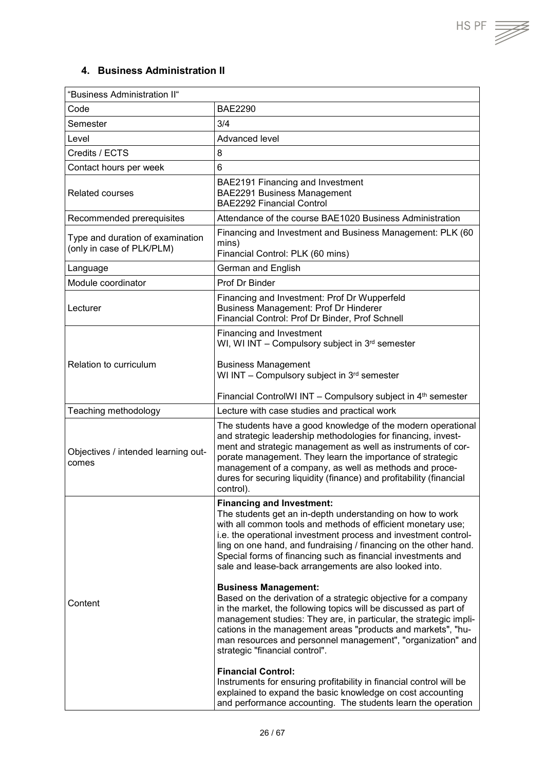## 4. Business Administration II

| "Business Administration II" | |
|---|---|
| Code | BAE2290 |
| Semester | 3/4 |
| Level | Advanced level |
| Credits / ECTS | 8 |
| Contact hours per week | 6 |
| Related courses | BAE2191 Financing and Investment<br>BAE2291 Business Management<br>BAE2292 Financial Control |
| Recommended prerequisites | Attendance of the course BAE1020 Business Administration |
| Type and duration of examination (only in case of PLK/PLM) | Financing and Investment and Business Management: PLK (60 mins)<br>Financial Control: PLK (60 mins) |
| Language | German and English |
| Module coordinator | Prof Dr Binder |
| Lecturer | Financing and Investment: Prof Dr Wupperfeld<br>Business Management: Prof Dr Hinderer<br>Financial Control: Prof Dr Binder, Prof Schnell |
| Relation to curriculum | Financing and Investment<br>WI, WI INT – Compulsory subject in 3rd semester<br><br>Business Management<br>WI INT – Compulsory subject in 3rd semester<br><br>Financial ControlWI INT – Compulsory subject in 4th semester |
| Teaching methodology | Lecture with case studies and practical work |
| Objectives / intended learning outcomes | The students have a good knowledge of the modern operational and strategic leadership methodologies for financing, investment and strategic management as well as instruments of corporate management. They learn the importance of strategic management of a company, as well as methods and procedures for securing liquidity (finance) and profitability (financial control). |
| Content | **Financing and Investment:**<br>The students get an in-depth understanding on how to work with all common tools and methods of efficient monetary use; i.e. the operational investment process and investment controlling on one hand, and fundraising / financing on the other hand. Special forms of financing such as financial investments and sale and lease-back arrangements are also looked into.<br><br>**Business Management:**<br>Based on the derivation of a strategic objective for a company in the market, the following topics will be discussed as part of management studies: They are, in particular, the strategic implications in the management areas "products and markets", "human resources and personnel management", "organization" and strategic "financial control".<br><br>**Financial Control:**<br>Instruments for ensuring profitability in financial control will be explained to expand the basic knowledge on cost accounting and performance accounting. The students learn the operation |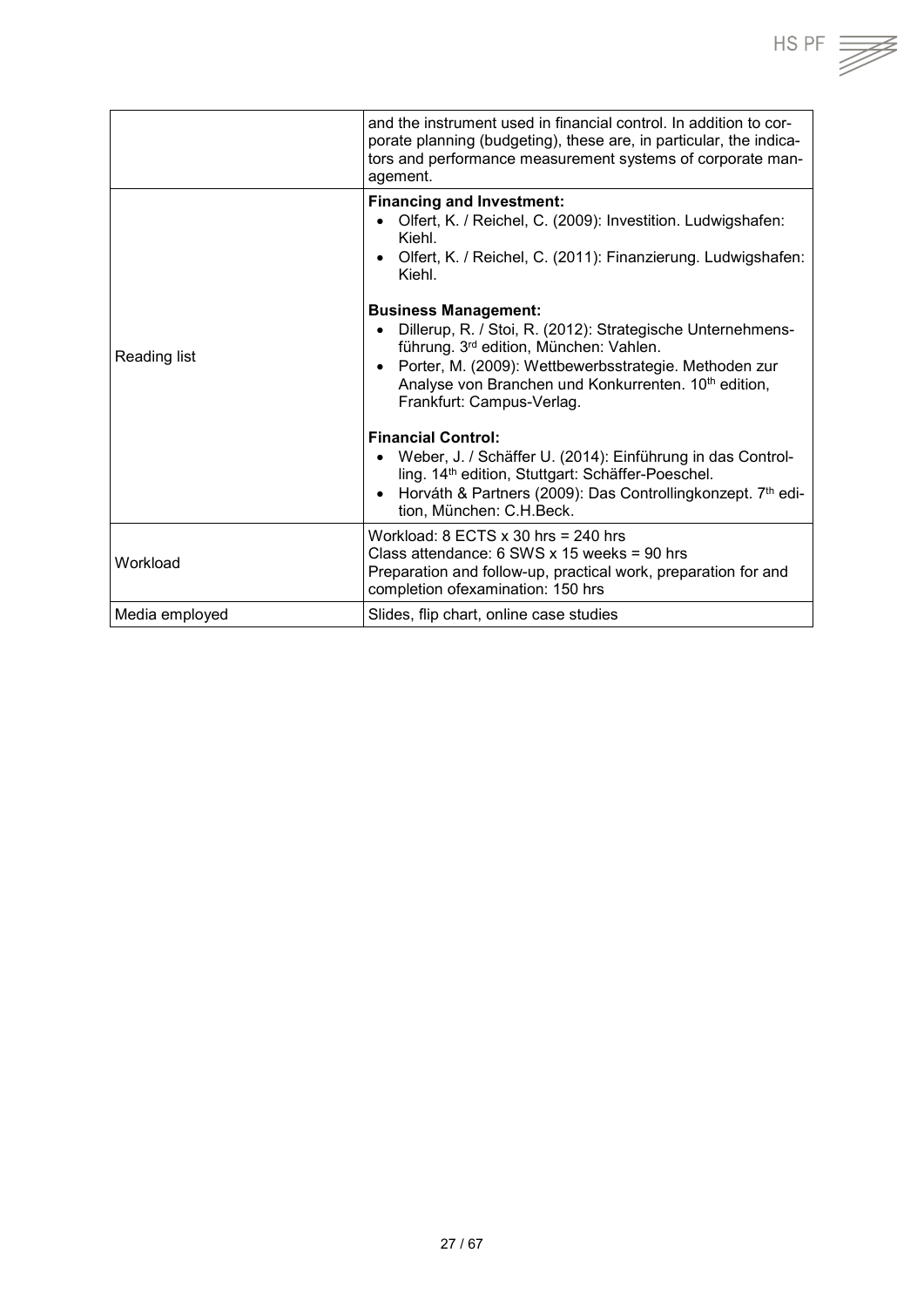| | |
|---|---|
| | and the instrument used in financial control. In addition to corporate planning (budgeting), these are, in particular, the indicators and performance measurement systems of corporate management. |
| Reading list | **Financing and Investment:**<br>• Olfert, K. / Reichel, C. (2009): Investition. Ludwigshafen: Kiehl.<br>• Olfert, K. / Reichel, C. (2011): Finanzierung. Ludwigshafen: Kiehl.<br><br>**Business Management:**<br>• Dillerup, R. / Stoi, R. (2012): Strategische Unternehmensführung. 3rd edition, München: Vahlen.<br>• Porter, M. (2009): Wettbewerbsstrategie. Methoden zur Analyse von Branchen und Konkurrenten. 10th edition, Frankfurt: Campus-Verlag.<br><br>**Financial Control:**<br>• Weber, J. / Schäffer U. (2014): Einführung in das Controlling. 14th edition, Stuttgart: Schäffer-Poeschel.<br>• Horváth & Partners (2009): Das Controllingkonzept. 7th edition, München: C.H.Beck. |
| Workload | Workload: 8 ECTS x 30 hrs = 240 hrs<br>Class attendance: 6 SWS x 15 weeks = 90 hrs<br>Preparation and follow-up, practical work, preparation for and completion ofexamination: 150 hrs |
| Media employed | Slides, flip chart, online case studies |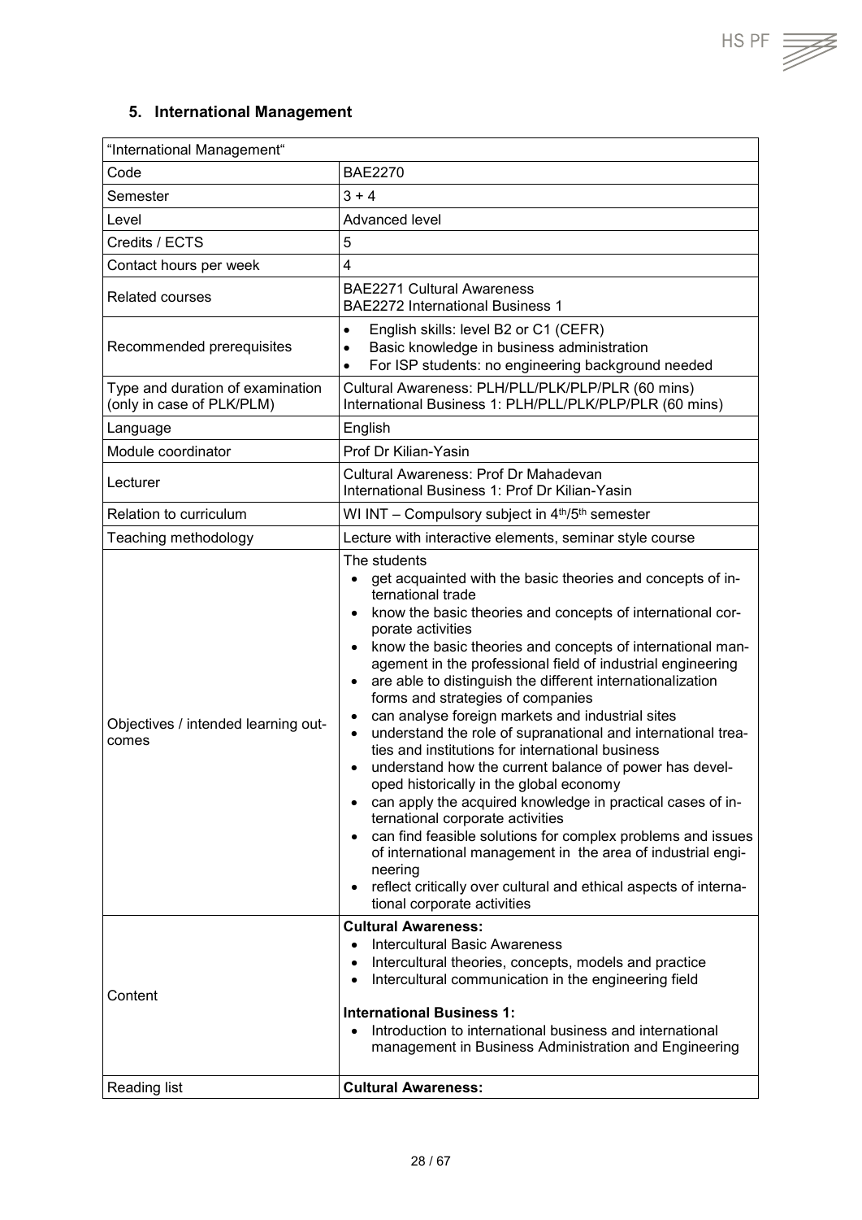## 5. International Management

| "International Management" | |
|---|---|
| Code | BAE2270 |
| Semester | 3 + 4 |
| Level | Advanced level |
| Credits / ECTS | 5 |
| Contact hours per week | 4 |
| Related courses | BAE2271 Cultural Awareness<br>BAE2272 International Business 1 |
| Recommended prerequisites | • English skills: level B2 or C1 (CEFR)<br>• Basic knowledge in business administration<br>• For ISP students: no engineering background needed |
| Type and duration of examination (only in case of PLK/PLM) | Cultural Awareness: PLH/PLL/PLK/PLP/PLR (60 mins)<br>International Business 1: PLH/PLL/PLK/PLP/PLR (60 mins) |
| Language | English |
| Module coordinator | Prof Dr Kilian-Yasin |
| Lecturer | Cultural Awareness: Prof Dr Mahadevan<br>International Business 1: Prof Dr Kilian-Yasin |
| Relation to curriculum | WI INT – Compulsory subject in 4th/5th semester |
| Teaching methodology | Lecture with interactive elements, seminar style course |
| Objectives / intended learning outcomes | The students<br>• get acquainted with the basic theories and concepts of international trade<br>• know the basic theories and concepts of international corporate activities<br>• know the basic theories and concepts of international management in the professional field of industrial engineering<br>• are able to distinguish the different internationalization forms and strategies of companies<br>• can analyse foreign markets and industrial sites<br>• understand the role of supranational and international treaties and institutions for international business<br>• understand how the current balance of power has developed historically in the global economy<br>• can apply the acquired knowledge in practical cases of international corporate activities<br>• can find feasible solutions for complex problems and issues of international management in the area of industrial engineering<br>• reflect critically over cultural and ethical aspects of international corporate activities |
| Content | **Cultural Awareness:**<br>• Intercultural Basic Awareness<br>• Intercultural theories, concepts, models and practice<br>• Intercultural communication in the engineering field<br><br>**International Business 1:**<br>• Introduction to international business and international management in Business Administration and Engineering |
| Reading list | **Cultural Awareness:** |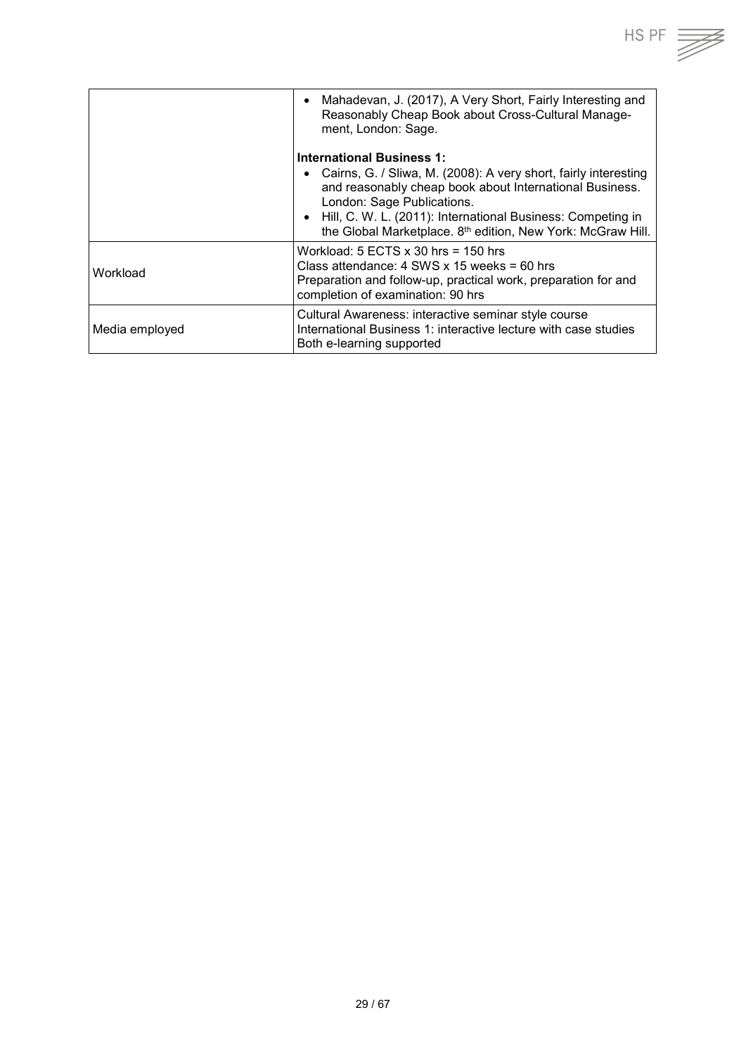| | |
|---|---|
| | • Mahadevan, J. (2017), A Very Short, Fairly Interesting and Reasonably Cheap Book about Cross-Cultural Management, London: Sage.<br><br>**International Business 1:**<br>• Cairns, G. / Sliwa, M. (2008): A very short, fairly interesting and reasonably cheap book about International Business. London: Sage Publications.<br>• Hill, C. W. L. (2011): International Business: Competing in the Global Marketplace. 8th edition, New York: McGraw Hill. |
| Workload | Workload: 5 ECTS x 30 hrs = 150 hrs<br>Class attendance: 4 SWS x 15 weeks = 60 hrs<br>Preparation and follow-up, practical work, preparation for and completion of examination: 90 hrs |
| Media employed | Cultural Awareness: interactive seminar style course<br>International Business 1: interactive lecture with case studies<br>Both e-learning supported |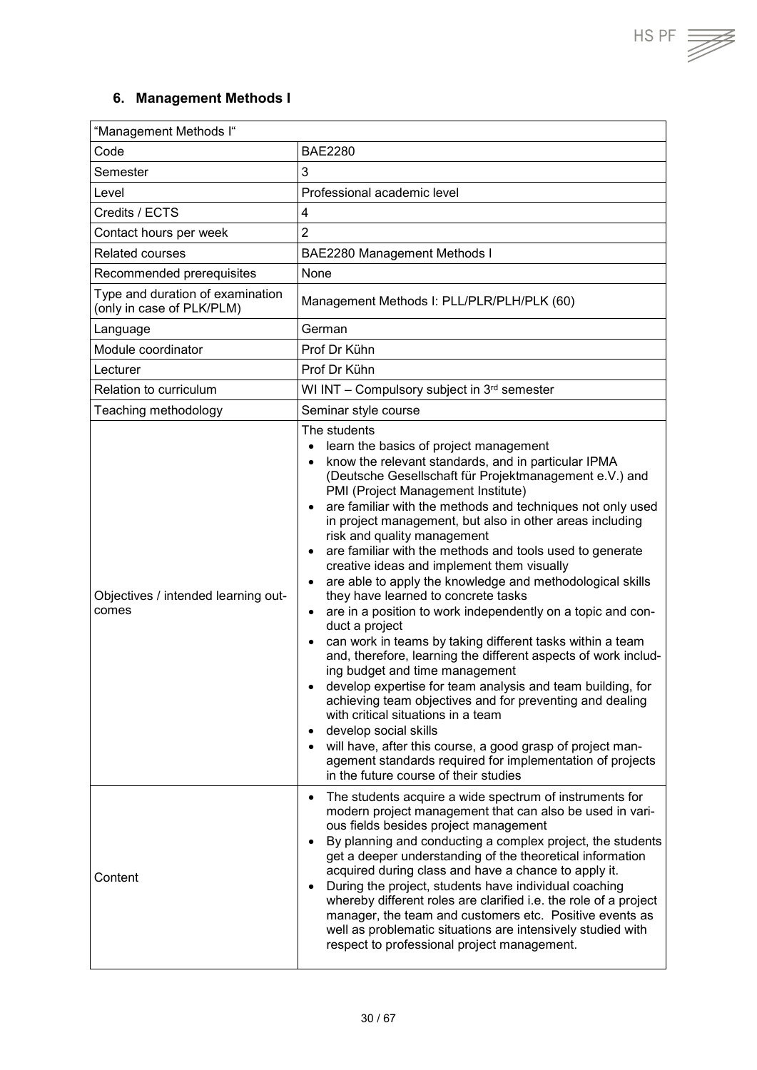## 6. Management Methods I

| "Management Methods I" | |
|---|---|
| Code | BAE2280 |
| Semester | 3 |
| Level | Professional academic level |
| Credits / ECTS | 4 |
| Contact hours per week | 2 |
| Related courses | BAE2280 Management Methods I |
| Recommended prerequisites | None |
| Type and duration of examination (only in case of PLK/PLM) | Management Methods I: PLL/PLR/PLH/PLK (60) |
| Language | German |
| Module coordinator | Prof Dr Kühn |
| Lecturer | Prof Dr Kühn |
| Relation to curriculum | WI INT – Compulsory subject in 3rd semester |
| Teaching methodology | Seminar style course |
| Objectives / intended learning outcomes | The students<br>• learn the basics of project management<br>• know the relevant standards, and in particular IPMA (Deutsche Gesellschaft für Projektmanagement e.V.) and PMI (Project Management Institute)<br>• are familiar with the methods and techniques not only used in project management, but also in other areas including risk and quality management<br>• are familiar with the methods and tools used to generate creative ideas and implement them visually<br>• are able to apply the knowledge and methodological skills they have learned to concrete tasks<br>• are in a position to work independently on a topic and conduct a project<br>• can work in teams by taking different tasks within a team and, therefore, learning the different aspects of work including budget and time management<br>• develop expertise for team analysis and team building, for achieving team objectives and for preventing and dealing with critical situations in a team<br>• develop social skills<br>• will have, after this course, a good grasp of project management standards required for implementation of projects in the future course of their studies |
| Content | • The students acquire a wide spectrum of instruments for modern project management that can also be used in various fields besides project management<br>• By planning and conducting a complex project, the students get a deeper understanding of the theoretical information acquired during class and have a chance to apply it.<br>• During the project, students have individual coaching whereby different roles are clarified i.e. the role of a project manager, the team and customers etc. Positive events as well as problematic situations are intensively studied with respect to professional project management. |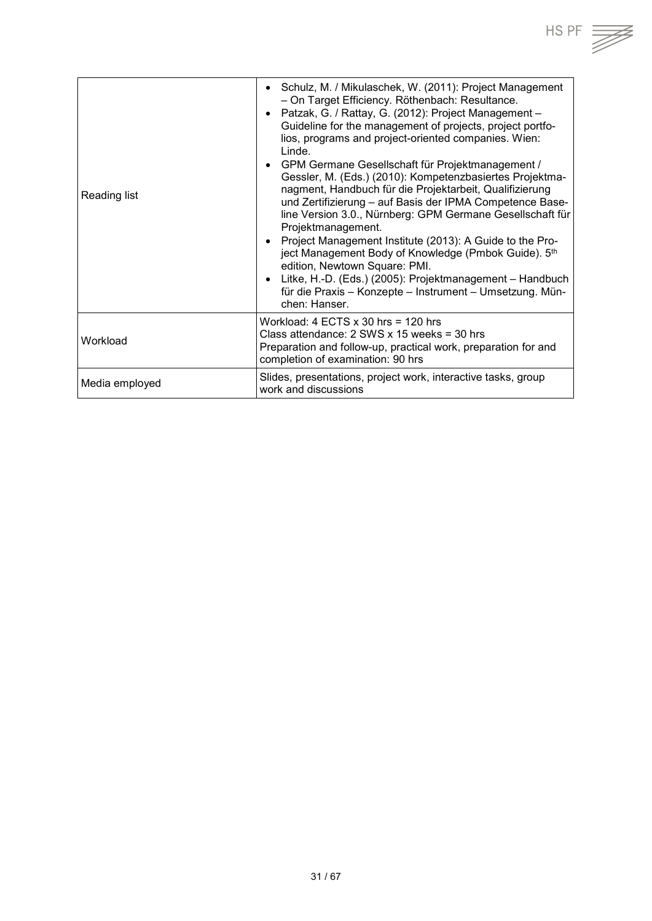| | |
|---|---|
| Reading list | • Schulz, M. / Mikulaschek, W. (2011): Project Management – On Target Efficiency. Röthenbach: Resultance.<br>• Patzak, G. / Rattay, G. (2012): Project Management – Guideline for the management of projects, project portfolios, programs and project-oriented companies. Wien: Linde.<br>• GPM Germane Gesellschaft für Projektmanagement / Gessler, M. (Eds.) (2010): Kompetenzbasiertes Projektmanagment, Handbuch für die Projektarbeit, Qualifizierung und Zertifizierung – auf Basis der IPMA Competence Baseline Version 3.0., Nürnberg: GPM Germane Gesellschaft für Projektmanagement.<br>• Project Management Institute (2013): A Guide to the Project Management Body of Knowledge (Pmbok Guide). 5th edition, Newtown Square: PMI.<br>• Litke, H.-D. (Eds.) (2005): Projektmanagement – Handbuch für die Praxis – Konzepte – Instrument – Umsetzung. München: Hanser. |
| Workload | Workload: 4 ECTS x 30 hrs = 120 hrs<br>Class attendance: 2 SWS x 15 weeks = 30 hrs<br>Preparation and follow-up, practical work, preparation for and completion of examination: 90 hrs |
| Media employed | Slides, presentations, project work, interactive tasks, group work and discussions |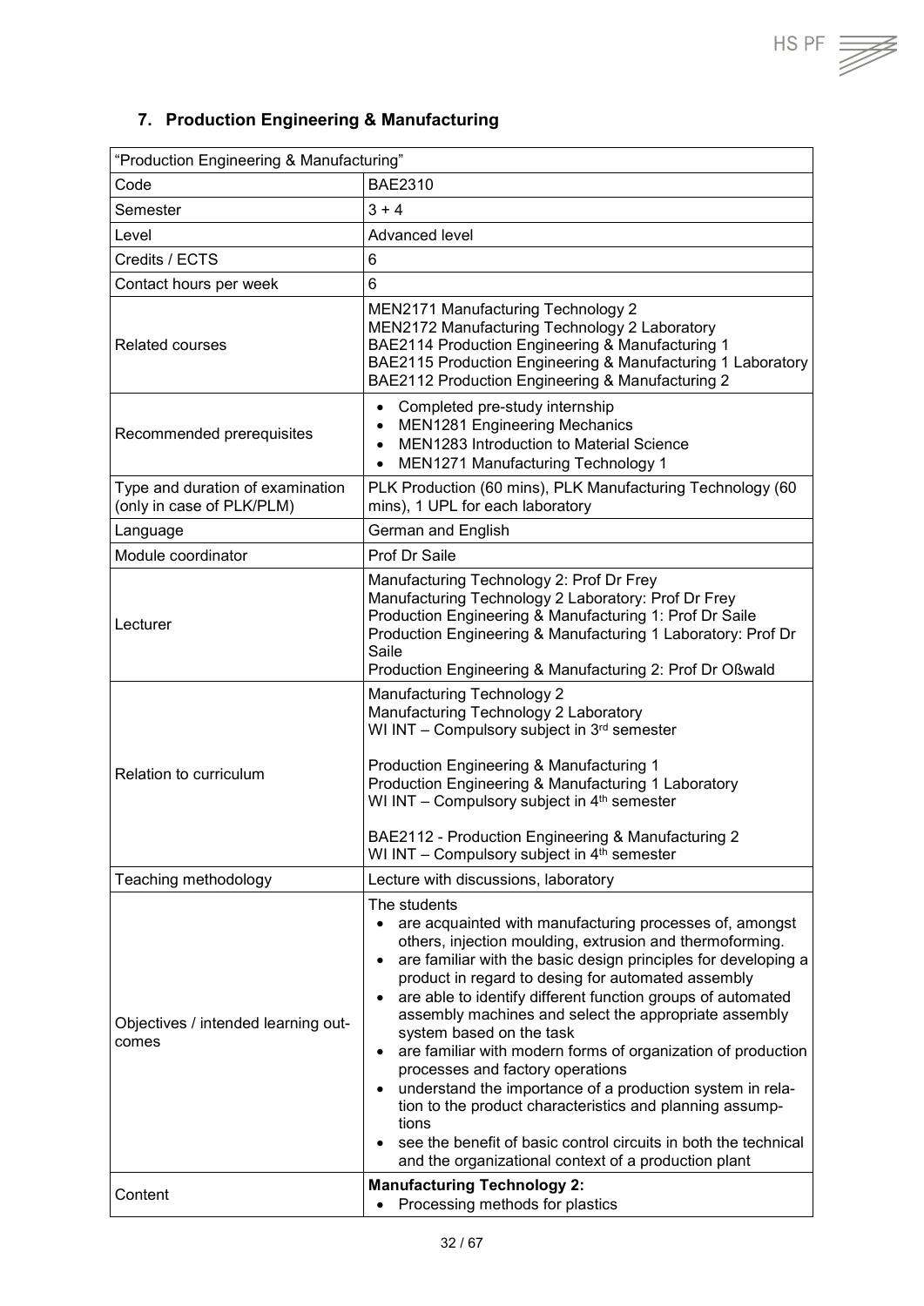## 7. Production Engineering & Manufacturing

| "Production Engineering & Manufacturing" | |
|---|---|
| Code | BAE2310 |
| Semester | 3 + 4 |
| Level | Advanced level |
| Credits / ECTS | 6 |
| Contact hours per week | 6 |
| Related courses | MEN2171 Manufacturing Technology 2<br>MEN2172 Manufacturing Technology 2 Laboratory<br>BAE2114 Production Engineering & Manufacturing 1<br>BAE2115 Production Engineering & Manufacturing 1 Laboratory<br>BAE2112 Production Engineering & Manufacturing 2 |
| Recommended prerequisites | • Completed pre-study internship<br>• MEN1281 Engineering Mechanics<br>• MEN1283 Introduction to Material Science<br>• MEN1271 Manufacturing Technology 1 |
| Type and duration of examination (only in case of PLK/PLM) | PLK Production (60 mins), PLK Manufacturing Technology (60 mins), 1 UPL for each laboratory |
| Language | German and English |
| Module coordinator | Prof Dr Saile |
| Lecturer | Manufacturing Technology 2: Prof Dr Frey<br>Manufacturing Technology 2 Laboratory: Prof Dr Frey<br>Production Engineering & Manufacturing 1: Prof Dr Saile<br>Production Engineering & Manufacturing 1 Laboratory: Prof Dr Saile<br>Production Engineering & Manufacturing 2: Prof Dr Oßwald |
| Relation to curriculum | Manufacturing Technology 2<br>Manufacturing Technology 2 Laboratory<br>WI INT – Compulsory subject in 3rd semester<br><br>Production Engineering & Manufacturing 1<br>Production Engineering & Manufacturing 1 Laboratory<br>WI INT – Compulsory subject in 4th semester<br><br>BAE2112 - Production Engineering & Manufacturing 2<br>WI INT – Compulsory subject in 4th semester |
| Teaching methodology | Lecture with discussions, laboratory |
| Objectives / intended learning outcomes | The students<br>• are acquainted with manufacturing processes of, amongst others, injection moulding, extrusion and thermoforming.<br>• are familiar with the basic design principles for developing a product in regard to desing for automated assembly<br>• are able to identify different function groups of automated assembly machines and select the appropriate assembly system based on the task<br>• are familiar with modern forms of organization of production processes and factory operations<br>• understand the importance of a production system in relation to the product characteristics and planning assumptions<br>• see the benefit of basic control circuits in both the technical and the organizational context of a production plant |
| Content | **Manufacturing Technology 2:**<br>• Processing methods for plastics |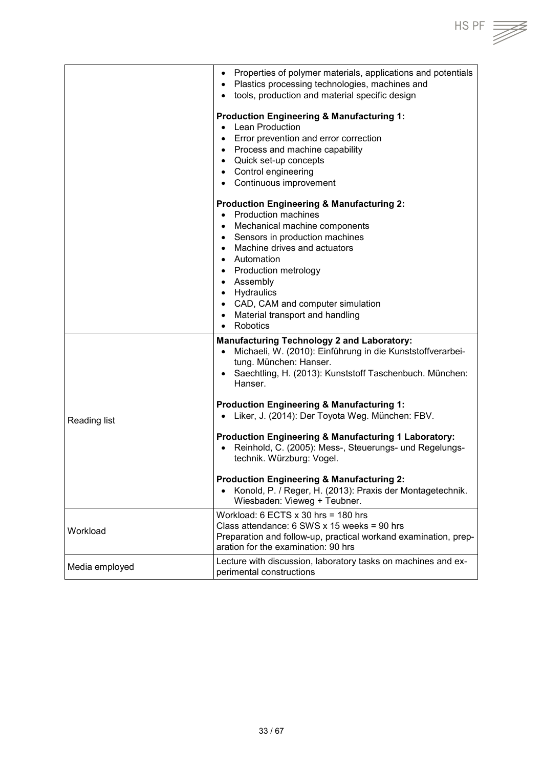| | |
|---|---|
| | • Properties of polymer materials, applications and potentials<br>• Plastics processing technologies, machines and<br>• tools, production and material specific design<br><br>**Production Engineering & Manufacturing 1:**<br>• Lean Production<br>• Error prevention and error correction<br>• Process and machine capability<br>• Quick set-up concepts<br>• Control engineering<br>• Continuous improvement<br><br>**Production Engineering & Manufacturing 2:**<br>• Production machines<br>• Mechanical machine components<br>• Sensors in production machines<br>• Machine drives and actuators<br>• Automation<br>• Production metrology<br>• Assembly<br>• Hydraulics<br>• CAD, CAM and computer simulation<br>• Material transport and handling<br>• Robotics |
| Reading list | **Manufacturing Technology 2 and Laboratory:**<br>• Michaeli, W. (2010): Einführung in die Kunststoffverarbeitung. München: Hanser.<br>• Saechtling, H. (2013): Kunststoff Taschenbuch. München: Hanser.<br><br>**Production Engineering & Manufacturing 1:**<br>• Liker, J. (2014): Der Toyota Weg. München: FBV.<br><br>**Production Engineering & Manufacturing 1 Laboratory:**<br>• Reinhold, C. (2005): Mess-, Steuerungs- und Regelungstechnik. Würzburg: Vogel.<br><br>**Production Engineering & Manufacturing 2:**<br>• Konold, P. / Reger, H. (2013): Praxis der Montagetechnik. Wiesbaden: Vieweg + Teubner. |
| Workload | Workload: 6 ECTS x 30 hrs = 180 hrs<br>Class attendance: 6 SWS x 15 weeks = 90 hrs<br>Preparation and follow-up, practical workand examination, preparation for the examination: 90 hrs |
| Media employed | Lecture with discussion, laboratory tasks on machines and experimental constructions |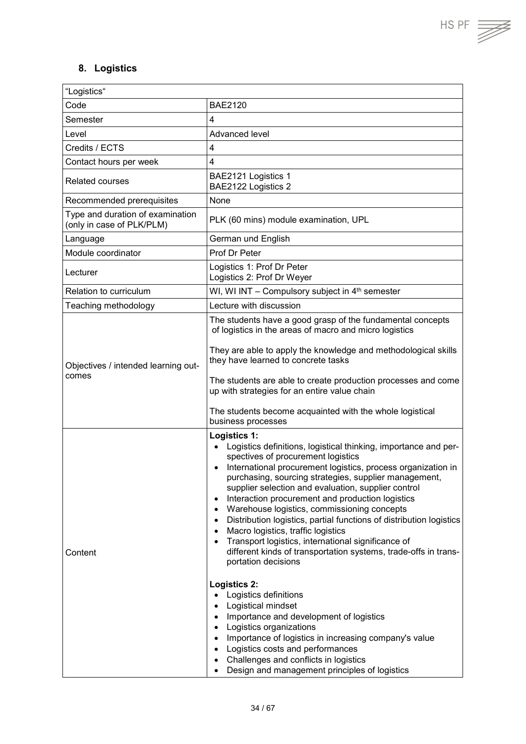## 8. Logistics

| "Logistics" | |
|---|---|
| Code | BAE2120 |
| Semester | 4 |
| Level | Advanced level |
| Credits / ECTS | 4 |
| Contact hours per week | 4 |
| Related courses | BAE2121 Logistics 1<br>BAE2122 Logistics 2 |
| Recommended prerequisites | None |
| Type and duration of examination (only in case of PLK/PLM) | PLK (60 mins) module examination, UPL |
| Language | German und English |
| Module coordinator | Prof Dr Peter |
| Lecturer | Logistics 1: Prof Dr Peter<br>Logistics 2: Prof Dr Weyer |
| Relation to curriculum | WI, WI INT – Compulsory subject in 4th semester |
| Teaching methodology | Lecture with discussion |
| Objectives / intended learning outcomes | The students have a good grasp of the fundamental concepts of logistics in the areas of macro and micro logistics<br><br>They are able to apply the knowledge and methodological skills they have learned to concrete tasks<br><br>The students are able to create production processes and come up with strategies for an entire value chain<br><br>The students become acquainted with the whole logistical business processes |
| Content | **Logistics 1:**<br>• Logistics definitions, logistical thinking, importance and perspectives of procurement logistics<br>• International procurement logistics, process organization in purchasing, sourcing strategies, supplier management, supplier selection and evaluation, supplier control<br>• Interaction procurement and production logistics<br>• Warehouse logistics, commissioning concepts<br>• Distribution logistics, partial functions of distribution logistics<br>• Macro logistics, traffic logistics<br>• Transport logistics, international significance of different kinds of transportation systems, trade-offs in transportation decisions<br><br>**Logistics 2:**<br>• Logistics definitions<br>• Logistical mindset<br>• Importance and development of logistics<br>• Logistics organizations<br>• Importance of logistics in increasing company's value<br>• Logistics costs and performances<br>• Challenges and conflicts in logistics<br>• Design and management principles of logistics |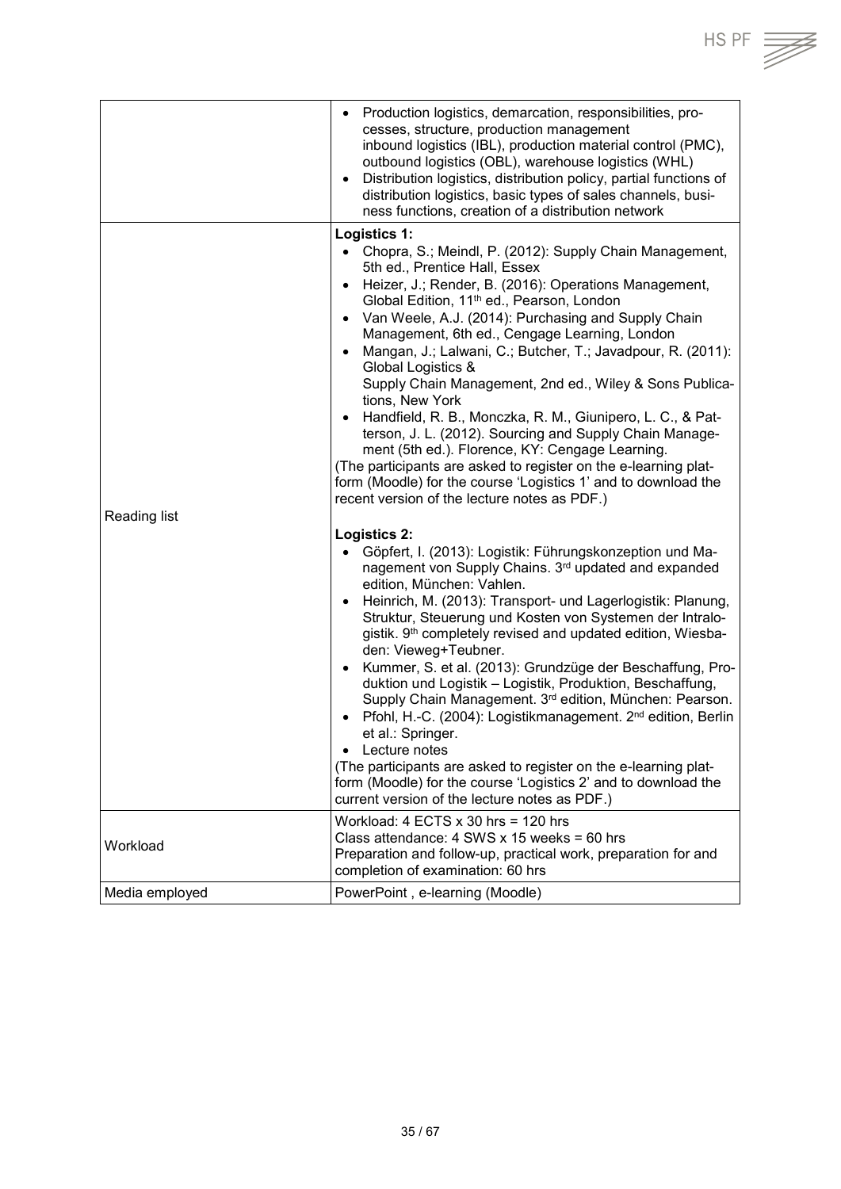| | |
|---|---|
| | • Production logistics, demarcation, responsibilities, processes, structure, production management inbound logistics (IBL), production material control (PMC), outbound logistics (OBL), warehouse logistics (WHL)<br>• Distribution logistics, distribution policy, partial functions of distribution logistics, basic types of sales channels, business functions, creation of a distribution network |
| Reading list | **Logistics 1:**<br>• Chopra, S.; Meindl, P. (2012): Supply Chain Management, 5th ed., Prentice Hall, Essex<br>• Heizer, J.; Render, B. (2016): Operations Management, Global Edition, 11th ed., Pearson, London<br>• Van Weele, A.J. (2014): Purchasing and Supply Chain Management, 6th ed., Cengage Learning, London<br>• Mangan, J.; Lalwani, C.; Butcher, T.; Javadpour, R. (2011): Global Logistics & Supply Chain Management, 2nd ed., Wiley & Sons Publications, New York<br>• Handfield, R. B., Monczka, R. M., Giunipero, L. C., & Patterson, J. L. (2012). Sourcing and Supply Chain Management (5th ed.). Florence, KY: Cengage Learning.<br>(The participants are asked to register on the e-learning platform (Moodle) for the course 'Logistics 1' and to download the recent version of the lecture notes as PDF.)<br><br>**Logistics 2:**<br>• Göpfert, I. (2013): Logistik: Führungskonzeption und Management von Supply Chains. 3rd updated and expanded edition, München: Vahlen.<br>• Heinrich, M. (2013): Transport- und Lagerlogistik: Planung, Struktur, Steuerung und Kosten von Systemen der Intralogistik. 9th completely revised and updated edition, Wiesbaden: Vieweg+Teubner.<br>• Kummer, S. et al. (2013): Grundzüge der Beschaffung, Produktion und Logistik – Logistik, Produktion, Beschaffung, Supply Chain Management. 3rd edition, München: Pearson.<br>• Pfohl, H.-C. (2004): Logistikmanagement. 2nd edition, Berlin et al.: Springer.<br>• Lecture notes<br>(The participants are asked to register on the e-learning platform (Moodle) for the course 'Logistics 2' and to download the current version of the lecture notes as PDF.) |
| Workload | Workload: 4 ECTS x 30 hrs = 120 hrs<br>Class attendance: 4 SWS x 15 weeks = 60 hrs<br>Preparation and follow-up, practical work, preparation for and completion of examination: 60 hrs |
| Media employed | PowerPoint , e-learning (Moodle) |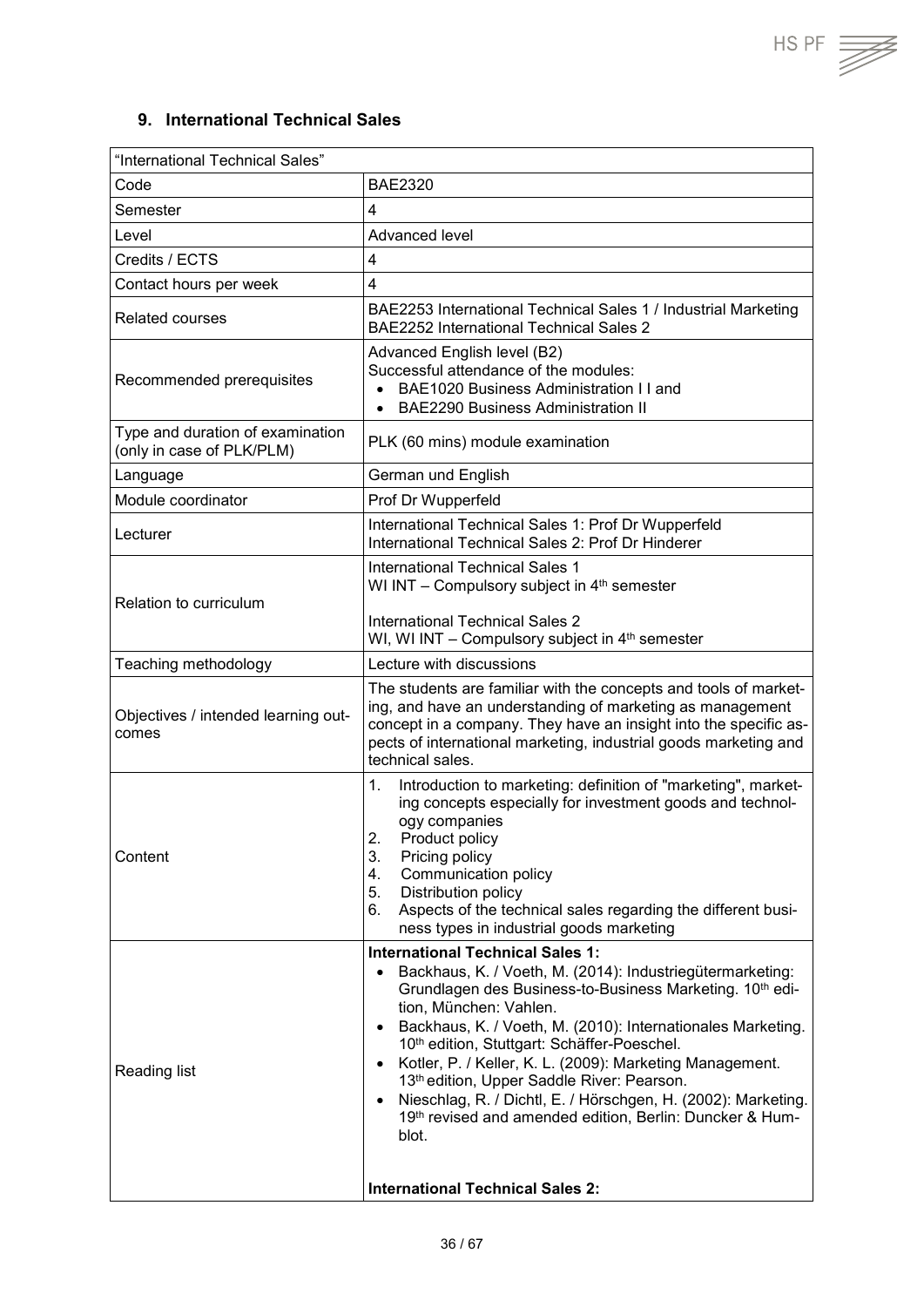## 9. International Technical Sales

| "International Technical Sales" | |
|---|---|
| Code | BAE2320 |
| Semester | 4 |
| Level | Advanced level |
| Credits / ECTS | 4 |
| Contact hours per week | 4 |
| Related courses | BAE2253 International Technical Sales 1 / Industrial Marketing<br>BAE2252 International Technical Sales 2 |
| Recommended prerequisites | Advanced English level (B2)<br>Successful attendance of the modules:<br>• BAE1020 Business Administration I I and<br>• BAE2290 Business Administration II |
| Type and duration of examination (only in case of PLK/PLM) | PLK (60 mins) module examination |
| Language | German und English |
| Module coordinator | Prof Dr Wupperfeld |
| Lecturer | International Technical Sales 1: Prof Dr Wupperfeld<br>International Technical Sales 2: Prof Dr Hinderer |
| Relation to curriculum | International Technical Sales 1<br>WI INT – Compulsory subject in 4th semester<br><br>International Technical Sales 2<br>WI, WI INT – Compulsory subject in 4th semester |
| Teaching methodology | Lecture with discussions |
| Objectives / intended learning outcomes | The students are familiar with the concepts and tools of marketing, and have an understanding of marketing as management concept in a company. They have an insight into the specific aspects of international marketing, industrial goods marketing and technical sales. |
| Content | 1. Introduction to marketing: definition of "marketing", marketing concepts especially for investment goods and technology companies<br>2. Product policy<br>3. Pricing policy<br>4. Communication policy<br>5. Distribution policy<br>6. Aspects of the technical sales regarding the different business types in industrial goods marketing |
| Reading list | **International Technical Sales 1:**<br>• Backhaus, K. / Voeth, M. (2014): Industriegütermarketing: Grundlagen des Business-to-Business Marketing. 10th edition, München: Vahlen.<br>• Backhaus, K. / Voeth, M. (2010): Internationales Marketing. 10th edition, Stuttgart: Schäffer-Poeschel.<br>• Kotler, P. / Keller, K. L. (2009): Marketing Management. 13th edition, Upper Saddle River: Pearson.<br>• Nieschlag, R. / Dichtl, E. / Hörschgen, H. (2002): Marketing. 19th revised and amended edition, Berlin: Duncker & Humblot.<br><br>**International Technical Sales 2:** |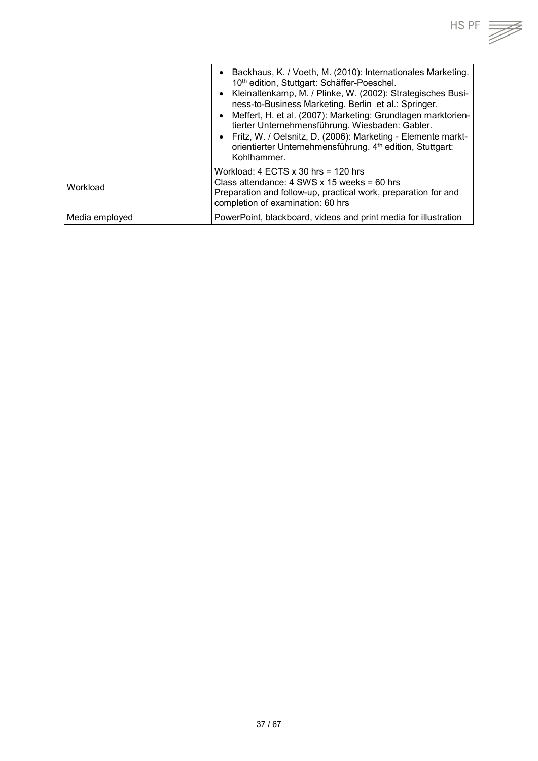| | |
|---|---|
| | • Backhaus, K. / Voeth, M. (2010): Internationales Marketing. 10th edition, Stuttgart: Schäffer-Poeschel.<br>• Kleinaltenkamp, M. / Plinke, W. (2002): Strategisches Business-to-Business Marketing. Berlin et al.: Springer.<br>• Meffert, H. et al. (2007): Marketing: Grundlagen marktorientierter Unternehmensführung. Wiesbaden: Gabler.<br>• Fritz, W. / Oelsnitz, D. (2006): Marketing - Elemente marktorientierter Unternehmensführung. 4th edition, Stuttgart: Kohlhammer. |
| Workload | Workload: 4 ECTS x 30 hrs = 120 hrs<br>Class attendance: 4 SWS x 15 weeks = 60 hrs<br>Preparation and follow-up, practical work, preparation for and completion of examination: 60 hrs |
| Media employed | PowerPoint, blackboard, videos and print media for illustration |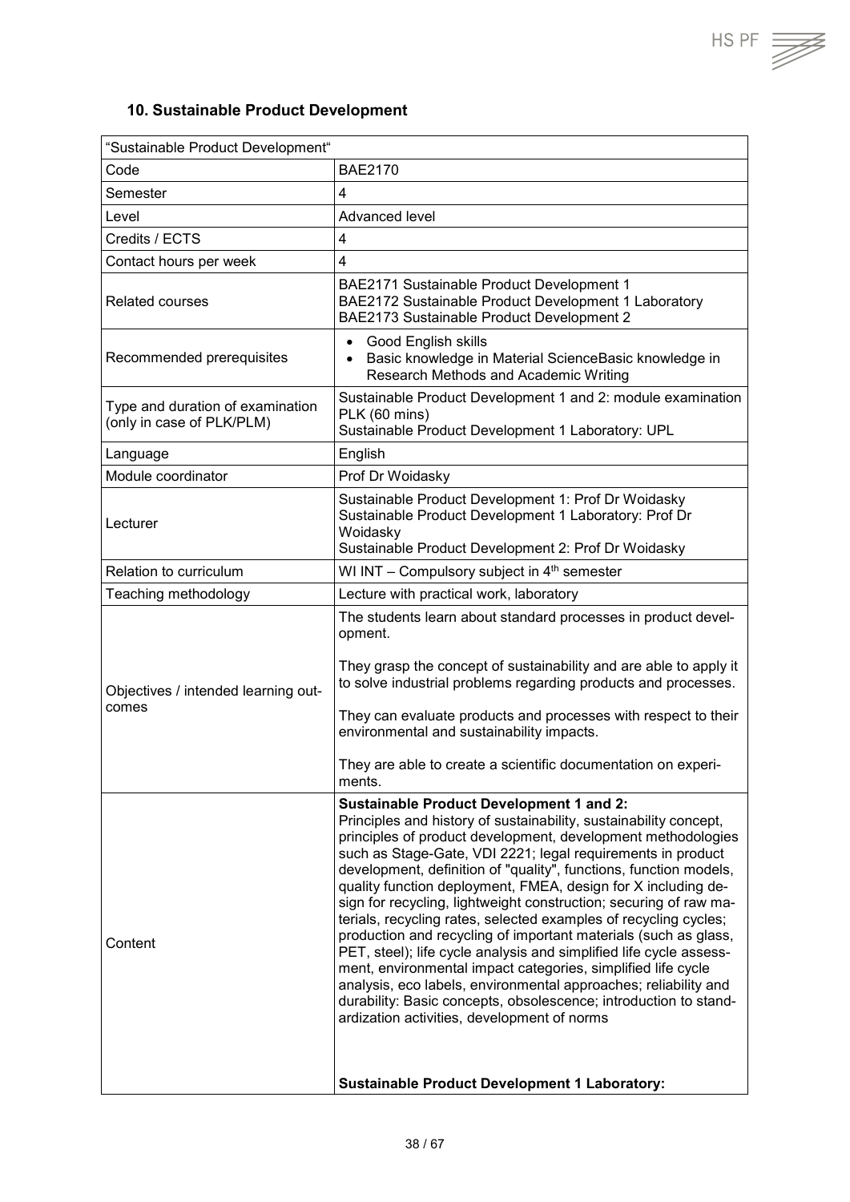## 10. Sustainable Product Development

| "Sustainable Product Development" | |
|---|---|
| Code | BAE2170 |
| Semester | 4 |
| Level | Advanced level |
| Credits / ECTS | 4 |
| Contact hours per week | 4 |
| Related courses | BAE2171 Sustainable Product Development 1<br>BAE2172 Sustainable Product Development 1 Laboratory<br>BAE2173 Sustainable Product Development 2 |
| Recommended prerequisites | • Good English skills<br>• Basic knowledge in Material ScienceBasic knowledge in Research Methods and Academic Writing |
| Type and duration of examination (only in case of PLK/PLM) | Sustainable Product Development 1 and 2: module examination PLK (60 mins)<br>Sustainable Product Development 1 Laboratory: UPL |
| Language | English |
| Module coordinator | Prof Dr Woidasky |
| Lecturer | Sustainable Product Development 1: Prof Dr Woidasky<br>Sustainable Product Development 1 Laboratory: Prof Dr Woidasky<br>Sustainable Product Development 2: Prof Dr Woidasky |
| Relation to curriculum | WI INT – Compulsory subject in 4th semester |
| Teaching methodology | Lecture with practical work, laboratory |
| Objectives / intended learning outcomes | The students learn about standard processes in product development.<br><br>They grasp the concept of sustainability and are able to apply it to solve industrial problems regarding products and processes.<br><br>They can evaluate products and processes with respect to their environmental and sustainability impacts.<br><br>They are able to create a scientific documentation on experiments. |
| Content | **Sustainable Product Development 1 and 2:**<br>Principles and history of sustainability, sustainability concept, principles of product development, development methodologies such as Stage-Gate, VDI 2221; legal requirements in product development, definition of "quality", functions, function models, quality function deployment, FMEA, design for X including design for recycling, lightweight construction; securing of raw materials, recycling rates, selected examples of recycling cycles; production and recycling of important materials (such as glass, PET, steel); life cycle analysis and simplified life cycle assessment, environmental impact categories, simplified life cycle analysis, eco labels, environmental approaches; reliability and durability: Basic concepts, obsolescence; introduction to standardization activities, development of norms<br><br>**Sustainable Product Development 1 Laboratory:** |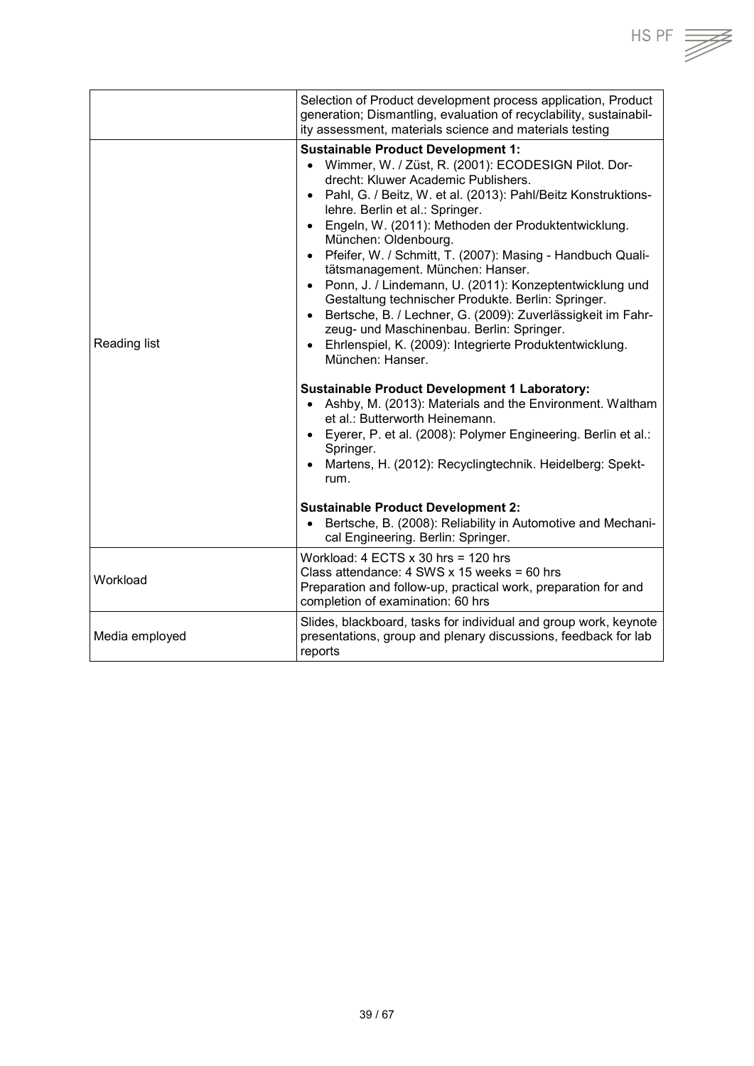| | |
|---|---|
| | Selection of Product development process application, Product generation; Dismantling, evaluation of recyclability, sustainability assessment, materials science and materials testing |
| Reading list | **Sustainable Product Development 1:**<br>• Wimmer, W. / Züst, R. (2001): ECODESIGN Pilot. Dordrecht: Kluwer Academic Publishers.<br>• Pahl, G. / Beitz, W. et al. (2013): Pahl/Beitz Konstruktionslehre. Berlin et al.: Springer.<br>• Engeln, W. (2011): Methoden der Produktentwicklung. München: Oldenbourg.<br>• Pfeifer, W. / Schmitt, T. (2007): Masing - Handbuch Qualitätsmanagement. München: Hanser.<br>• Ponn, J. / Lindemann, U. (2011): Konzeptentwicklung und Gestaltung technischer Produkte. Berlin: Springer.<br>• Bertsche, B. / Lechner, G. (2009): Zuverlässigkeit im Fahrzeug- und Maschinenbau. Berlin: Springer.<br>• Ehrlenspiel, K. (2009): Integrierte Produktentwicklung. München: Hanser.<br><br>**Sustainable Product Development 1 Laboratory:**<br>• Ashby, M. (2013): Materials and the Environment. Waltham et al.: Butterworth Heinemann.<br>• Eyerer, P. et al. (2008): Polymer Engineering. Berlin et al.: Springer.<br>• Martens, H. (2012): Recyclingtechnik. Heidelberg: Spektrum.<br><br>**Sustainable Product Development 2:**<br>• Bertsche, B. (2008): Reliability in Automotive and Mechanical Engineering. Berlin: Springer. |
| Workload | Workload: 4 ECTS x 30 hrs = 120 hrs<br>Class attendance: 4 SWS x 15 weeks = 60 hrs<br>Preparation and follow-up, practical work, preparation for and completion of examination: 60 hrs |
| Media employed | Slides, blackboard, tasks for individual and group work, keynote presentations, group and plenary discussions, feedback for lab reports |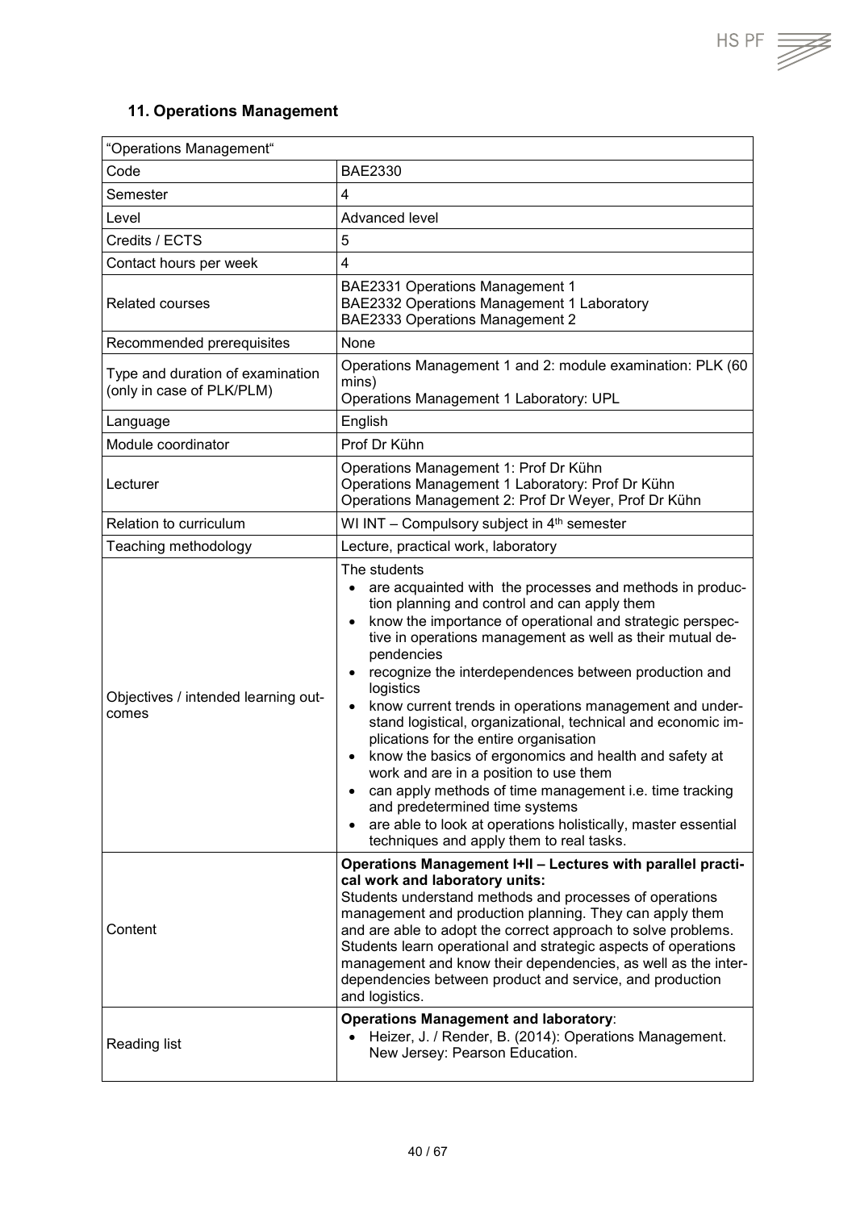## 11. Operations Management

| "Operations Management" | |
|---|---|
| Code | BAE2330 |
| Semester | 4 |
| Level | Advanced level |
| Credits / ECTS | 5 |
| Contact hours per week | 4 |
| Related courses | BAE2331 Operations Management 1<br>BAE2332 Operations Management 1 Laboratory<br>BAE2333 Operations Management 2 |
| Recommended prerequisites | None |
| Type and duration of examination (only in case of PLK/PLM) | Operations Management 1 and 2: module examination: PLK (60 mins)<br>Operations Management 1 Laboratory: UPL |
| Language | English |
| Module coordinator | Prof Dr Kühn |
| Lecturer | Operations Management 1: Prof Dr Kühn<br>Operations Management 1 Laboratory: Prof Dr Kühn<br>Operations Management 2: Prof Dr Weyer, Prof Dr Kühn |
| Relation to curriculum | WI INT – Compulsory subject in 4th semester |
| Teaching methodology | Lecture, practical work, laboratory |
| Objectives / intended learning outcomes | The students<br>• are acquainted with the processes and methods in production planning and control and can apply them<br>• know the importance of operational and strategic perspective in operations management as well as their mutual dependencies<br>• recognize the interdependences between production and logistics<br>• know current trends in operations management and understand logistical, organizational, technical and economic implications for the entire organisation<br>• know the basics of ergonomics and health and safety at work and are in a position to use them<br>• can apply methods of time management i.e. time tracking and predetermined time systems<br>• are able to look at operations holistically, master essential techniques and apply them to real tasks. |
| Content | **Operations Management I+II – Lectures with parallel practical work and laboratory units:**<br>Students understand methods and processes of operations management and production planning. They can apply them and are able to adopt the correct approach to solve problems. Students learn operational and strategic aspects of operations management and know their dependencies, as well as the interdependencies between product and service, and production and logistics. |
| Reading list | **Operations Management and laboratory**:<br>• Heizer, J. / Render, B. (2014): Operations Management. New Jersey: Pearson Education. |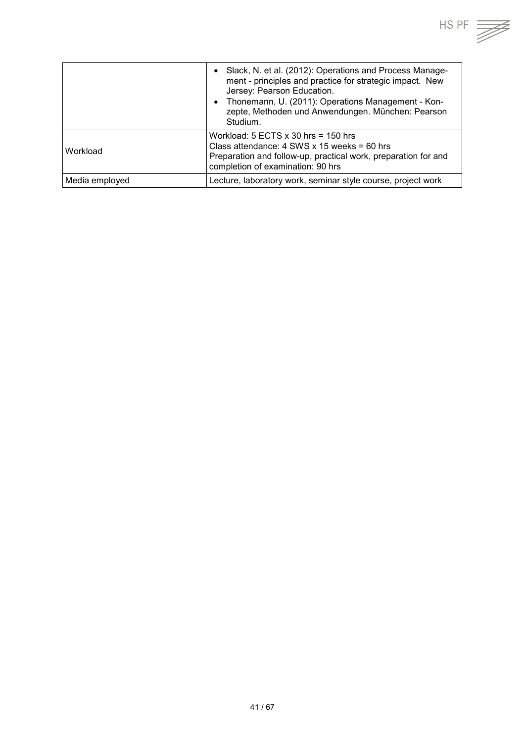| | |
|---|---|
| | • Slack, N. et al. (2012): Operations and Process Management - principles and practice for strategic impact. New Jersey: Pearson Education.<br>• Thonemann, U. (2011): Operations Management - Konzepte, Methoden und Anwendungen. München: Pearson Studium. |
| Workload | Workload: 5 ECTS x 30 hrs = 150 hrs<br>Class attendance: 4 SWS x 15 weeks = 60 hrs<br>Preparation and follow-up, practical work, preparation for and completion of examination: 90 hrs |
| Media employed | Lecture, laboratory work, seminar style course, project work |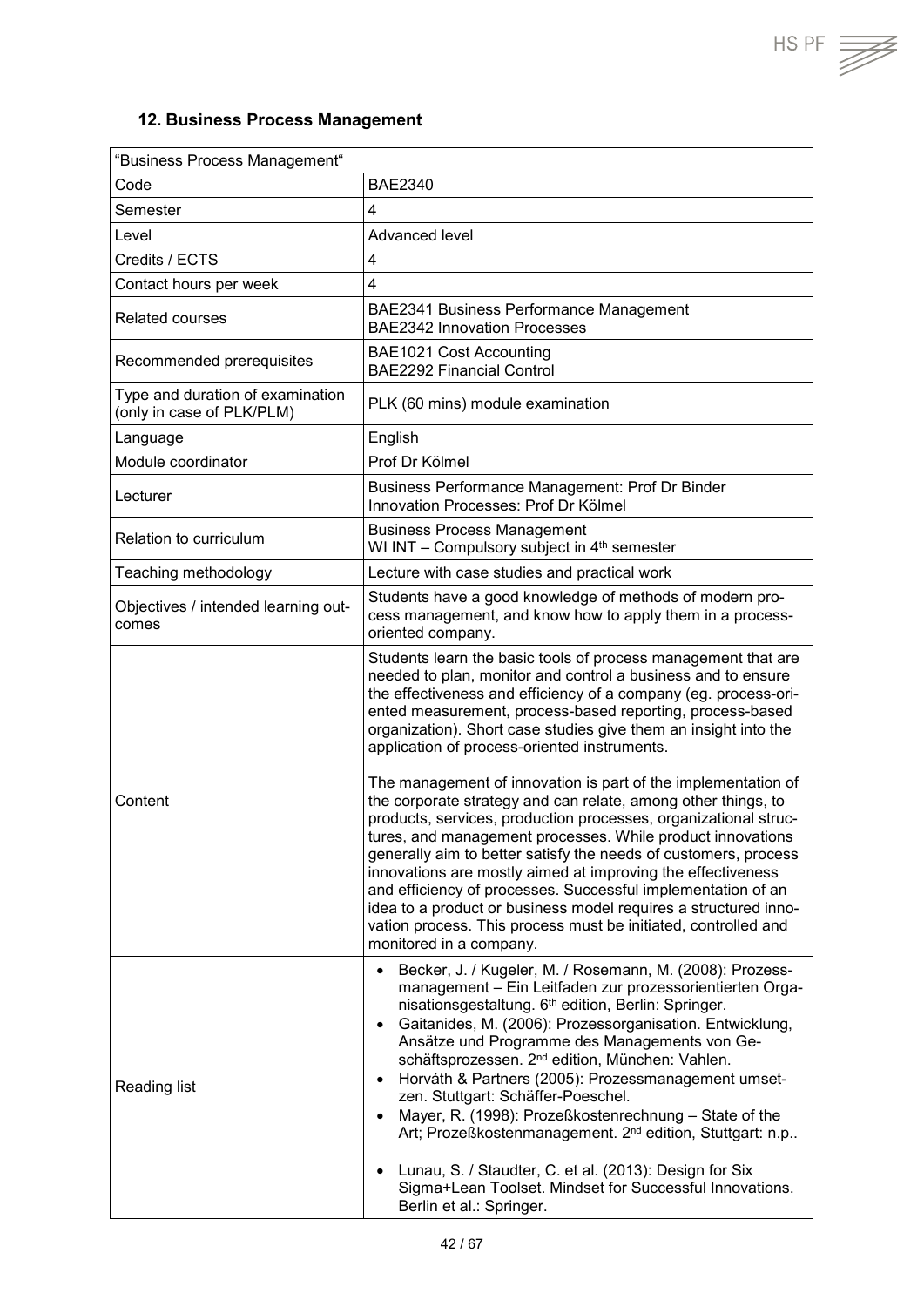## 12. Business Process Management

| "Business Process Management" | |
|---|---|
| Code | BAE2340 |
| Semester | 4 |
| Level | Advanced level |
| Credits / ECTS | 4 |
| Contact hours per week | 4 |
| Related courses | BAE2341 Business Performance Management<br>BAE2342 Innovation Processes |
| Recommended prerequisites | BAE1021 Cost Accounting<br>BAE2292 Financial Control |
| Type and duration of examination (only in case of PLK/PLM) | PLK (60 mins) module examination |
| Language | English |
| Module coordinator | Prof Dr Kölmel |
| Lecturer | Business Performance Management: Prof Dr Binder<br>Innovation Processes: Prof Dr Kölmel |
| Relation to curriculum | Business Process Management<br>WI INT – Compulsory subject in 4th semester |
| Teaching methodology | Lecture with case studies and practical work |
| Objectives / intended learning outcomes | Students have a good knowledge of methods of modern process management, and know how to apply them in a process-oriented company. |
| Content | Students learn the basic tools of process management that are needed to plan, monitor and control a business and to ensure the effectiveness and efficiency of a company (eg. process-oriented measurement, process-based reporting, process-based organization). Short case studies give them an insight into the application of process-oriented instruments.<br><br>The management of innovation is part of the implementation of the corporate strategy and can relate, among other things, to products, services, production processes, organizational structures, and management processes. While product innovations generally aim to better satisfy the needs of customers, process innovations are mostly aimed at improving the effectiveness and efficiency of processes. Successful implementation of an idea to a product or business model requires a structured innovation process. This process must be initiated, controlled and monitored in a company. |
| Reading list | • Becker, J. / Kugeler, M. / Rosemann, M. (2008): Prozessmanagement – Ein Leitfaden zur prozessorientierten Organisationsgestaltung. 6th edition, Berlin: Springer.<br>• Gaitanides, M. (2006): Prozessorganisation. Entwicklung, Ansätze und Programme des Managements von Geschäftsprozessen. 2nd edition, München: Vahlen.<br>• Horváth & Partners (2005): Prozessmanagement umsetzen. Stuttgart: Schäffer-Poeschel.<br>• Mayer, R. (1998): Prozeßkostenrechnung – State of the Art; Prozeßkostenmanagement. 2nd edition, Stuttgart: n.p..<br><br>• Lunau, S. / Staudter, C. et al. (2013): Design for Six Sigma+Lean Toolset. Mindset for Successful Innovations. Berlin et al.: Springer. |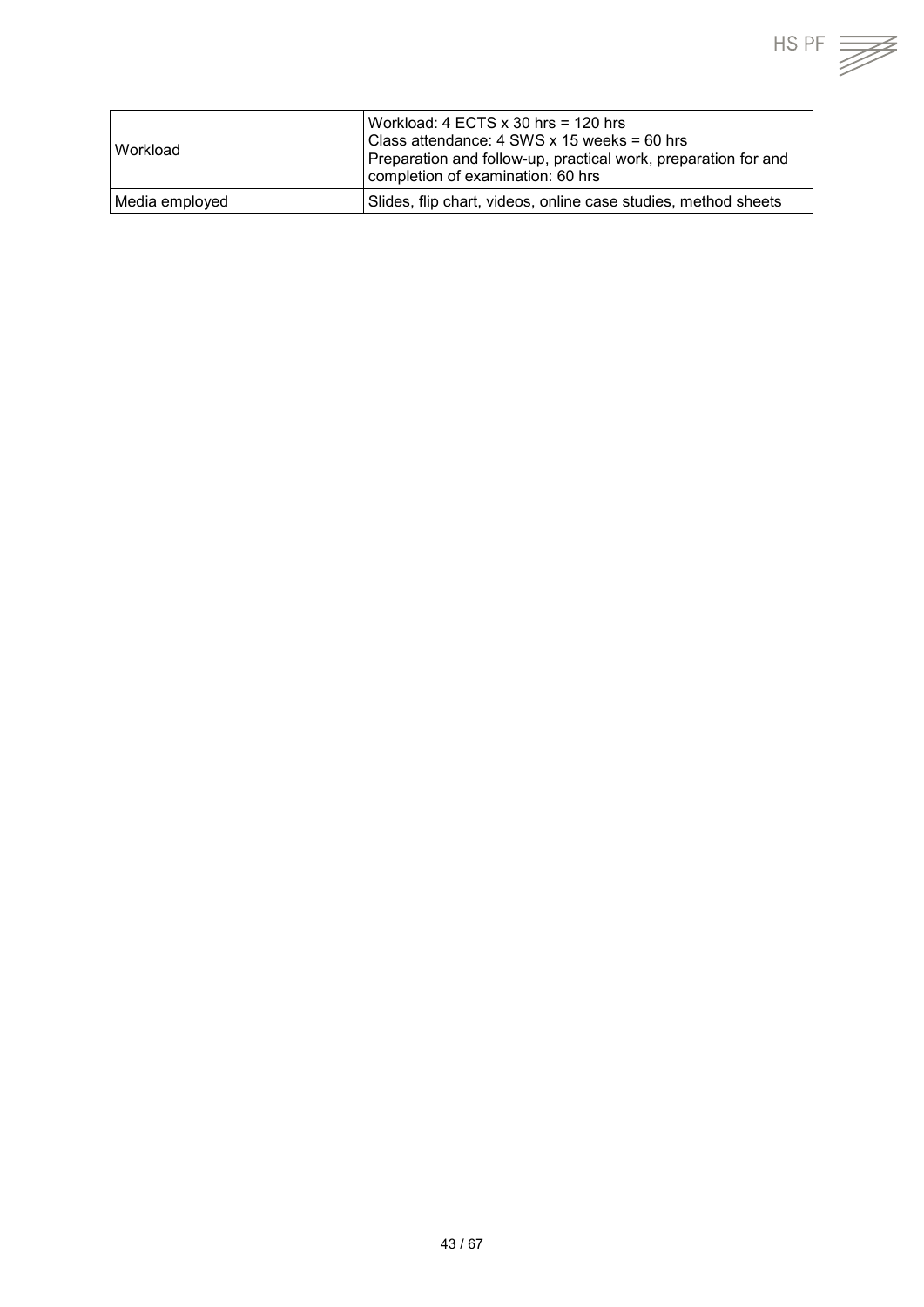| | |
|---|---|
| Workload | Workload: 4 ECTS x 30 hrs = 120 hrs<br>Class attendance: 4 SWS x 15 weeks = 60 hrs<br>Preparation and follow-up, practical work, preparation for and completion of examination: 60 hrs |
| Media employed | Slides, flip chart, videos, online case studies, method sheets |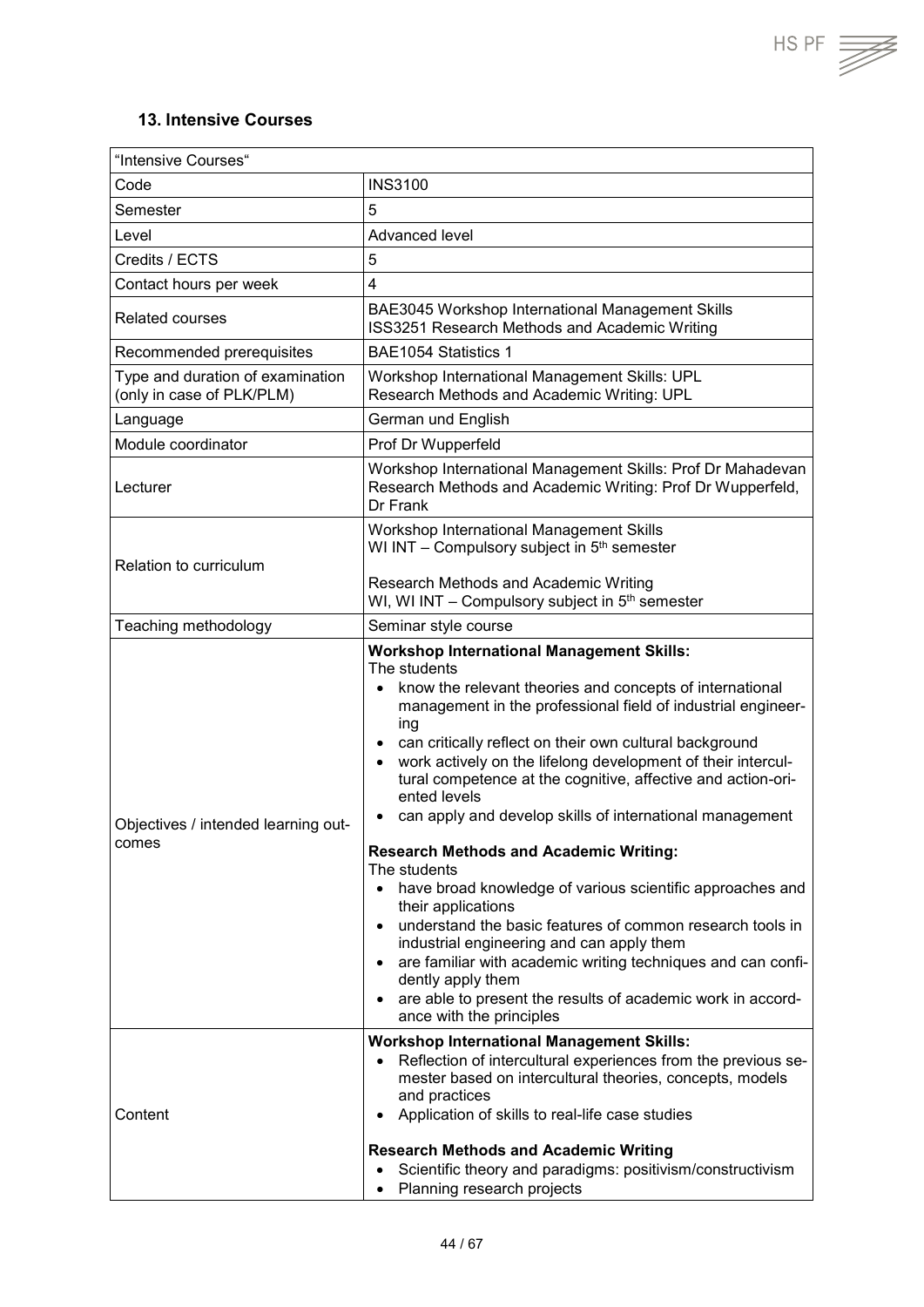### 13. Intensive Courses

| "Intensive Courses" | |
|---|---|
| Code | INS3100 |
| Semester | 5 |
| Level | Advanced level |
| Credits / ECTS | 5 |
| Contact hours per week | 4 |
| Related courses | BAE3045 Workshop International Management Skills<br>ISS3251 Research Methods and Academic Writing |
| Recommended prerequisites | BAE1054 Statistics 1 |
| Type and duration of examination (only in case of PLK/PLM) | Workshop International Management Skills: UPL<br>Research Methods and Academic Writing: UPL |
| Language | German und English |
| Module coordinator | Prof Dr Wupperfeld |
| Lecturer | Workshop International Management Skills: Prof Dr Mahadevan<br>Research Methods and Academic Writing: Prof Dr Wupperfeld, Dr Frank |
| Relation to curriculum | Workshop International Management Skills<br>WI INT – Compulsory subject in 5th semester<br><br>Research Methods and Academic Writing<br>WI, WI INT – Compulsory subject in 5th semester |
| Teaching methodology | Seminar style course |
| Objectives / intended learning outcomes | **Workshop International Management Skills:**<br>The students<br>• know the relevant theories and concepts of international management in the professional field of industrial engineering<br>• can critically reflect on their own cultural background<br>• work actively on the lifelong development of their intercultural competence at the cognitive, affective and action-oriented levels<br>• can apply and develop skills of international management<br><br>**Research Methods and Academic Writing:**<br>The students<br>• have broad knowledge of various scientific approaches and their applications<br>• understand the basic features of common research tools in industrial engineering and can apply them<br>• are familiar with academic writing techniques and can confidently apply them<br>• are able to present the results of academic work in accordance with the principles |
| Content | **Workshop International Management Skills:**<br>• Reflection of intercultural experiences from the previous semester based on intercultural theories, concepts, models and practices<br>• Application of skills to real-life case studies<br><br>**Research Methods and Academic Writing**<br>• Scientific theory and paradigms: positivism/constructivism<br>• Planning research projects |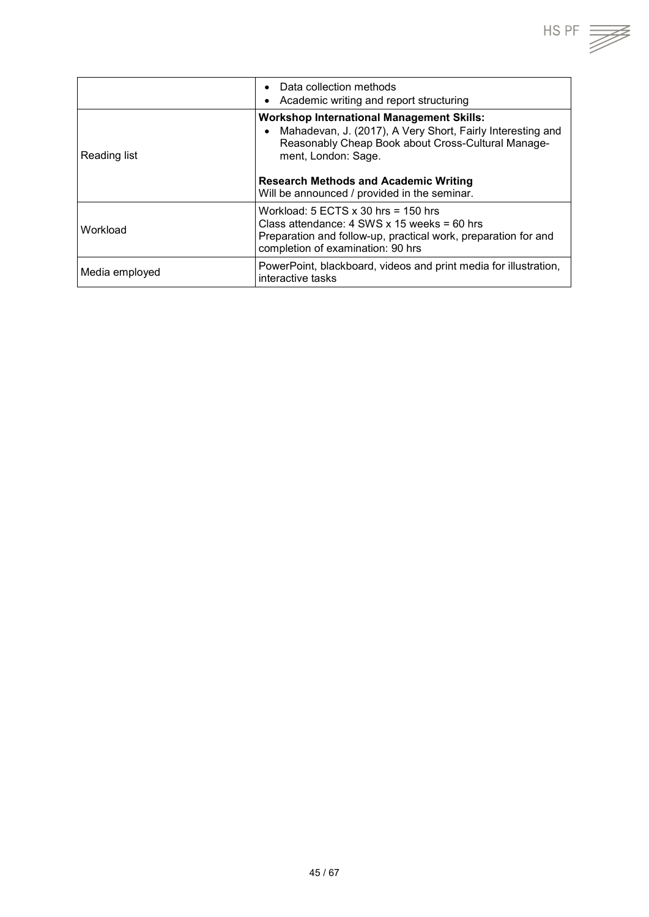| | |
|---|---|
| | • Data collection methods<br>• Academic writing and report structuring |
| Reading list | **Workshop International Management Skills:**<br>• Mahadevan, J. (2017), A Very Short, Fairly Interesting and Reasonably Cheap Book about Cross-Cultural Management, London: Sage.<br><br>**Research Methods and Academic Writing**<br>Will be announced / provided in the seminar. |
| Workload | Workload: 5 ECTS x 30 hrs = 150 hrs<br>Class attendance: 4 SWS x 15 weeks = 60 hrs<br>Preparation and follow-up, practical work, preparation for and completion of examination: 90 hrs |
| Media employed | PowerPoint, blackboard, videos and print media for illustration, interactive tasks |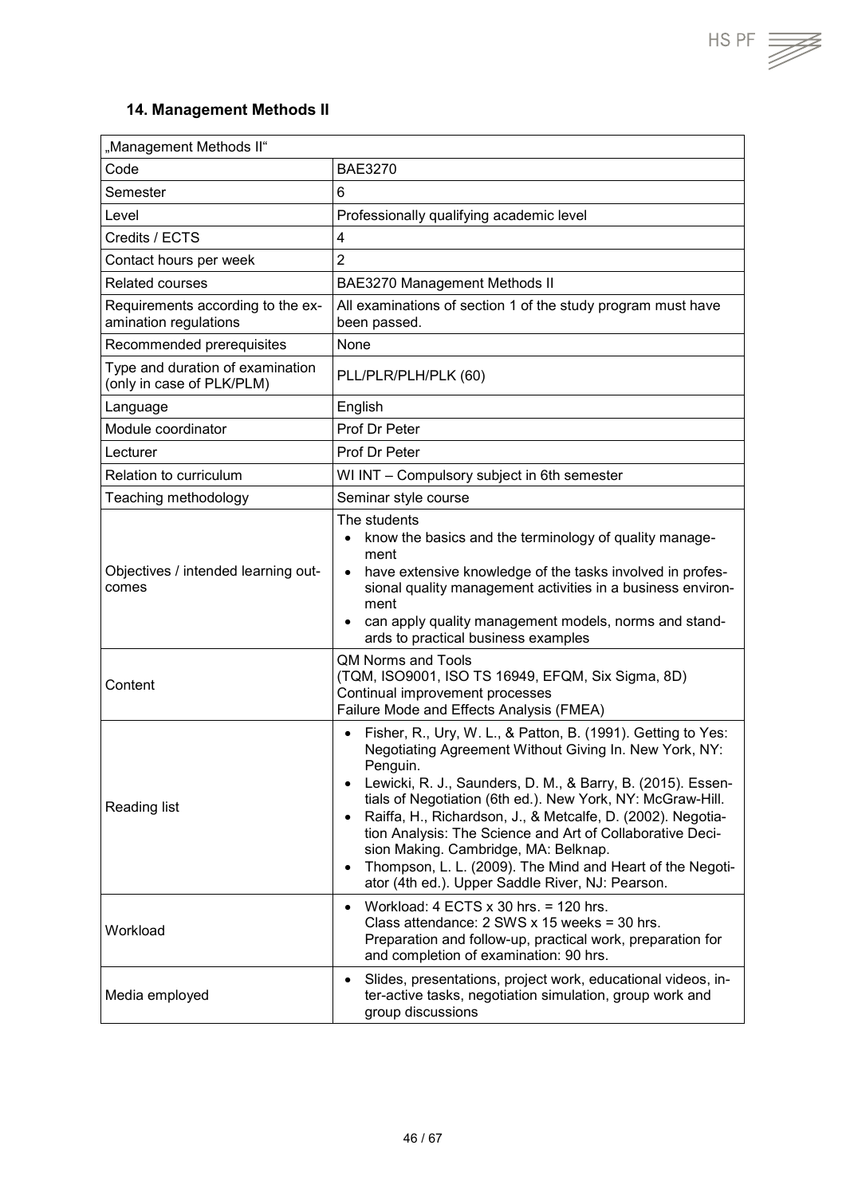## 14. Management Methods II

| „Management Methods II“ | |
|---|---|
| Code | BAE3270 |
| Semester | 6 |
| Level | Professionally qualifying academic level |
| Credits / ECTS | 4 |
| Contact hours per week | 2 |
| Related courses | BAE3270 Management Methods II |
| Requirements according to the examination regulations | All examinations of section 1 of the study program must have been passed. |
| Recommended prerequisites | None |
| Type and duration of examination (only in case of PLK/PLM) | PLL/PLR/PLH/PLK (60) |
| Language | English |
| Module coordinator | Prof Dr Peter |
| Lecturer | Prof Dr Peter |
| Relation to curriculum | WI INT – Compulsory subject in 6th semester |
| Teaching methodology | Seminar style course |
| Objectives / intended learning outcomes | The students<br>• know the basics and the terminology of quality management<br>• have extensive knowledge of the tasks involved in professional quality management activities in a business environment<br>• can apply quality management models, norms and standards to practical business examples |
| Content | QM Norms and Tools<br>(TQM, ISO9001, ISO TS 16949, EFQM, Six Sigma, 8D)<br>Continual improvement processes<br>Failure Mode and Effects Analysis (FMEA) |
| Reading list | • Fisher, R., Ury, W. L., & Patton, B. (1991). Getting to Yes: Negotiating Agreement Without Giving In. New York, NY: Penguin.<br>• Lewicki, R. J., Saunders, D. M., & Barry, B. (2015). Essentials of Negotiation (6th ed.). New York, NY: McGraw-Hill.<br>• Raiffa, H., Richardson, J., & Metcalfe, D. (2002). Negotiation Analysis: The Science and Art of Collaborative Decision Making. Cambridge, MA: Belknap.<br>• Thompson, L. L. (2009). The Mind and Heart of the Negotiator (4th ed.). Upper Saddle River, NJ: Pearson. |
| Workload | • Workload: 4 ECTS x 30 hrs. = 120 hrs.<br>Class attendance: 2 SWS x 15 weeks = 30 hrs.<br>Preparation and follow-up, practical work, preparation for and completion of examination: 90 hrs. |
| Media employed | • Slides, presentations, project work, educational videos, inter-active tasks, negotiation simulation, group work and group discussions |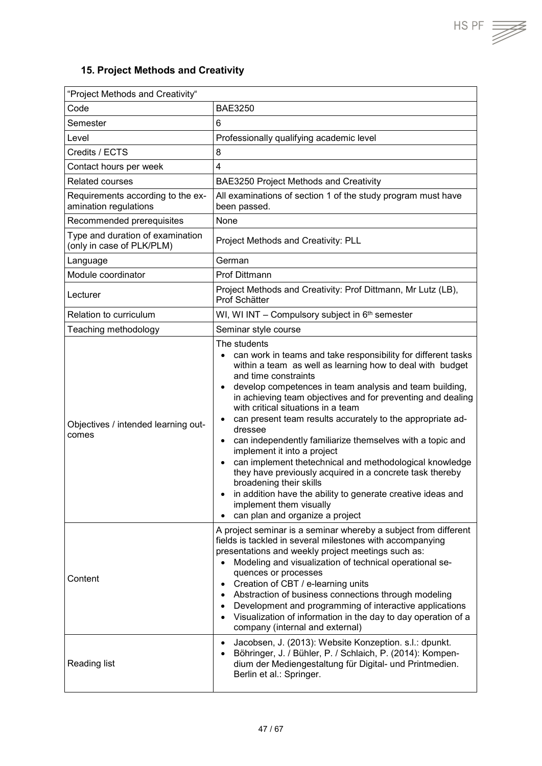## 15. Project Methods and Creativity

| "Project Methods and Creativity" | |
|---|---|
| Code | BAE3250 |
| Semester | 6 |
| Level | Professionally qualifying academic level |
| Credits / ECTS | 8 |
| Contact hours per week | 4 |
| Related courses | BAE3250 Project Methods and Creativity |
| Requirements according to the examination regulations | All examinations of section 1 of the study program must have been passed. |
| Recommended prerequisites | None |
| Type and duration of examination (only in case of PLK/PLM) | Project Methods and Creativity: PLL |
| Language | German |
| Module coordinator | Prof Dittmann |
| Lecturer | Project Methods and Creativity: Prof Dittmann, Mr Lutz (LB), Prof Schätter |
| Relation to curriculum | WI, WI INT – Compulsory subject in 6th semester |
| Teaching methodology | Seminar style course |
| Objectives / intended learning outcomes | The students<br>• can work in teams and take responsibility for different tasks within a team as well as learning how to deal with budget and time constraints<br>• develop competences in team analysis and team building, in achieving team objectives and for preventing and dealing with critical situations in a team<br>• can present team results accurately to the appropriate addressee<br>• can independently familiarize themselves with a topic and implement it into a project<br>• can implement thetechnical and methodological knowledge they have previously acquired in a concrete task thereby broadening their skills<br>• in addition have the ability to generate creative ideas and implement them visually<br>• can plan and organize a project |
| Content | A project seminar is a seminar whereby a subject from different fields is tackled in several milestones with accompanying presentations and weekly project meetings such as:<br>• Modeling and visualization of technical operational sequences or processes<br>• Creation of CBT / e-learning units<br>• Abstraction of business connections through modeling<br>• Development and programming of interactive applications<br>• Visualization of information in the day to day operation of a company (internal and external) |
| Reading list | • Jacobsen, J. (2013): Website Konzeption. s.l.: dpunkt.<br>• Böhringer, J. / Bühler, P. / Schlaich, P. (2014): Kompendium der Mediengestaltung für Digital- und Printmedien. Berlin et al.: Springer. |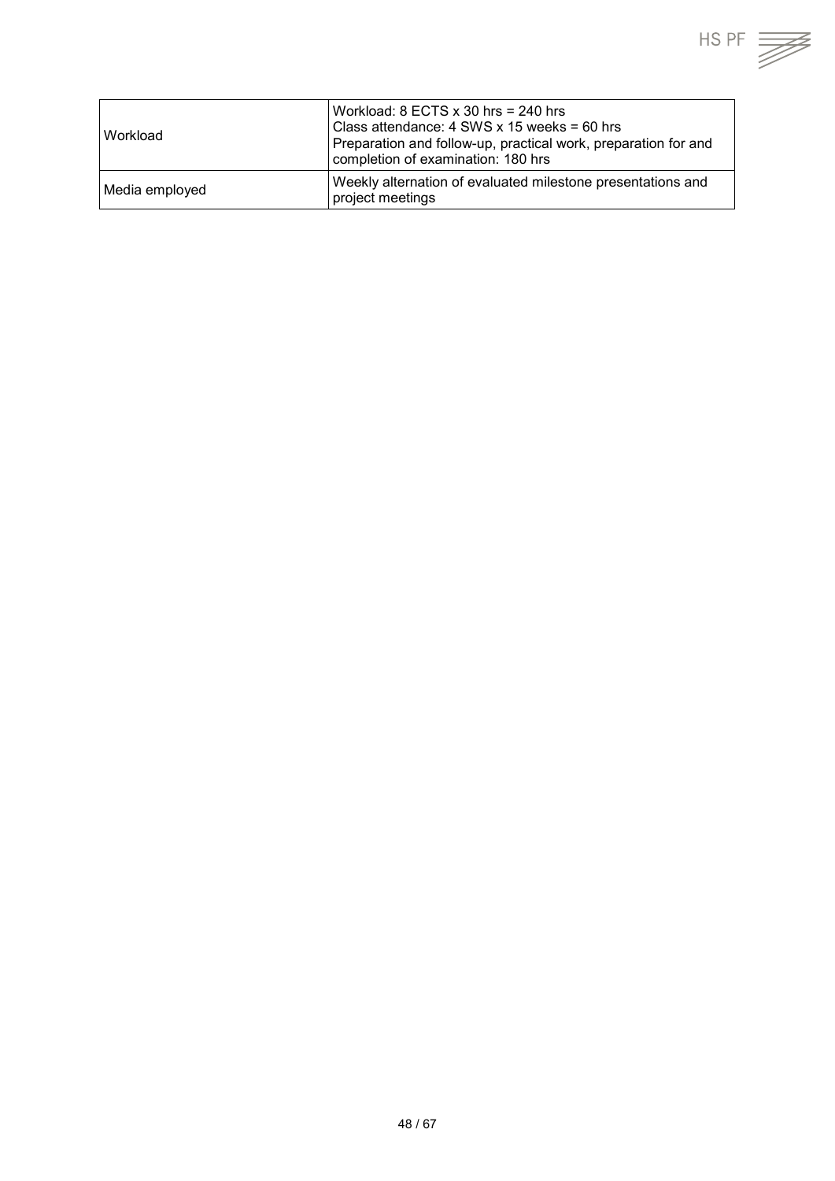| | |
|---|---|
| Workload | Workload: 8 ECTS x 30 hrs = 240 hrs<br>Class attendance: 4 SWS x 15 weeks = 60 hrs<br>Preparation and follow-up, practical work, preparation for and completion of examination: 180 hrs |
| Media employed | Weekly alternation of evaluated milestone presentations and project meetings |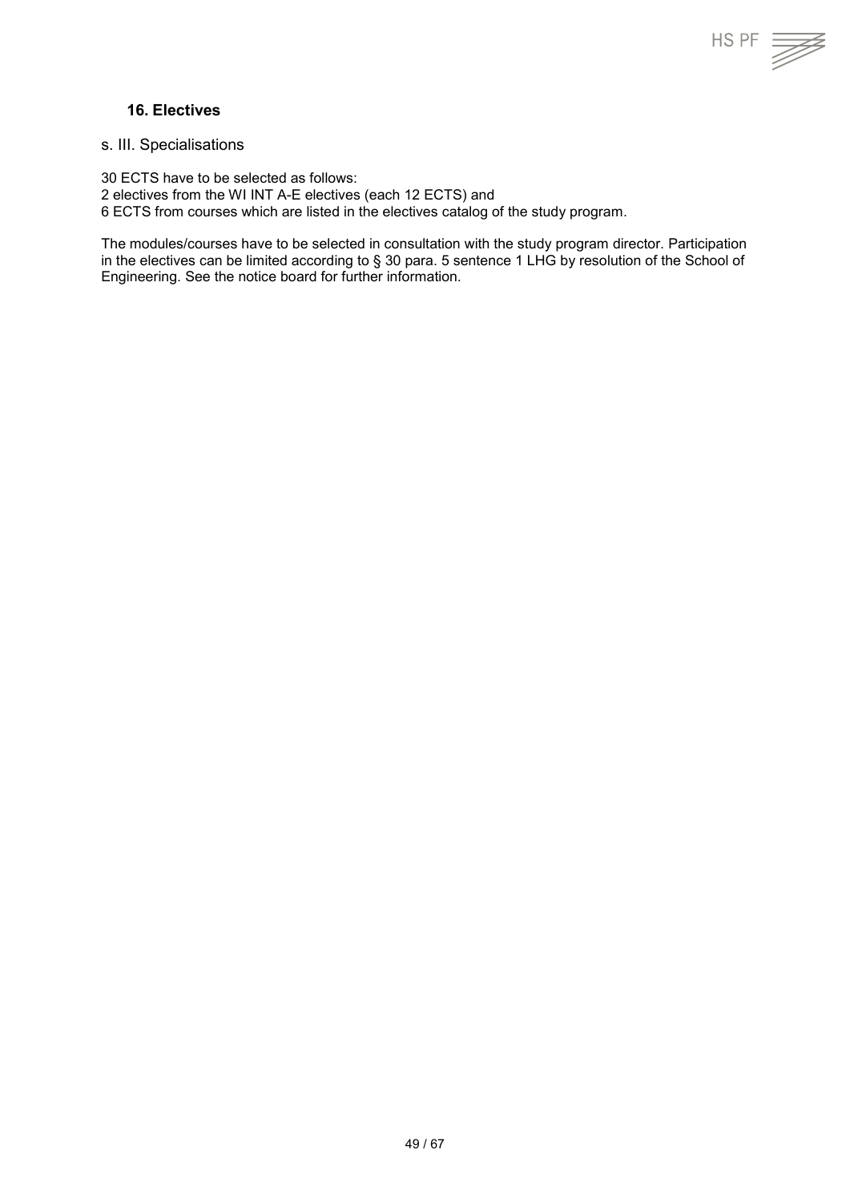## 16. Electives

s. III. Specialisations

30 ECTS have to be selected as follows:
2 electives from the WI INT A-E electives (each 12 ECTS) and
6 ECTS from courses which are listed in the electives catalog of the study program.

The modules/courses have to be selected in consultation with the study program director. Participation in the electives can be limited according to § 30 para. 5 sentence 1 LHG by resolution of the School of Engineering. See the notice board for further information.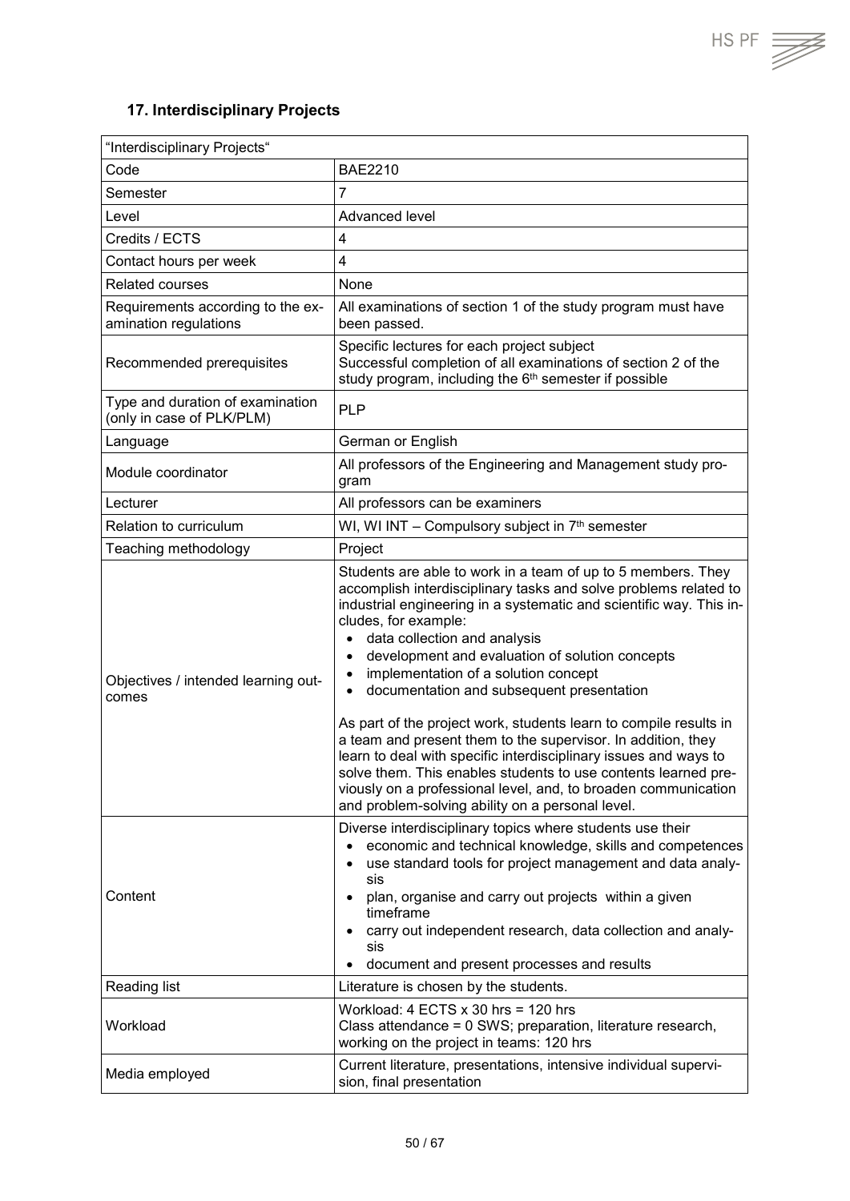### 17. Interdisciplinary Projects

| "Interdisciplinary Projects" | |
|---|---|
| Code | BAE2210 |
| Semester | 7 |
| Level | Advanced level |
| Credits / ECTS | 4 |
| Contact hours per week | 4 |
| Related courses | None |
| Requirements according to the examination regulations | All examinations of section 1 of the study program must have been passed. |
| Recommended prerequisites | Specific lectures for each project subject<br>Successful completion of all examinations of section 2 of the study program, including the 6th semester if possible |
| Type and duration of examination (only in case of PLK/PLM) | PLP |
| Language | German or English |
| Module coordinator | All professors of the Engineering and Management study program |
| Lecturer | All professors can be examiners |
| Relation to curriculum | WI, WI INT – Compulsory subject in 7th semester |
| Teaching methodology | Project |
| Objectives / intended learning outcomes | Students are able to work in a team of up to 5 members. They accomplish interdisciplinary tasks and solve problems related to industrial engineering in a systematic and scientific way. This includes, for example:<br>• data collection and analysis<br>• development and evaluation of solution concepts<br>• implementation of a solution concept<br>• documentation and subsequent presentation<br><br>As part of the project work, students learn to compile results in a team and present them to the supervisor. In addition, they learn to deal with specific interdisciplinary issues and ways to solve them. This enables students to use contents learned previously on a professional level, and, to broaden communication and problem-solving ability on a personal level. |
| Content | Diverse interdisciplinary topics where students use their<br>• economic and technical knowledge, skills and competences<br>• use standard tools for project management and data analysis<br>• plan, organise and carry out projects within a given timeframe<br>• carry out independent research, data collection and analysis<br>• document and present processes and results |
| Reading list | Literature is chosen by the students. |
| Workload | Workload: 4 ECTS x 30 hrs = 120 hrs<br>Class attendance = 0 SWS; preparation, literature research, working on the project in teams: 120 hrs |
| Media employed | Current literature, presentations, intensive individual supervision, final presentation |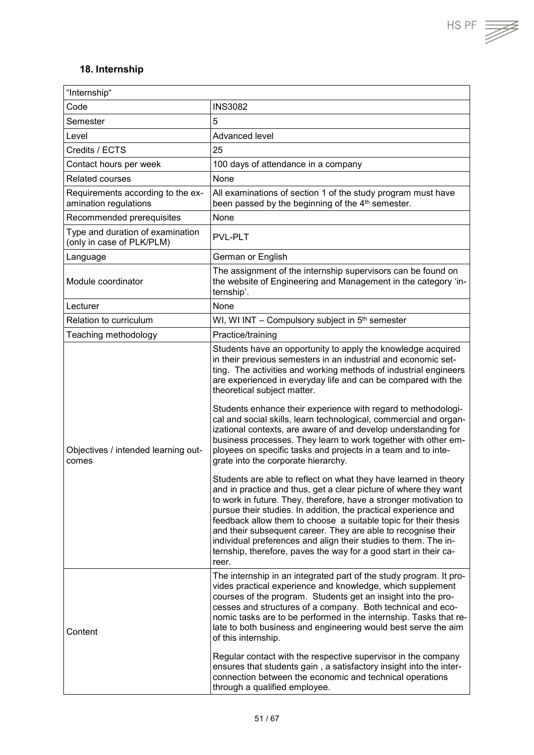## 18. Internship

| "Internship" | |
|---|---|
| Code | INS3082 |
| Semester | 5 |
| Level | Advanced level |
| Credits / ECTS | 25 |
| Contact hours per week | 100 days of attendance in a company |
| Related courses | None |
| Requirements according to the examination regulations | All examinations of section 1 of the study program must have been passed by the beginning of the 4th semester. |
| Recommended prerequisites | None |
| Type and duration of examination (only in case of PLK/PLM) | PVL-PLT |
| Language | German or English |
| Module coordinator | The assignment of the internship supervisors can be found on the website of Engineering and Management in the category 'internship'. |
| Lecturer | None |
| Relation to curriculum | WI, WI INT – Compulsory subject in 5th semester |
| Teaching methodology | Practice/training |
| Objectives / intended learning outcomes | Students have an opportunity to apply the knowledge acquired in their previous semesters in an industrial and economic setting. The activities and working methods of industrial engineers are experienced in everyday life and can be compared with the theoretical subject matter.<br><br>Students enhance their experience with regard to methodological and social skills, learn technological, commercial and organizational contexts, are aware of and develop understanding for business processes. They learn to work together with other employees on specific tasks and projects in a team and to integrate into the corporate hierarchy.<br><br>Students are able to reflect on what they have learned in theory and in practice and thus, get a clear picture of where they want to work in future. They, therefore, have a stronger motivation to pursue their studies. In addition, the practical experience and feedback allow them to choose a suitable topic for their thesis and their subsequent career. They are able to recognise their individual preferences and align their studies to them. The internship, therefore, paves the way for a good start in their career. |
| Content | The internship in an integrated part of the study program. It provides practical experience and knowledge, which supplement courses of the program. Students get an insight into the processes and structures of a company. Both technical and economic tasks are to be performed in the internship. Tasks that relate to both business and engineering would best serve the aim of this internship.<br><br>Regular contact with the respective supervisor in the company ensures that students gain , a satisfactory insight into the interconnection between the economic and technical operations through a qualified employee. |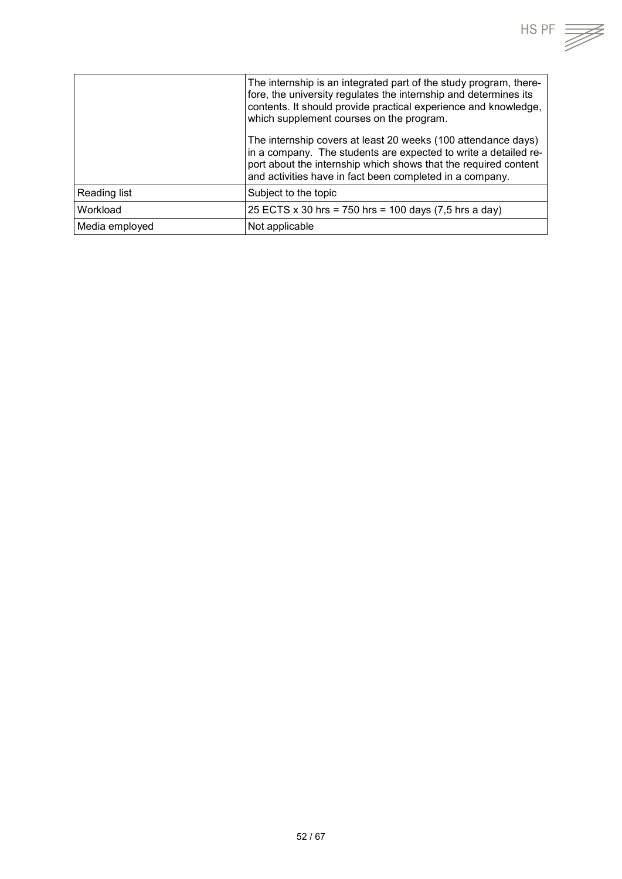| | |
|---|---|
| | The internship is an integrated part of the study program, therefore, the university regulates the internship and determines its contents. It should provide practical experience and knowledge, which supplement courses on the program.<br><br>The internship covers at least 20 weeks (100 attendance days) in a company. The students are expected to write a detailed report about the internship which shows that the required content and activities have in fact been completed in a company. |
| Reading list | Subject to the topic |
| Workload | 25 ECTS x 30 hrs = 750 hrs = 100 days (7,5 hrs a day) |
| Media employed | Not applicable |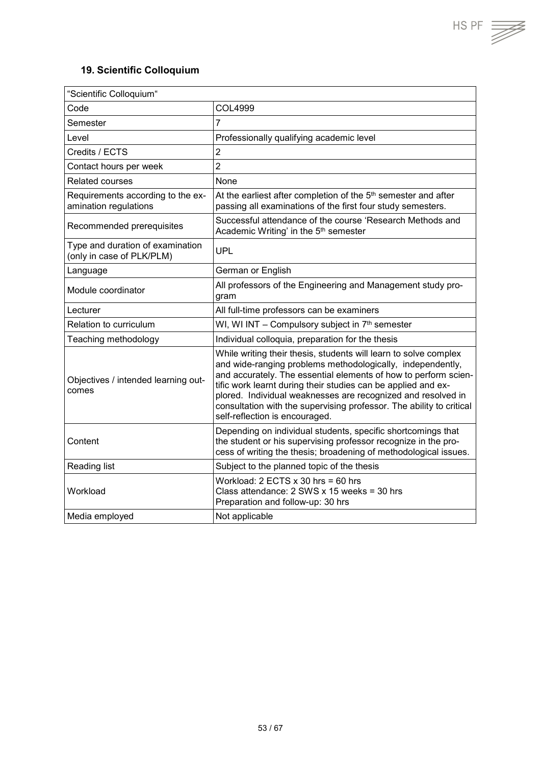### 19. Scientific Colloquium

| "Scientific Colloquium" | |
|---|---|
| Code | COL4999 |
| Semester | 7 |
| Level | Professionally qualifying academic level |
| Credits / ECTS | 2 |
| Contact hours per week | 2 |
| Related courses | None |
| Requirements according to the examination regulations | At the earliest after completion of the 5th semester and after passing all examinations of the first four study semesters. |
| Recommended prerequisites | Successful attendance of the course 'Research Methods and Academic Writing' in the 5th semester |
| Type and duration of examination (only in case of PLK/PLM) | UPL |
| Language | German or English |
| Module coordinator | All professors of the Engineering and Management study program |
| Lecturer | All full-time professors can be examiners |
| Relation to curriculum | WI, WI INT – Compulsory subject in 7th semester |
| Teaching methodology | Individual colloquia, preparation for the thesis |
| Objectives / intended learning outcomes | While writing their thesis, students will learn to solve complex and wide-ranging problems methodologically, independently, and accurately. The essential elements of how to perform scientific work learnt during their studies can be applied and explored. Individual weaknesses are recognized and resolved in consultation with the supervising professor. The ability to critical self-reflection is encouraged. |
| Content | Depending on individual students, specific shortcomings that the student or his supervising professor recognize in the process of writing the thesis; broadening of methodological issues. |
| Reading list | Subject to the planned topic of the thesis |
| Workload | Workload: 2 ECTS x 30 hrs = 60 hrs<br>Class attendance: 2 SWS x 15 weeks = 30 hrs<br>Preparation and follow-up: 30 hrs |
| Media employed | Not applicable |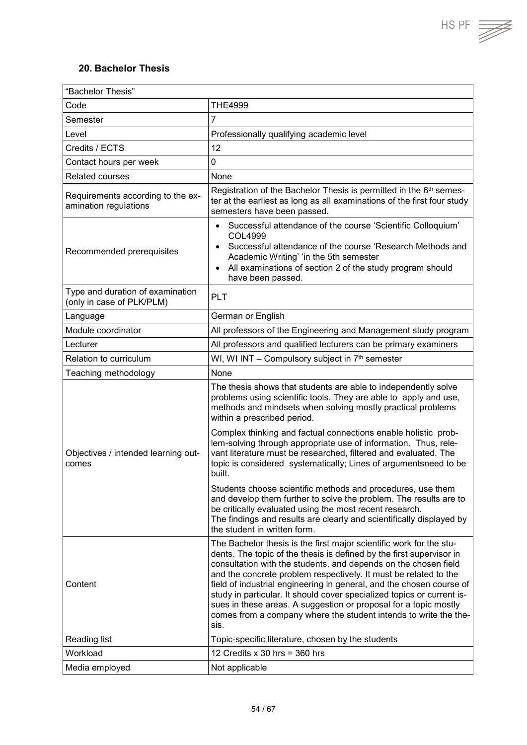## 20. Bachelor Thesis

| "Bachelor Thesis" | |
|---|---|
| Code | THE4999 |
| Semester | 7 |
| Level | Professionally qualifying academic level |
| Credits / ECTS | 12 |
| Contact hours per week | 0 |
| Related courses | None |
| Requirements according to the examination regulations | Registration of the Bachelor Thesis is permitted in the 6th semester at the earliest as long as all examinations of the first four study semesters have been passed. |
| Recommended prerequisites | • Successful attendance of the course 'Scientific Colloquium' COL4999<br>• Successful attendance of the course 'Research Methods and Academic Writing' 'in the 5th semester<br>• All examinations of section 2 of the study program should have been passed. |
| Type and duration of examination (only in case of PLK/PLM) | PLT |
| Language | German or English |
| Module coordinator | All professors of the Engineering and Management study program |
| Lecturer | All professors and qualified lecturers can be primary examiners |
| Relation to curriculum | WI, WI INT – Compulsory subject in 7th semester |
| Teaching methodology | None |
| Objectives / intended learning outcomes | The thesis shows that students are able to independently solve problems using scientific tools. They are able to apply and use, methods and mindsets when solving mostly practical problems within a prescribed period.<br><br>Complex thinking and factual connections enable holistic problem-solving through appropriate use of information. Thus, relevant literature must be researched, filtered and evaluated. The topic is considered systematically; Lines of argumentsneed to be built.<br><br>Students choose scientific methods and procedures, use them and develop them further to solve the problem. The results are to be critically evaluated using the most recent research.<br>The findings and results are clearly and scientifically displayed by the student in written form. |
| Content | The Bachelor thesis is the first major scientific work for the students. The topic of the thesis is defined by the first supervisor in consultation with the students, and depends on the chosen field and the concrete problem respectively. It must be related to the field of industrial engineering in general, and the chosen course of study in particular. It should cover specialized topics or current issues in these areas. A suggestion or proposal for a topic mostly comes from a company where the student intends to write the thesis. |
| Reading list | Topic-specific literature, chosen by the students |
| Workload | 12 Credits x 30 hrs = 360 hrs |
| Media employed | Not applicable |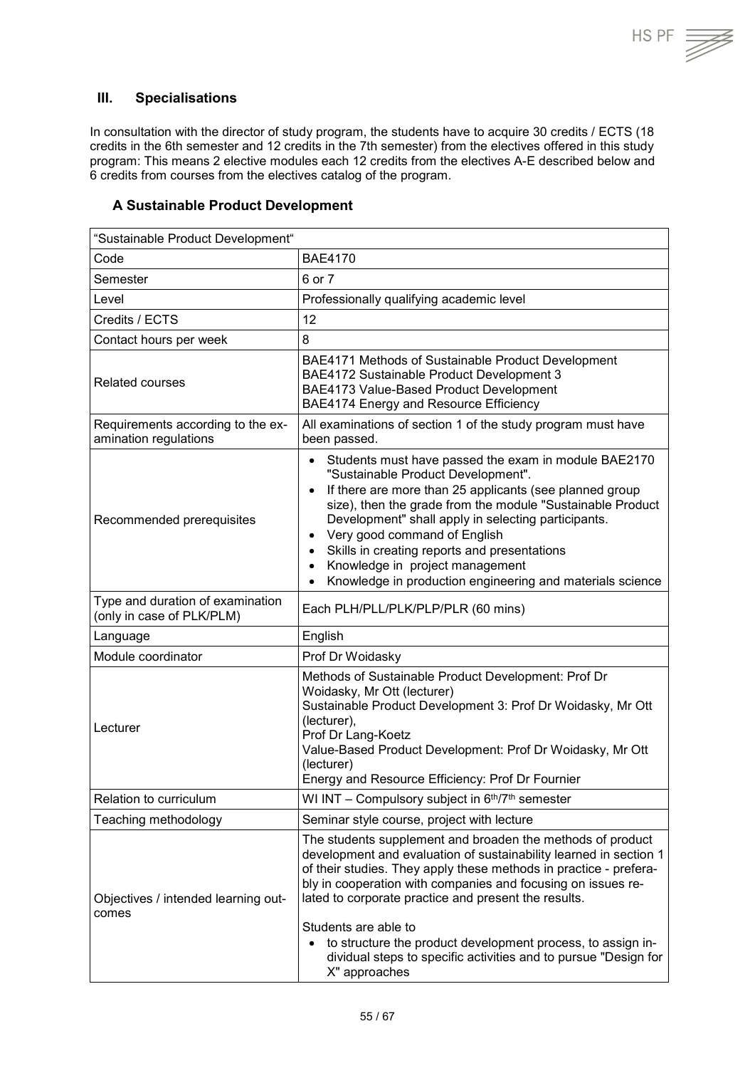## III. Specialisations

In consultation with the director of study program, the students have to acquire 30 credits / ECTS (18 credits in the 6th semester and 12 credits in the 7th semester) from the electives offered in this study program: This means 2 elective modules each 12 credits from the electives A-E described below and 6 credits from courses from the electives catalog of the program.

### A Sustainable Product Development

| "Sustainable Product Development" | |
|---|---|
| Code | BAE4170 |
| Semester | 6 or 7 |
| Level | Professionally qualifying academic level |
| Credits / ECTS | 12 |
| Contact hours per week | 8 |
| Related courses | BAE4171 Methods of Sustainable Product Development<br>BAE4172 Sustainable Product Development 3<br>BAE4173 Value-Based Product Development<br>BAE4174 Energy and Resource Efficiency |
| Requirements according to the examination regulations | All examinations of section 1 of the study program must have been passed. |
| Recommended prerequisites | • Students must have passed the exam in module BAE2170 "Sustainable Product Development".<br>• If there are more than 25 applicants (see planned group size), then the grade from the module "Sustainable Product Development" shall apply in selecting participants.<br>• Very good command of English<br>• Skills in creating reports and presentations<br>• Knowledge in project management<br>• Knowledge in production engineering and materials science |
| Type and duration of examination (only in case of PLK/PLM) | Each PLH/PLL/PLK/PLP/PLR (60 mins) |
| Language | English |
| Module coordinator | Prof Dr Woidasky |
| Lecturer | Methods of Sustainable Product Development: Prof Dr Woidasky, Mr Ott (lecturer)<br>Sustainable Product Development 3: Prof Dr Woidasky, Mr Ott (lecturer),<br>Prof Dr Lang-Koetz<br>Value-Based Product Development: Prof Dr Woidasky, Mr Ott (lecturer)<br>Energy and Resource Efficiency: Prof Dr Fournier |
| Relation to curriculum | WI INT – Compulsory subject in 6th/7th semester |
| Teaching methodology | Seminar style course, project with lecture |
| Objectives / intended learning outcomes | The students supplement and broaden the methods of product development and evaluation of sustainability learned in section 1 of their studies. They apply these methods in practice - preferably in cooperation with companies and focusing on issues related to corporate practice and present the results.<br><br>Students are able to<br>• to structure the product development process, to assign individual steps to specific activities and to pursue "Design for X" approaches |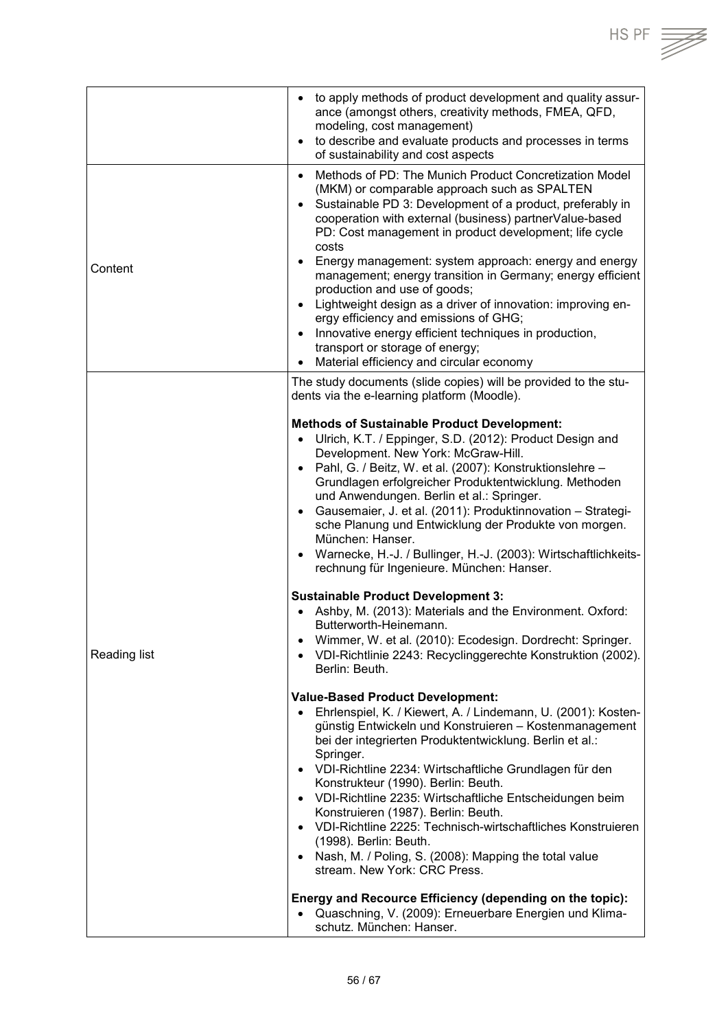| | |
|---|---|
| | • to apply methods of product development and quality assurance (amongst others, creativity methods, FMEA, QFD, modeling, cost management)<br>• to describe and evaluate products and processes in terms of sustainability and cost aspects |
| Content | • Methods of PD: The Munich Product Concretization Model (MKM) or comparable approach such as SPALTEN<br>• Sustainable PD 3: Development of a product, preferably in cooperation with external (business) partnerValue-based PD: Cost management in product development; life cycle costs<br>• Energy management: system approach: energy and energy management; energy transition in Germany; energy efficient production and use of goods;<br>• Lightweight design as a driver of innovation: improving energy efficiency and emissions of GHG;<br>• Innovative energy efficient techniques in production, transport or storage of energy;<br>• Material efficiency and circular economy |
| Reading list | The study documents (slide copies) will be provided to the students via the e-learning platform (Moodle).<br><br>**Methods of Sustainable Product Development:**<br>• Ulrich, K.T. / Eppinger, S.D. (2012): Product Design and Development. New York: McGraw-Hill.<br>• Pahl, G. / Beitz, W. et al. (2007): Konstruktionslehre – Grundlagen erfolgreicher Produktentwicklung. Methoden und Anwendungen. Berlin et al.: Springer.<br>• Gausemaier, J. et al. (2011): Produktinnovation – Strategische Planung und Entwicklung der Produkte von morgen. München: Hanser.<br>• Warnecke, H.-J. / Bullinger, H.-J. (2003): Wirtschaftlichkeitsrechnung für Ingenieure. München: Hanser.<br><br>**Sustainable Product Development 3:**<br>• Ashby, M. (2013): Materials and the Environment. Oxford: Butterworth-Heinemann.<br>• Wimmer, W. et al. (2010): Ecodesign. Dordrecht: Springer.<br>• VDI-Richtlinie 2243: Recyclinggerechte Konstruktion (2002). Berlin: Beuth.<br><br>**Value-Based Product Development:**<br>• Ehrlenspiel, K. / Kiewert, A. / Lindemann, U. (2001): Kostengünstig Entwickeln und Konstruieren – Kostenmanagement bei der integrierten Produktentwicklung. Berlin et al.: Springer.<br>• VDI-Richtline 2234: Wirtschaftliche Grundlagen für den Konstrukteur (1990). Berlin: Beuth.<br>• VDI-Richtline 2235: Wirtschaftliche Entscheidungen beim Konstruieren (1987). Berlin: Beuth.<br>• VDI-Richtline 2225: Technisch-wirtschaftliches Konstruieren (1998). Berlin: Beuth.<br>• Nash, M. / Poling, S. (2008): Mapping the total value stream. New York: CRC Press.<br><br>**Energy and Recource Efficiency (depending on the topic):**<br>• Quaschning, V. (2009): Erneuerbare Energien und Klimaschutz. München: Hanser. |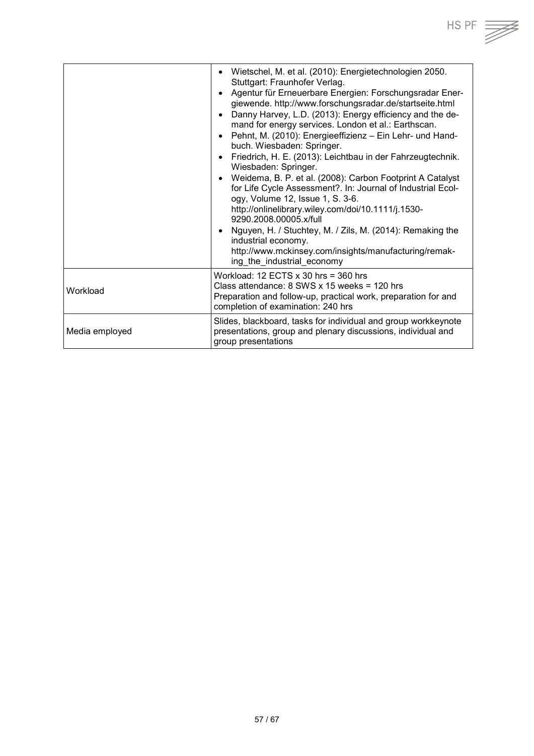| | |
|---|---|
| | • Wietschel, M. et al. (2010): Energietechnologien 2050. Stuttgart: Fraunhofer Verlag.<br>• Agentur für Erneuerbare Energien: Forschungsradar Energiewende. http://www.forschungsradar.de/startseite.html<br>• Danny Harvey, L.D. (2013): Energy efficiency and the demand for energy services. London et al.: Earthscan.<br>• Pehnt, M. (2010): Energieeffizienz – Ein Lehr- und Handbuch. Wiesbaden: Springer.<br>• Friedrich, H. E. (2013): Leichtbau in der Fahrzeugtechnik. Wiesbaden: Springer.<br>• Weidema, B. P. et al. (2008): Carbon Footprint A Catalyst for Life Cycle Assessment?. In: Journal of Industrial Ecology, Volume 12, Issue 1, S. 3-6. http://onlinelibrary.wiley.com/doi/10.1111/j.1530-9290.2008.00005.x/full<br>• Nguyen, H. / Stuchtey, M. / Zils, M. (2014): Remaking the industrial economy. http://www.mckinsey.com/insights/manufacturing/remaking_the_industrial_economy |
| Workload | Workload: 12 ECTS x 30 hrs = 360 hrs<br>Class attendance: 8 SWS x 15 weeks = 120 hrs<br>Preparation and follow-up, practical work, preparation for and completion of examination: 240 hrs |
| Media employed | Slides, blackboard, tasks for individual and group workkeynote presentations, group and plenary discussions, individual and group presentations |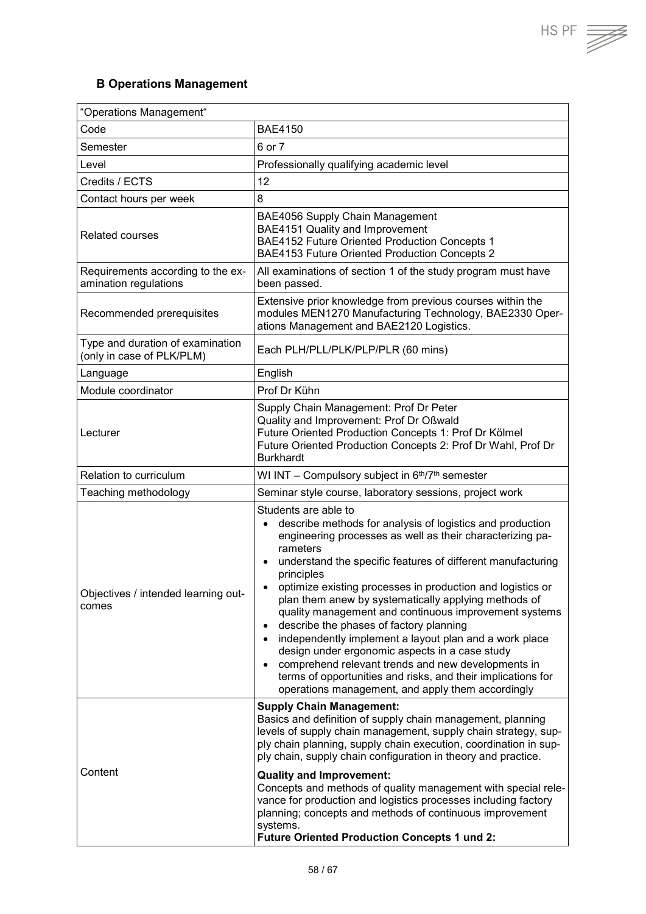## B Operations Management

| "Operations Management" | |
|---|---|
| Code | BAE4150 |
| Semester | 6 or 7 |
| Level | Professionally qualifying academic level |
| Credits / ECTS | 12 |
| Contact hours per week | 8 |
| Related courses | BAE4056 Supply Chain Management<br>BAE4151 Quality and Improvement<br>BAE4152 Future Oriented Production Concepts 1<br>BAE4153 Future Oriented Production Concepts 2 |
| Requirements according to the examination regulations | All examinations of section 1 of the study program must have been passed. |
| Recommended prerequisites | Extensive prior knowledge from previous courses within the modules MEN1270 Manufacturing Technology, BAE2330 Operations Management and BAE2120 Logistics. |
| Type and duration of examination (only in case of PLK/PLM) | Each PLH/PLL/PLK/PLP/PLR (60 mins) |
| Language | English |
| Module coordinator | Prof Dr Kühn |
| Lecturer | Supply Chain Management: Prof Dr Peter<br>Quality and Improvement: Prof Dr Oßwald<br>Future Oriented Production Concepts 1: Prof Dr Kölmel<br>Future Oriented Production Concepts 2: Prof Dr Wahl, Prof Dr Burkhardt |
| Relation to curriculum | WI INT – Compulsory subject in 6th/7th semester |
| Teaching methodology | Seminar style course, laboratory sessions, project work |
| Objectives / intended learning outcomes | Students are able to<br>• describe methods for analysis of logistics and production engineering processes as well as their characterizing parameters<br>• understand the specific features of different manufacturing principles<br>• optimize existing processes in production and logistics or plan them anew by systematically applying methods of quality management and continuous improvement systems<br>• describe the phases of factory planning<br>• independently implement a layout plan and a work place design under ergonomic aspects in a case study<br>• comprehend relevant trends and new developments in terms of opportunities and risks, and their implications for operations management, and apply them accordingly |
| Content | **Supply Chain Management:**<br>Basics and definition of supply chain management, planning levels of supply chain management, supply chain strategy, supply chain planning, supply chain execution, coordination in supply chain, supply chain configuration in theory and practice.<br><br>**Quality and Improvement:**<br>Concepts and methods of quality management with special relevance for production and logistics processes including factory planning; concepts and methods of continuous improvement systems.<br>**Future Oriented Production Concepts 1 und 2:** |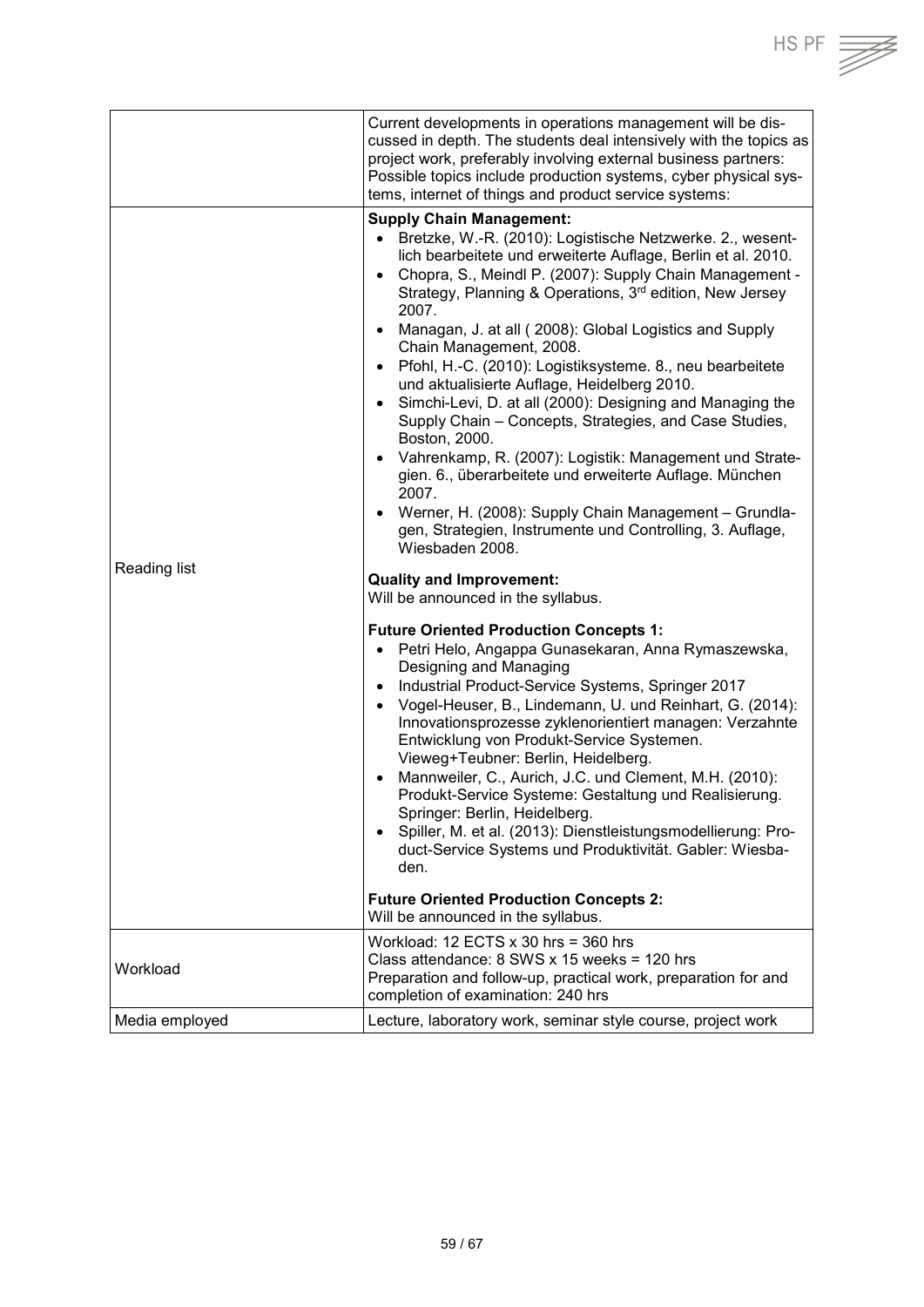| | |
|---|---|
| | Current developments in operations management will be discussed in depth. The students deal intensively with the topics as project work, preferably involving external business partners: Possible topics include production systems, cyber physical systems, internet of things and product service systems: |
| Reading list | **Supply Chain Management:**<br>• Bretzke, W.-R. (2010): Logistische Netzwerke. 2., wesentlich bearbeitete und erweiterte Auflage, Berlin et al. 2010.<br>• Chopra, S., Meindl P. (2007): Supply Chain Management - Strategy, Planning & Operations, 3rd edition, New Jersey 2007.<br>• Managan, J. at all ( 2008): Global Logistics and Supply Chain Management, 2008.<br>• Pfohl, H.-C. (2010): Logistiksysteme. 8., neu bearbeitete und aktualisierte Auflage, Heidelberg 2010.<br>• Simchi-Levi, D. at all (2000): Designing and Managing the Supply Chain – Concepts, Strategies, and Case Studies, Boston, 2000.<br>• Vahrenkamp, R. (2007): Logistik: Management und Strategien. 6., überarbeitete und erweiterte Auflage. München 2007.<br>• Werner, H. (2008): Supply Chain Management – Grundlagen, Strategien, Instrumente und Controlling, 3. Auflage, Wiesbaden 2008.<br><br>**Quality and Improvement:**<br>Will be announced in the syllabus.<br><br>**Future Oriented Production Concepts 1:**<br>• Petri Helo, Angappa Gunasekaran, Anna Rymaszewska, Designing and Managing<br>• Industrial Product-Service Systems, Springer 2017<br>• Vogel-Heuser, B., Lindemann, U. und Reinhart, G. (2014): Innovationsprozesse zyklenorientiert managen: Verzahnte Entwicklung von Produkt-Service Systemen. Vieweg+Teubner: Berlin, Heidelberg.<br>• Mannweiler, C., Aurich, J.C. und Clement, M.H. (2010): Produkt-Service Systeme: Gestaltung und Realisierung. Springer: Berlin, Heidelberg.<br>• Spiller, M. et al. (2013): Dienstleistungsmodellierung: Product-Service Systems und Produktivität. Gabler: Wiesbaden.<br><br>**Future Oriented Production Concepts 2:**<br>Will be announced in the syllabus. |
| Workload | Workload: 12 ECTS x 30 hrs = 360 hrs<br>Class attendance: 8 SWS x 15 weeks = 120 hrs<br>Preparation and follow-up, practical work, preparation for and completion of examination: 240 hrs |
| Media employed | Lecture, laboratory work, seminar style course, project work |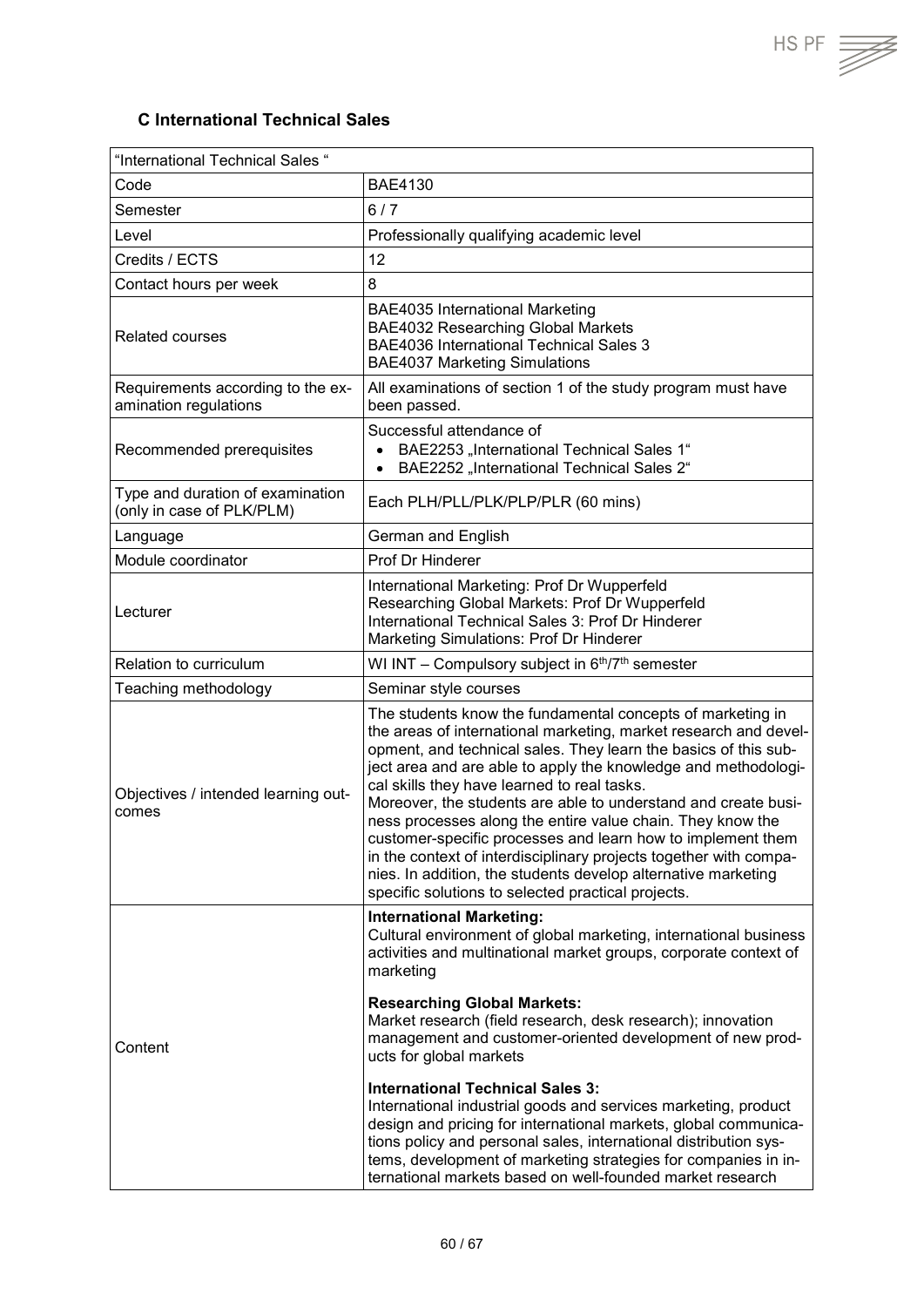### C International Technical Sales

| "International Technical Sales " | |
|---|---|
| Code | BAE4130 |
| Semester | 6 / 7 |
| Level | Professionally qualifying academic level |
| Credits / ECTS | 12 |
| Contact hours per week | 8 |
| Related courses | BAE4035 International Marketing<br>BAE4032 Researching Global Markets<br>BAE4036 International Technical Sales 3<br>BAE4037 Marketing Simulations |
| Requirements according to the examination regulations | All examinations of section 1 of the study program must have been passed. |
| Recommended prerequisites | Successful attendance of<br>• BAE2253 „International Technical Sales 1"<br>• BAE2252 „International Technical Sales 2" |
| Type and duration of examination (only in case of PLK/PLM) | Each PLH/PLL/PLK/PLP/PLR (60 mins) |
| Language | German and English |
| Module coordinator | Prof Dr Hinderer |
| Lecturer | International Marketing: Prof Dr Wupperfeld<br>Researching Global Markets: Prof Dr Wupperfeld<br>International Technical Sales 3: Prof Dr Hinderer<br>Marketing Simulations: Prof Dr Hinderer |
| Relation to curriculum | WI INT – Compulsory subject in 6th/7th semester |
| Teaching methodology | Seminar style courses |
| Objectives / intended learning outcomes | The students know the fundamental concepts of marketing in the areas of international marketing, market research and development, and technical sales. They learn the basics of this subject area and are able to apply the knowledge and methodological skills they have learned to real tasks.<br>Moreover, the students are able to understand and create business processes along the entire value chain. They know the customer-specific processes and learn how to implement them in the context of interdisciplinary projects together with companies. In addition, the students develop alternative marketing specific solutions to selected practical projects. |
| Content | **International Marketing:**<br>Cultural environment of global marketing, international business activities and multinational market groups, corporate context of marketing<br><br>**Researching Global Markets:**<br>Market research (field research, desk research); innovation management and customer-oriented development of new products for global markets<br><br>**International Technical Sales 3:**<br>International industrial goods and services marketing, product design and pricing for international markets, global communications policy and personal sales, international distribution systems, development of marketing strategies for companies in international markets based on well-founded market research |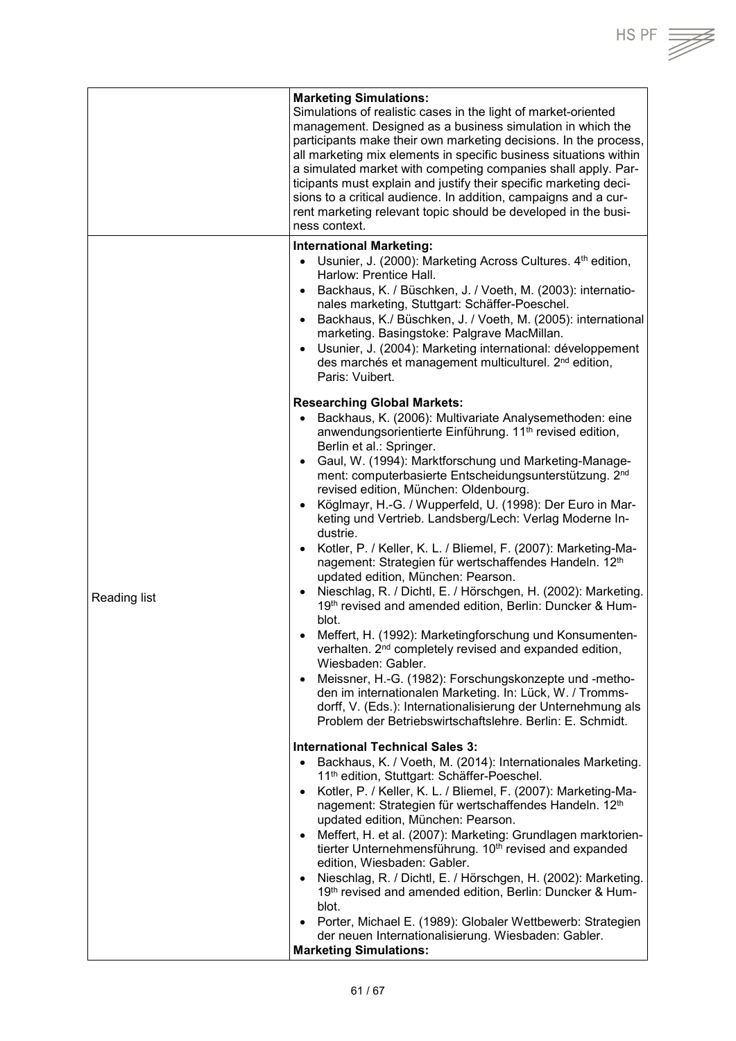| | |
|---|---|
| | **Marketing Simulations:**<br>Simulations of realistic cases in the light of market-oriented management. Designed as a business simulation in which the participants make their own marketing decisions. In the process, all marketing mix elements in specific business situations within a simulated market with competing companies shall apply. Participants must explain and justify their specific marketing decisions to a critical audience. In addition, campaigns and a current marketing relevant topic should be developed in the business context. |
| Reading list | **International Marketing:**<br>• Usunier, J. (2000): Marketing Across Cultures. 4th edition, Harlow: Prentice Hall.<br>• Backhaus, K. / Büschken, J. / Voeth, M. (2003): internationales marketing, Stuttgart: Schäffer-Poeschel.<br>• Backhaus, K./ Büschken, J. / Voeth, M. (2005): international marketing. Basingstoke: Palgrave MacMillan.<br>• Usunier, J. (2004): Marketing international: développement des marchés et management multiculturel. 2nd edition, Paris: Vuibert.<br><br>**Researching Global Markets:**<br>• Backhaus, K. (2006): Multivariate Analysemethoden: eine anwendungsorientierte Einführung. 11th revised edition, Berlin et al.: Springer.<br>• Gaul, W. (1994): Marktforschung und Marketing-Management: computerbasierte Entscheidungsunterstützung. 2nd revised edition, München: Oldenbourg.<br>• Köglmayr, H.-G. / Wupperfeld, U. (1998): Der Euro in Marketing und Vertrieb. Landsberg/Lech: Verlag Moderne Industrie.<br>• Kotler, P. / Keller, K. L. / Bliemel, F. (2007): Marketing-Management: Strategien für wertschaffendes Handeln. 12th updated edition, München: Pearson.<br>• Nieschlag, R. / Dichtl, E. / Hörschgen, H. (2002): Marketing. 19th revised and amended edition, Berlin: Duncker & Humblot.<br>• Meffert, H. (1992): Marketingforschung und Konsumentenverhalten. 2nd completely revised and expanded edition, Wiesbaden: Gabler.<br>• Meissner, H.-G. (1982): Forschungskonzepte und -methoden im internationalen Marketing. In: Lück, W. / Trommsdorff, V. (Eds.): Internationalisierung der Unternehmung als Problem der Betriebswirtschaftslehre. Berlin: E. Schmidt.<br><br>**International Technical Sales 3:**<br>• Backhaus, K. / Voeth, M. (2014): Internationales Marketing. 11th edition, Stuttgart: Schäffer-Poeschel.<br>• Kotler, P. / Keller, K. L. / Bliemel, F. (2007): Marketing-Management: Strategien für wertschaffendes Handeln. 12th updated edition, München: Pearson.<br>• Meffert, H. et al. (2007): Marketing: Grundlagen marktorientierter Unternehmensführung. 10th revised and expanded edition, Wiesbaden: Gabler.<br>• Nieschlag, R. / Dichtl, E. / Hörschgen, H. (2002): Marketing. 19th revised and amended edition, Berlin: Duncker & Humblot.<br>• Porter, Michael E. (1989): Globaler Wettbewerb: Strategien der neuen Internationalisierung. Wiesbaden: Gabler.<br>**Marketing Simulations:** |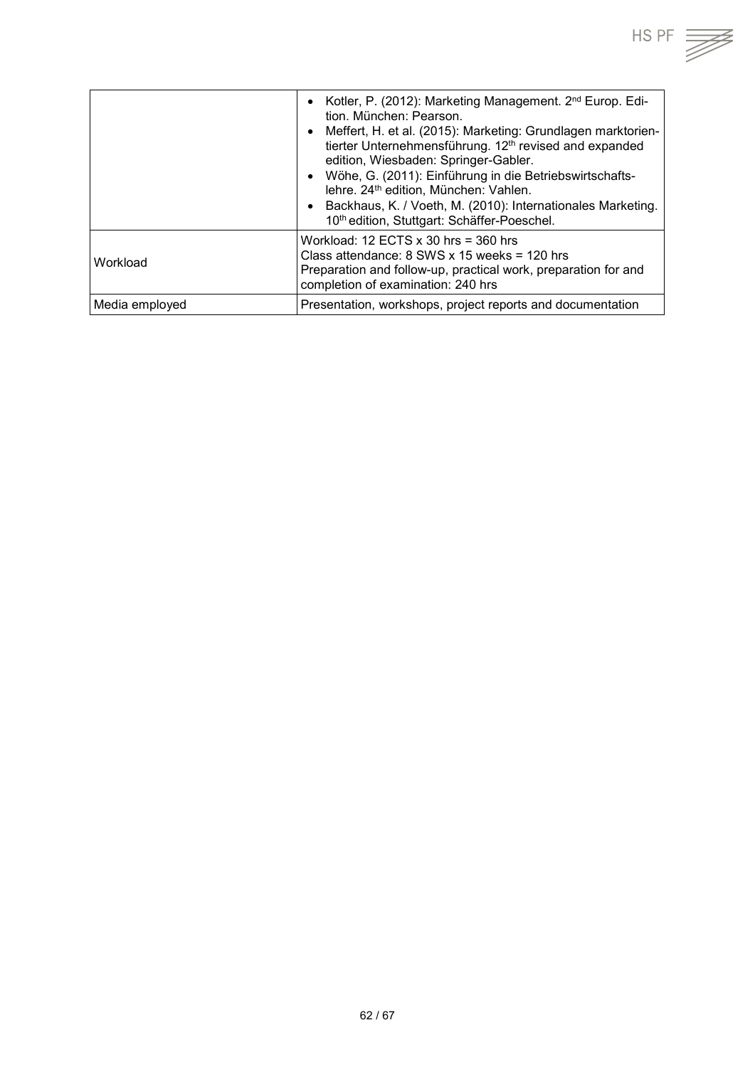| | |
|---|---|
| | • Kotler, P. (2012): Marketing Management. 2nd Europ. Edition. München: Pearson.<br>• Meffert, H. et al. (2015): Marketing: Grundlagen marktorientierter Unternehmensführung. 12th revised and expanded edition, Wiesbaden: Springer-Gabler.<br>• Wöhe, G. (2011): Einführung in die Betriebswirtschaftslehre. 24th edition, München: Vahlen.<br>• Backhaus, K. / Voeth, M. (2010): Internationales Marketing. 10th edition, Stuttgart: Schäffer-Poeschel. |
| Workload | Workload: 12 ECTS x 30 hrs = 360 hrs<br>Class attendance: 8 SWS x 15 weeks = 120 hrs<br>Preparation and follow-up, practical work, preparation for and completion of examination: 240 hrs |
| Media employed | Presentation, workshops, project reports and documentation |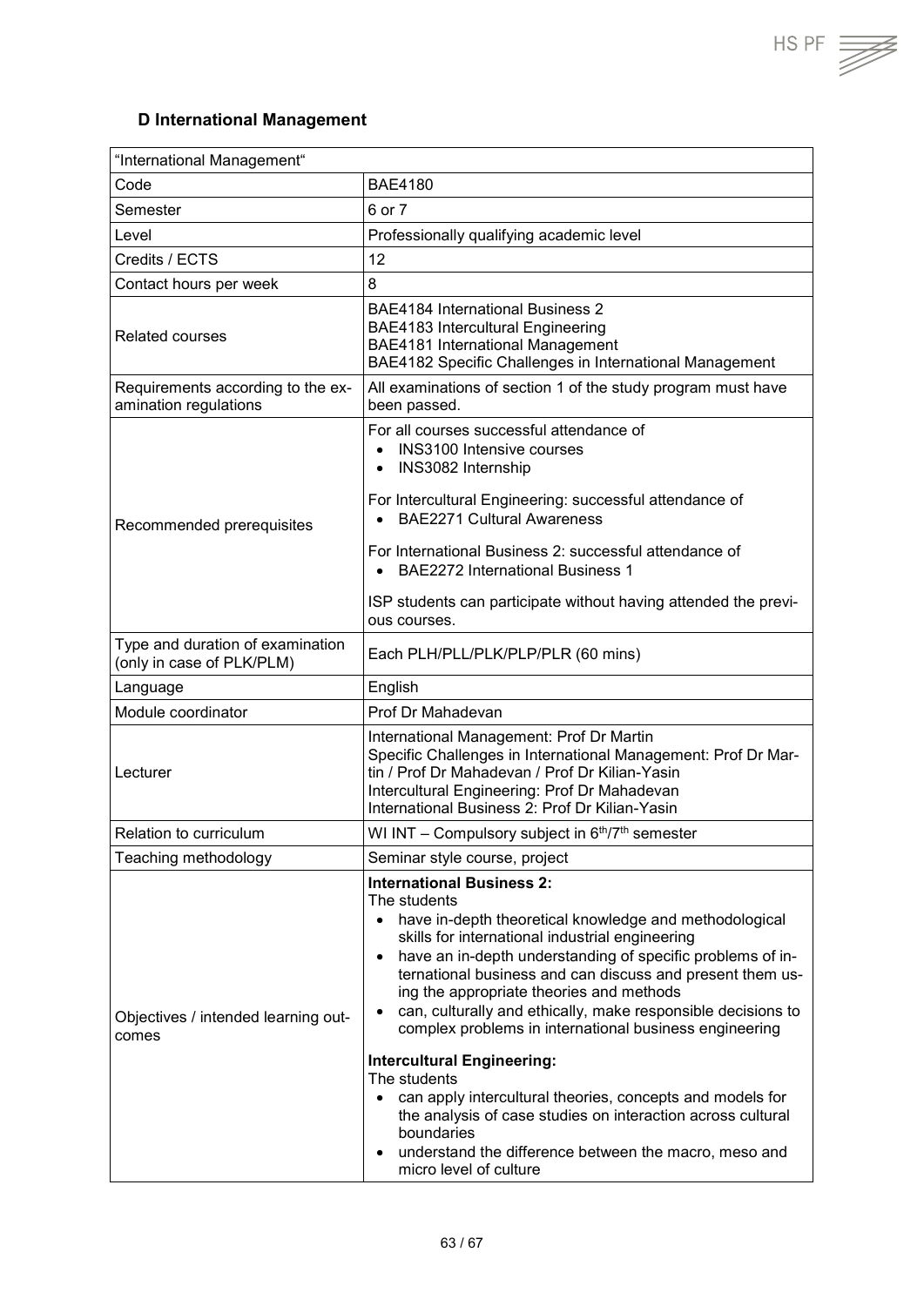### D International Management

| "International Management" | |
|---|---|
| Code | BAE4180 |
| Semester | 6 or 7 |
| Level | Professionally qualifying academic level |
| Credits / ECTS | 12 |
| Contact hours per week | 8 |
| Related courses | BAE4184 International Business 2<br>BAE4183 Intercultural Engineering<br>BAE4181 International Management<br>BAE4182 Specific Challenges in International Management |
| Requirements according to the examination regulations | All examinations of section 1 of the study program must have been passed. |
| Recommended prerequisites | For all courses successful attendance of<br>• INS3100 Intensive courses<br>• INS3082 Internship<br><br>For Intercultural Engineering: successful attendance of<br>• BAE2271 Cultural Awareness<br><br>For International Business 2: successful attendance of<br>• BAE2272 International Business 1<br><br>ISP students can participate without having attended the previous courses. |
| Type and duration of examination (only in case of PLK/PLM) | Each PLH/PLL/PLK/PLP/PLR (60 mins) |
| Language | English |
| Module coordinator | Prof Dr Mahadevan |
| Lecturer | International Management: Prof Dr Martin<br>Specific Challenges in International Management: Prof Dr Martin / Prof Dr Mahadevan / Prof Dr Kilian-Yasin<br>Intercultural Engineering: Prof Dr Mahadevan<br>International Business 2: Prof Dr Kilian-Yasin |
| Relation to curriculum | WI INT – Compulsory subject in 6th/7th semester |
| Teaching methodology | Seminar style course, project |
| Objectives / intended learning outcomes | **International Business 2:**<br>The students<br>• have in-depth theoretical knowledge and methodological skills for international industrial engineering<br>• have an in-depth understanding of specific problems of international business and can discuss and present them using the appropriate theories and methods<br>• can, culturally and ethically, make responsible decisions to complex problems in international business engineering<br><br>**Intercultural Engineering:**<br>The students<br>• can apply intercultural theories, concepts and models for the analysis of case studies on interaction across cultural boundaries<br>• understand the difference between the macro, meso and micro level of culture |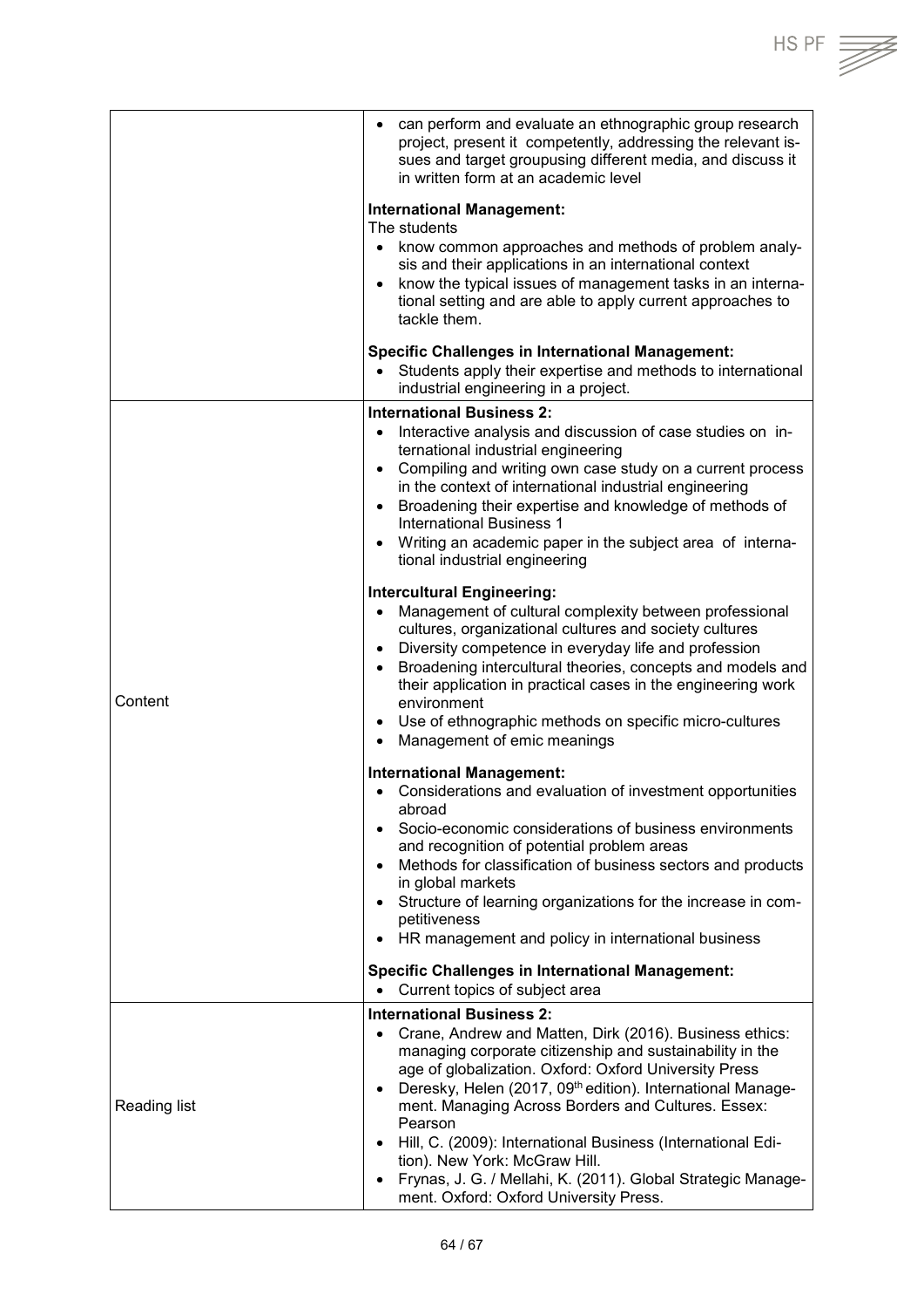| | |
|---|---|
| | • can perform and evaluate an ethnographic group research project, present it competently, addressing the relevant issues and target groupusing different media, and discuss it in written form at an academic level<br><br>**International Management:**<br>The students<br>• know common approaches and methods of problem analysis and their applications in an international context<br>• know the typical issues of management tasks in an international setting and are able to apply current approaches to tackle them.<br><br>**Specific Challenges in International Management:**<br>• Students apply their expertise and methods to international industrial engineering in a project. |
| Content | **International Business 2:**<br>• Interactive analysis and discussion of case studies on international industrial engineering<br>• Compiling and writing own case study on a current process in the context of international industrial engineering<br>• Broadening their expertise and knowledge of methods of International Business 1<br>• Writing an academic paper in the subject area of international industrial engineering<br><br>**Intercultural Engineering:**<br>• Management of cultural complexity between professional cultures, organizational cultures and society cultures<br>• Diversity competence in everyday life and profession<br>• Broadening intercultural theories, concepts and models and their application in practical cases in the engineering work environment<br>• Use of ethnographic methods on specific micro-cultures<br>• Management of emic meanings<br><br>**International Management:**<br>• Considerations and evaluation of investment opportunities abroad<br>• Socio-economic considerations of business environments and recognition of potential problem areas<br>• Methods for classification of business sectors and products in global markets<br>• Structure of learning organizations for the increase in competitiveness<br>• HR management and policy in international business<br><br>**Specific Challenges in International Management:**<br>• Current topics of subject area |
| Reading list | **International Business 2:**<br>• Crane, Andrew and Matten, Dirk (2016). Business ethics: managing corporate citizenship and sustainability in the age of globalization. Oxford: Oxford University Press<br>• Deresky, Helen (2017, 09th edition). International Management. Managing Across Borders and Cultures. Essex: Pearson<br>• Hill, C. (2009): International Business (International Edition). New York: McGraw Hill.<br>• Frynas, J. G. / Mellahi, K. (2011). Global Strategic Management. Oxford: Oxford University Press. |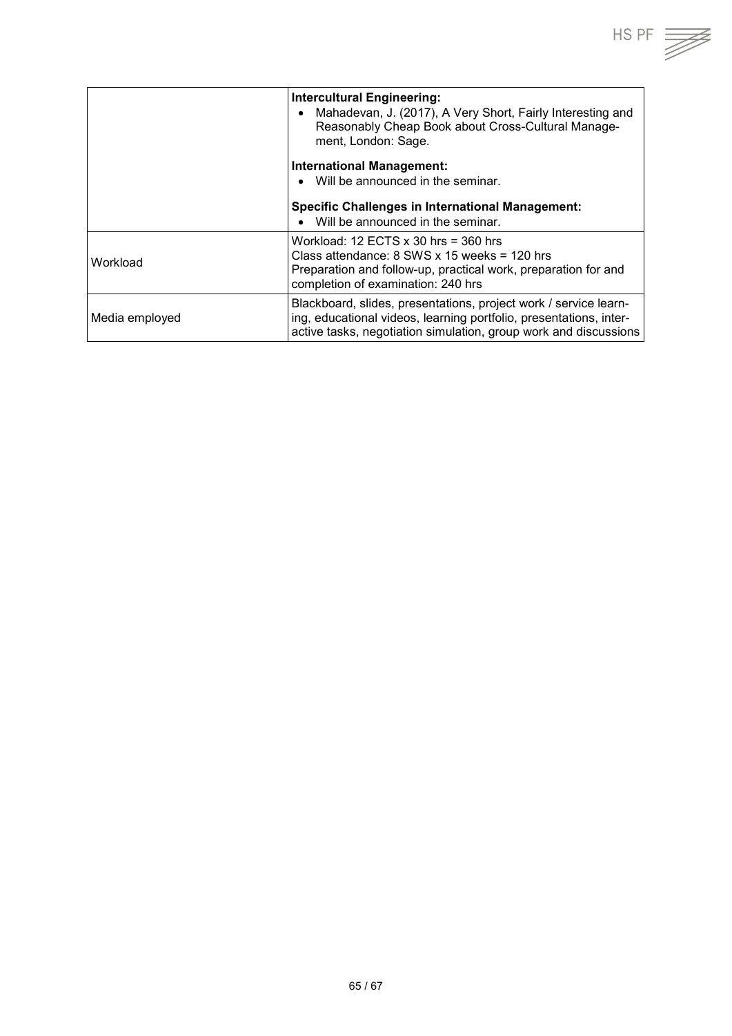| | |
|---|---|
| | **Intercultural Engineering:**<br>• Mahadevan, J. (2017), A Very Short, Fairly Interesting and Reasonably Cheap Book about Cross-Cultural Management, London: Sage.<br><br>**International Management:**<br>• Will be announced in the seminar.<br><br>**Specific Challenges in International Management:**<br>• Will be announced in the seminar. |
| Workload | Workload: 12 ECTS x 30 hrs = 360 hrs<br>Class attendance: 8 SWS x 15 weeks = 120 hrs<br>Preparation and follow-up, practical work, preparation for and completion of examination: 240 hrs |
| Media employed | Blackboard, slides, presentations, project work / service learning, educational videos, learning portfolio, presentations, interactive tasks, negotiation simulation, group work and discussions |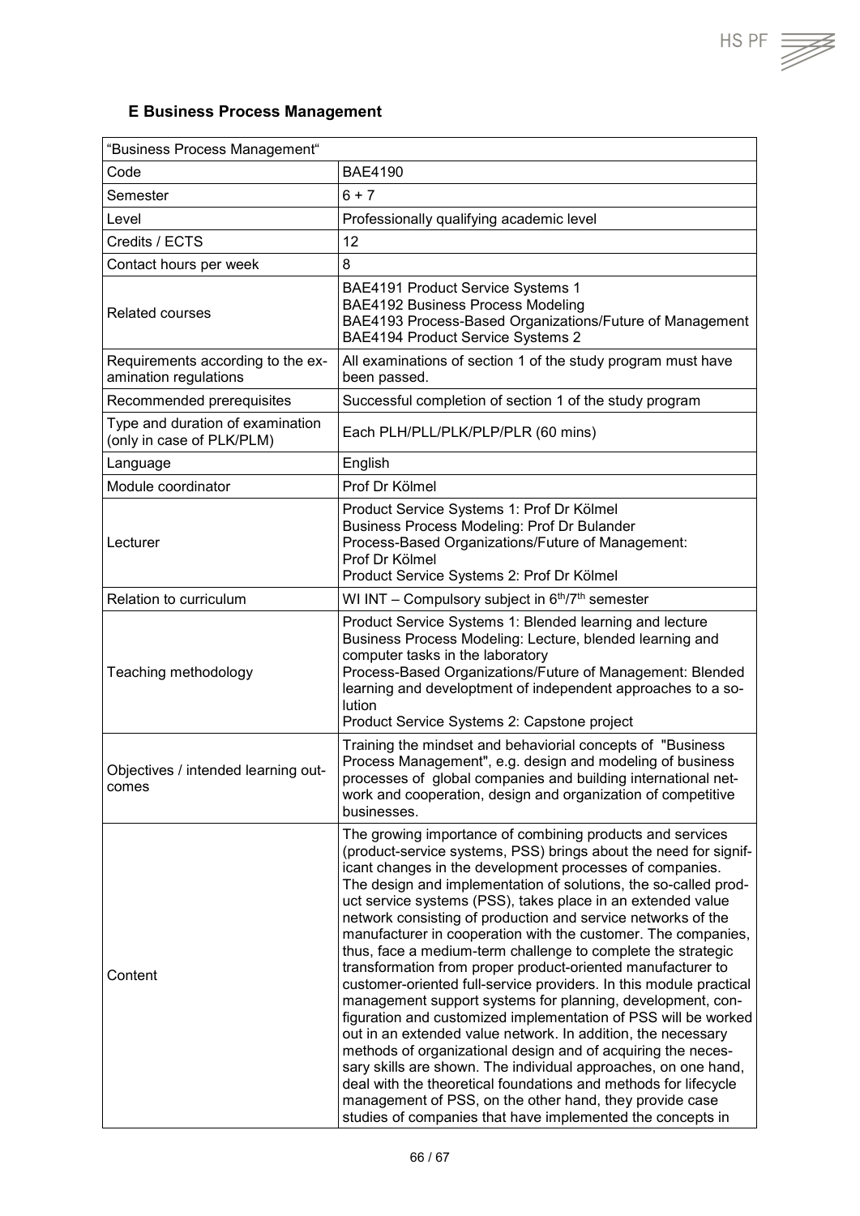### E Business Process Management

| "Business Process Management" | |
|---|---|
| Code | BAE4190 |
| Semester | 6 + 7 |
| Level | Professionally qualifying academic level |
| Credits / ECTS | 12 |
| Contact hours per week | 8 |
| Related courses | BAE4191 Product Service Systems 1<br>BAE4192 Business Process Modeling<br>BAE4193 Process-Based Organizations/Future of Management<br>BAE4194 Product Service Systems 2 |
| Requirements according to the examination regulations | All examinations of section 1 of the study program must have been passed. |
| Recommended prerequisites | Successful completion of section 1 of the study program |
| Type and duration of examination (only in case of PLK/PLM) | Each PLH/PLL/PLK/PLP/PLR (60 mins) |
| Language | English |
| Module coordinator | Prof Dr Kölmel |
| Lecturer | Product Service Systems 1: Prof Dr Kölmel<br>Business Process Modeling: Prof Dr Bulander<br>Process-Based Organizations/Future of Management: Prof Dr Kölmel<br>Product Service Systems 2: Prof Dr Kölmel |
| Relation to curriculum | WI INT – Compulsory subject in 6th/7th semester |
| Teaching methodology | Product Service Systems 1: Blended learning and lecture<br>Business Process Modeling: Lecture, blended learning and computer tasks in the laboratory<br>Process-Based Organizations/Future of Management: Blended learning and developtment of independent approaches to a solution<br>Product Service Systems 2: Capstone project |
| Objectives / intended learning outcomes | Training the mindset and behaviorial concepts of "Business Process Management", e.g. design and modeling of business processes of global companies and building international network and cooperation, design and organization of competitive businesses. |
| Content | The growing importance of combining products and services (product-service systems, PSS) brings about the need for significant changes in the development processes of companies. The design and implementation of solutions, the so-called product service systems (PSS), takes place in an extended value network consisting of production and service networks of the manufacturer in cooperation with the customer. The companies, thus, face a medium-term challenge to complete the strategic transformation from proper product-oriented manufacturer to customer-oriented full-service providers. In this module practical management support systems for planning, development, configuration and customized implementation of PSS will be worked out in an extended value network. In addition, the necessary methods of organizational design and of acquiring the necessary skills are shown. The individual approaches, on one hand, deal with the theoretical foundations and methods for lifecycle management of PSS, on the other hand, they provide case studies of companies that have implemented the concepts in |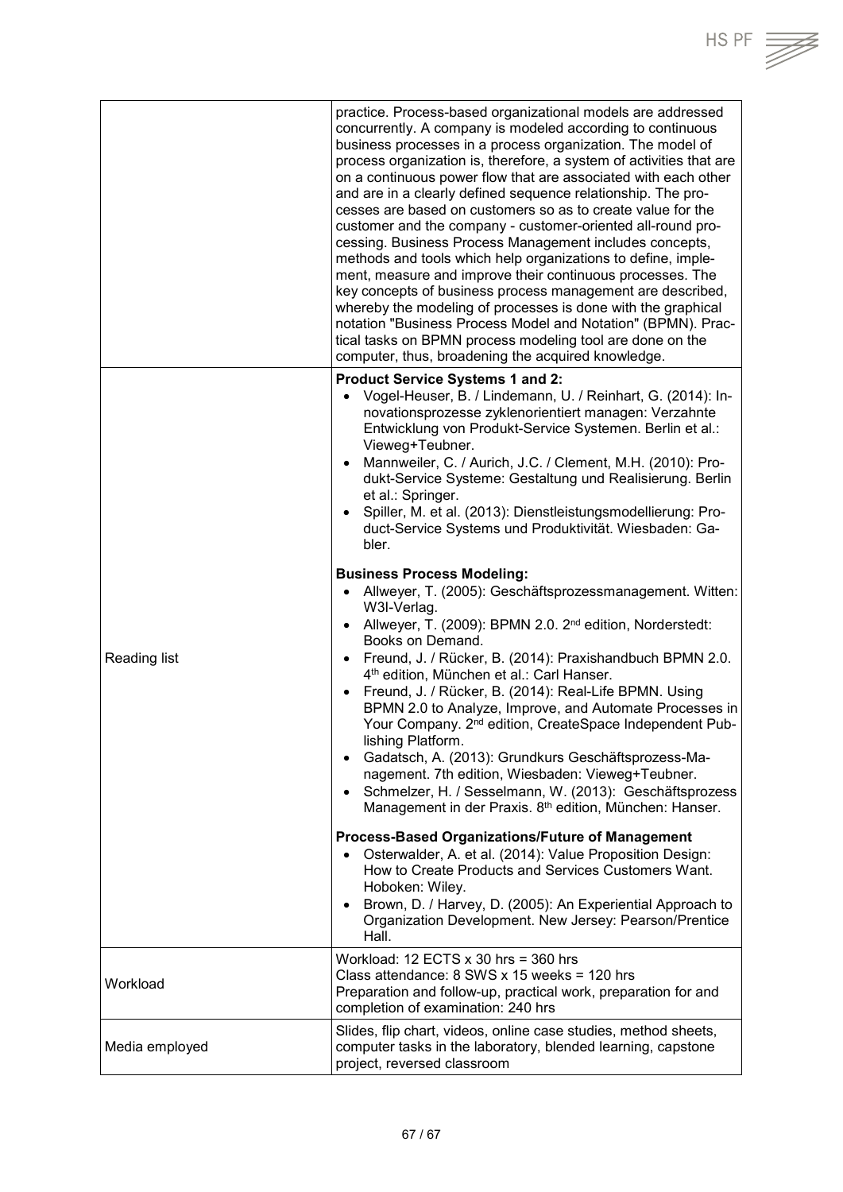| | |
|---|---|
| | practice. Process-based organizational models are addressed concurrently. A company is modeled according to continuous business processes in a process organization. The model of process organization is, therefore, a system of activities that are on a continuous power flow that are associated with each other and are in a clearly defined sequence relationship. The processes are based on customers so as to create value for the customer and the company - customer-oriented all-round processing. Business Process Management includes concepts, methods and tools which help organizations to define, implement, measure and improve their continuous processes. The key concepts of business process management are described, whereby the modeling of processes is done with the graphical notation "Business Process Model and Notation" (BPMN). Practical tasks on BPMN process modeling tool are done on the computer, thus, broadening the acquired knowledge. |
| Reading list | **Product Service Systems 1 and 2:**<br>• Vogel-Heuser, B. / Lindemann, U. / Reinhart, G. (2014): Innovationsprozesse zyklenorientiert managen: Verzahnte Entwicklung von Produkt-Service Systemen. Berlin et al.: Vieweg+Teubner.<br>• Mannweiler, C. / Aurich, J.C. / Clement, M.H. (2010): Produkt-Service Systeme: Gestaltung und Realisierung. Berlin et al.: Springer.<br>• Spiller, M. et al. (2013): Dienstleistungsmodellierung: Product-Service Systems und Produktivität. Wiesbaden: Gabler.<br><br>**Business Process Modeling:**<br>• Allweyer, T. (2005): Geschäftsprozessmanagement. Witten: W3l-Verlag.<br>• Allweyer, T. (2009): BPMN 2.0. 2nd edition, Norderstedt: Books on Demand.<br>• Freund, J. / Rücker, B. (2014): Praxishandbuch BPMN 2.0. 4th edition, München et al.: Carl Hanser.<br>• Freund, J. / Rücker, B. (2014): Real-Life BPMN. Using BPMN 2.0 to Analyze, Improve, and Automate Processes in Your Company. 2nd edition, CreateSpace Independent Publishing Platform.<br>• Gadatsch, A. (2013): Grundkurs Geschäftsprozess-Management. 7th edition, Wiesbaden: Vieweg+Teubner.<br>• Schmelzer, H. / Sesselmann, W. (2013): Geschäftsprozess Management in der Praxis. 8th edition, München: Hanser.<br><br>**Process-Based Organizations/Future of Management**<br>• Osterwalder, A. et al. (2014): Value Proposition Design: How to Create Products and Services Customers Want. Hoboken: Wiley.<br>• Brown, D. / Harvey, D. (2005): An Experiential Approach to Organization Development. New Jersey: Pearson/Prentice Hall. |
| Workload | Workload: 12 ECTS x 30 hrs = 360 hrs<br>Class attendance: 8 SWS x 15 weeks = 120 hrs<br>Preparation and follow-up, practical work, preparation for and completion of examination: 240 hrs |
| Media employed | Slides, flip chart, videos, online case studies, method sheets, computer tasks in the laboratory, blended learning, capstone project, reversed classroom |